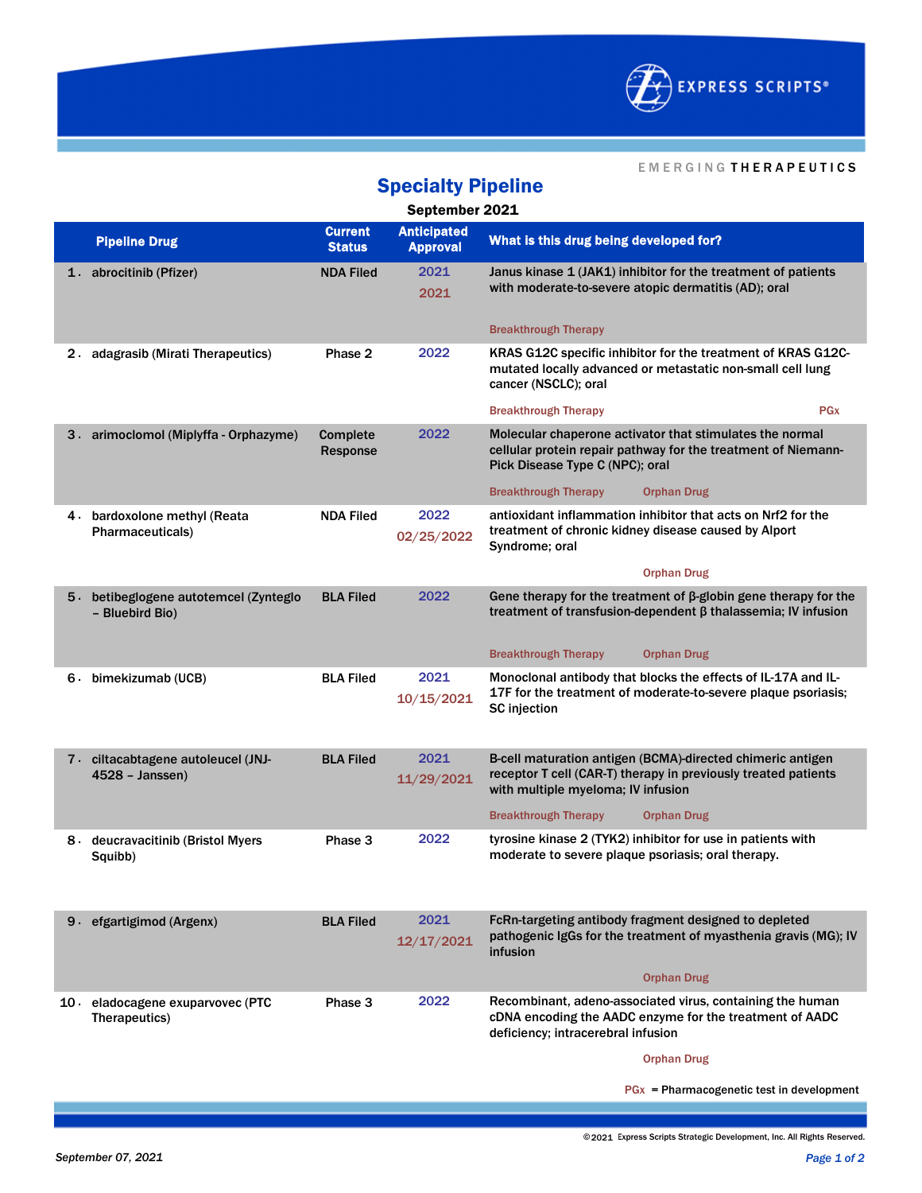EXPRESS SCRIPTS®

EMERGING THERAPEUTICS

# Specialty Pipeline

**September 2021**

| | Pipeline Drug | Current Status | Anticipated Approval | What is this drug being developed for? |
|---|---|---|---|---|
| 1. | abrocitinib (Pfizer) | NDA Filed | 2021<br>2021 | Janus kinase 1 (JAK1) inhibitor for the treatment of patients with moderate-to-severe atopic dermatitis (AD); oral<br>Breakthrough Therapy |
| 2. | adagrasib (Mirati Therapeutics) | Phase 2 | 2022 | KRAS G12C specific inhibitor for the treatment of KRAS G12C-mutated locally advanced or metastatic non-small cell lung cancer (NSCLC); oral<br>Breakthrough Therapy PGx |
| 3. | arimoclomol (Miplyffa - Orphazyme) | Complete Response | 2022 | Molecular chaperone activator that stimulates the normal cellular protein repair pathway for the treatment of Niemann-Pick Disease Type C (NPC); oral<br>Breakthrough Therapy Orphan Drug |
| 4. | bardoxolone methyl (Reata Pharmaceuticals) | NDA Filed | 2022<br>02/25/2022 | antioxidant inflammation inhibitor that acts on Nrf2 for the treatment of chronic kidney disease caused by Alport Syndrome; oral<br>Orphan Drug |
| 5. | betibeglogene autotemcel (Zynteglo – Bluebird Bio) | BLA Filed | 2022 | Gene therapy for the treatment of β-globin gene therapy for the treatment of transfusion-dependent β thalassemia; IV infusion<br>Breakthrough Therapy Orphan Drug |
| 6. | bimekizumab (UCB) | BLA Filed | 2021<br>10/15/2021 | Monoclonal antibody that blocks the effects of IL-17A and IL-17F for the treatment of moderate-to-severe plaque psoriasis; SC injection |
| 7. | ciltacabtagene autoleucel (JNJ-4528 – Janssen) | BLA Filed | 2021<br>11/29/2021 | B-cell maturation antigen (BCMA)-directed chimeric antigen receptor T cell (CAR-T) therapy in previously treated patients with multiple myeloma; IV infusion<br>Breakthrough Therapy Orphan Drug |
| 8. | deucravacitinib (Bristol Myers Squibb) | Phase 3 | 2022 | tyrosine kinase 2 (TYK2) inhibitor for use in patients with moderate to severe plaque psoriasis; oral therapy. |
| 9. | efgartigimod (Argenx) | BLA Filed | 2021<br>12/17/2021 | FcRn-targeting antibody fragment designed to depleted pathogenic IgGs for the treatment of myasthenia gravis (MG); IV infusion<br>Orphan Drug |
| 10. | eladocagene exuparvovec (PTC Therapeutics) | Phase 3 | 2022 | Recombinant, adeno-associated virus, containing the human cDNA encoding the AADC enzyme for the treatment of AADC deficiency; intracerebral infusion<br>Orphan Drug |

PGx = Pharmacogenetic test in development

©2021 Express Scripts Strategic Development, Inc. All Rights Reserved.

*September 07, 2021*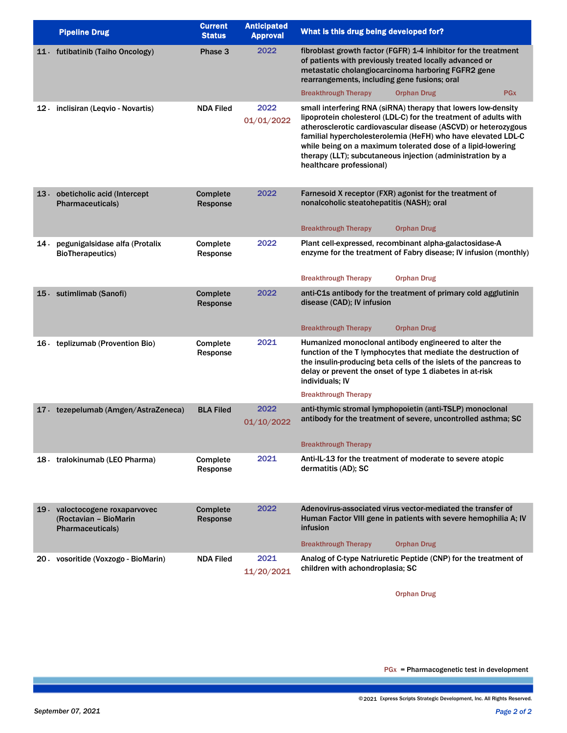| | Pipeline Drug | Current Status | Anticipated Approval | What is this drug being developed for? |
|---|---|---|---|---|
| 11. | futibatinib (Taiho Oncology) | Phase 3 | 2022 | fibroblast growth factor (FGFR) 1-4 inhibitor for the treatment of patients with previously treated locally advanced or metastatic cholangiocarcinoma harboring FGFR2 gene rearrangements, including gene fusions; oral<br>Breakthrough Therapy Orphan Drug PGx |
| 12. | inclisiran (Leqvio - Novartis) | NDA Filed | 2022<br>01/01/2022 | small interfering RNA (siRNA) therapy that lowers low-density lipoprotein cholesterol (LDL-C) for the treatment of adults with atherosclerotic cardiovascular disease (ASCVD) or heterozygous familial hypercholesterolemia (HeFH) who have elevated LDL-C while being on a maximum tolerated dose of a lipid-lowering therapy (LLT); subcutaneous injection (administration by a healthcare professional) |
| 13. | obeticholic acid (Intercept Pharmaceuticals) | Complete Response | 2022 | Farnesoid X receptor (FXR) agonist for the treatment of nonalcoholic steatohepatitis (NASH); oral<br>Breakthrough Therapy Orphan Drug |
| 14. | pegunigalsidase alfa (Protalix BioTherapeutics) | Complete Response | 2022 | Plant cell-expressed, recombinant alpha-galactosidase-A enzyme for the treatment of Fabry disease; IV infusion (monthly)<br>Breakthrough Therapy Orphan Drug |
| 15. | sutimlimab (Sanofi) | Complete Response | 2022 | anti-C1s antibody for the treatment of primary cold agglutinin disease (CAD); IV infusion<br>Breakthrough Therapy Orphan Drug |
| 16. | teplizumab (Provention Bio) | Complete Response | 2021 | Humanized monoclonal antibody engineered to alter the function of the T lymphocytes that mediate the destruction of the insulin-producing beta cells of the islets of the pancreas to delay or prevent the onset of type 1 diabetes in at-risk individuals; IV<br>Breakthrough Therapy |
| 17. | tezepelumab (Amgen/AstraZeneca) | BLA Filed | 2022<br>01/10/2022 | anti-thymic stromal lymphopoietin (anti-TSLP) monoclonal antibody for the treatment of severe, uncontrolled asthma; SC<br>Breakthrough Therapy |
| 18. | tralokinumab (LEO Pharma) | Complete Response | 2021 | Anti-IL-13 for the treatment of moderate to severe atopic dermatitis (AD); SC |
| 19. | valoctocogene roxaparvovec (Roctavian – BioMarin Pharmaceuticals) | Complete Response | 2022 | Adenovirus-associated virus vector-mediated the transfer of Human Factor VIII gene in patients with severe hemophilia A; IV infusion<br>Breakthrough Therapy Orphan Drug |
| 20. | vosoritide (Voxzogo - BioMarin) | NDA Filed | 2021<br>11/20/2021 | Analog of C-type Natriuretic Peptide (CNP) for the treatment of children with achondroplasia; SC<br>Orphan Drug |

PGx = Pharmacogenetic test in development

©2021 Express Scripts Strategic Development, Inc. All Rights Reserved.

*September 07, 2021*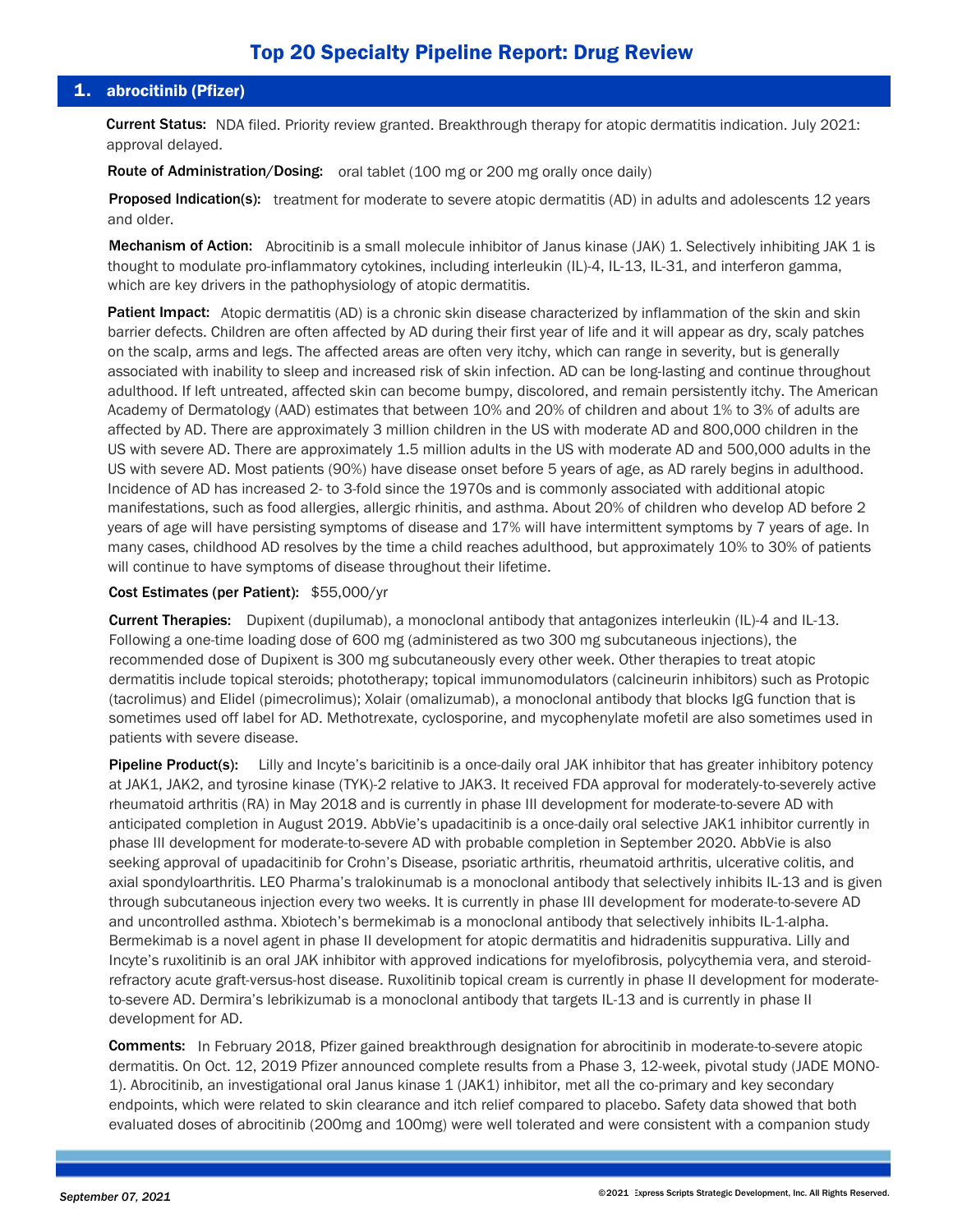# Top 20 Specialty Pipeline Report: Drug Review

## 1. abrocitinib (Pfizer)

**Current Status:** NDA filed. Priority review granted. Breakthrough therapy for atopic dermatitis indication. July 2021: approval delayed.

**Route of Administration/Dosing:** oral tablet (100 mg or 200 mg orally once daily)

**Proposed Indication(s):** treatment for moderate to severe atopic dermatitis (AD) in adults and adolescents 12 years and older.

**Mechanism of Action:** Abrocitinib is a small molecule inhibitor of Janus kinase (JAK) 1. Selectively inhibiting JAK 1 is thought to modulate pro-inflammatory cytokines, including interleukin (IL)-4, IL-13, IL-31, and interferon gamma, which are key drivers in the pathophysiology of atopic dermatitis.

**Patient Impact:** Atopic dermatitis (AD) is a chronic skin disease characterized by inflammation of the skin and skin barrier defects. Children are often affected by AD during their first year of life and it will appear as dry, scaly patches on the scalp, arms and legs. The affected areas are often very itchy, which can range in severity, but is generally associated with inability to sleep and increased risk of skin infection. AD can be long-lasting and continue throughout adulthood. If left untreated, affected skin can become bumpy, discolored, and remain persistently itchy. The American Academy of Dermatology (AAD) estimates that between 10% and 20% of children and about 1% to 3% of adults are affected by AD. There are approximately 3 million children in the US with moderate AD and 800,000 children in the US with severe AD. There are approximately 1.5 million adults in the US with moderate AD and 500,000 adults in the US with severe AD. Most patients (90%) have disease onset before 5 years of age, as AD rarely begins in adulthood. Incidence of AD has increased 2- to 3-fold since the 1970s and is commonly associated with additional atopic manifestations, such as food allergies, allergic rhinitis, and asthma. About 20% of children who develop AD before 2 years of age will have persisting symptoms of disease and 17% will have intermittent symptoms by 7 years of age. In many cases, childhood AD resolves by the time a child reaches adulthood, but approximately 10% to 30% of patients will continue to have symptoms of disease throughout their lifetime.

**Cost Estimates (per Patient):** $55,000/yr

**Current Therapies:** Dupixent (dupilumab), a monoclonal antibody that antagonizes interleukin (IL)-4 and IL-13. Following a one-time loading dose of 600 mg (administered as two 300 mg subcutaneous injections), the recommended dose of Dupixent is 300 mg subcutaneously every other week. Other therapies to treat atopic dermatitis include topical steroids; phototherapy; topical immunomodulators (calcineurin inhibitors) such as Protopic (tacrolimus) and Elidel (pimecrolimus); Xolair (omalizumab), a monoclonal antibody that blocks IgG function that is sometimes used off label for AD. Methotrexate, cyclosporine, and mycophenylate mofetil are also sometimes used in patients with severe disease.

**Pipeline Product(s):** Lilly and Incyte's baricitinib is a once-daily oral JAK inhibitor that has greater inhibitory potency at JAK1, JAK2, and tyrosine kinase (TYK)-2 relative to JAK3. It received FDA approval for moderately-to-severely active rheumatoid arthritis (RA) in May 2018 and is currently in phase III development for moderate-to-severe AD with anticipated completion in August 2019. AbbVie's upadacitinib is a once-daily oral selective JAK1 inhibitor currently in phase III development for moderate-to-severe AD with probable completion in September 2020. AbbVie is also seeking approval of upadacitinib for Crohn's Disease, psoriatic arthritis, rheumatoid arthritis, ulcerative colitis, and axial spondyloarthritis. LEO Pharma's tralokinumab is a monoclonal antibody that selectively inhibits IL-13 and is given through subcutaneous injection every two weeks. It is currently in phase III development for moderate-to-severe AD and uncontrolled asthma. Xbiotech's bermekimab is a monoclonal antibody that selectively inhibits IL-1-alpha. Bermekimab is a novel agent in phase II development for atopic dermatitis and hidradenitis suppurativa. Lilly and Incyte's ruxolitinib is an oral JAK inhibitor with approved indications for myelofibrosis, polycythemia vera, and steroid-refractory acute graft-versus-host disease. Ruxolitinib topical cream is currently in phase II development for moderate-to-severe AD. Dermira's lebrikizumab is a monoclonal antibody that targets IL-13 and is currently in phase II development for AD.

**Comments:** In February 2018, Pfizer gained breakthrough designation for abrocitinib in moderate-to-severe atopic dermatitis. On Oct. 12, 2019 Pfizer announced complete results from a Phase 3, 12-week, pivotal study (JADE MONO-1). Abrocitinib, an investigational oral Janus kinase 1 (JAK1) inhibitor, met all the co-primary and key secondary endpoints, which were related to skin clearance and itch relief compared to placebo. Safety data showed that both evaluated doses of abrocitinib (200mg and 100mg) were well tolerated and were consistent with a companion study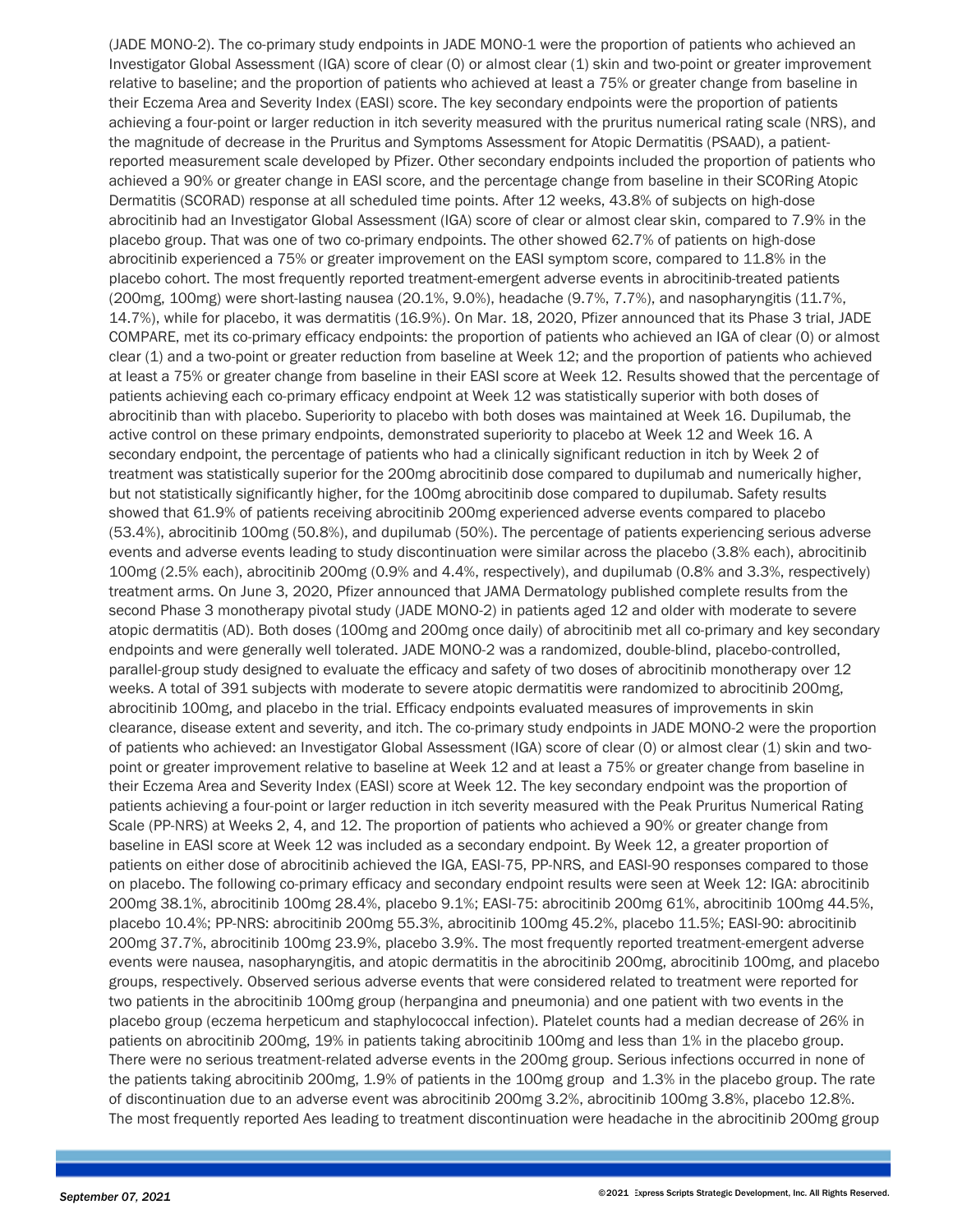(JADE MONO-2). The co-primary study endpoints in JADE MONO-1 were the proportion of patients who achieved an Investigator Global Assessment (IGA) score of clear (0) or almost clear (1) skin and two-point or greater improvement relative to baseline; and the proportion of patients who achieved at least a 75% or greater change from baseline in their Eczema Area and Severity Index (EASI) score. The key secondary endpoints were the proportion of patients achieving a four-point or larger reduction in itch severity measured with the pruritus numerical rating scale (NRS), and the magnitude of decrease in the Pruritus and Symptoms Assessment for Atopic Dermatitis (PSAAD), a patient-reported measurement scale developed by Pfizer. Other secondary endpoints included the proportion of patients who achieved a 90% or greater change in EASI score, and the percentage change from baseline in their SCORing Atopic Dermatitis (SCORAD) response at all scheduled time points. After 12 weeks, 43.8% of subjects on high-dose abrocitinib had an Investigator Global Assessment (IGA) score of clear or almost clear skin, compared to 7.9% in the placebo group. That was one of two co-primary endpoints. The other showed 62.7% of patients on high-dose abrocitinib experienced a 75% or greater improvement on the EASI symptom score, compared to 11.8% in the placebo cohort. The most frequently reported treatment-emergent adverse events in abrocitinib-treated patients (200mg, 100mg) were short-lasting nausea (20.1%, 9.0%), headache (9.7%, 7.7%), and nasopharyngitis (11.7%, 14.7%), while for placebo, it was dermatitis (16.9%). On Mar. 18, 2020, Pfizer announced that its Phase 3 trial, JADE COMPARE, met its co-primary efficacy endpoints: the proportion of patients who achieved an IGA of clear (0) or almost clear (1) and a two-point or greater reduction from baseline at Week 12; and the proportion of patients who achieved at least a 75% or greater change from baseline in their EASI score at Week 12. Results showed that the percentage of patients achieving each co-primary efficacy endpoint at Week 12 was statistically superior with both doses of abrocitinib than with placebo. Superiority to placebo with both doses was maintained at Week 16. Dupilumab, the active control on these primary endpoints, demonstrated superiority to placebo at Week 12 and Week 16. A secondary endpoint, the percentage of patients who had a clinically significant reduction in itch by Week 2 of treatment was statistically superior for the 200mg abrocitinib dose compared to dupilumab and numerically higher, but not statistically significantly higher, for the 100mg abrocitinib dose compared to dupilumab. Safety results showed that 61.9% of patients receiving abrocitinib 200mg experienced adverse events compared to placebo (53.4%), abrocitinib 100mg (50.8%), and dupilumab (50%). The percentage of patients experiencing serious adverse events and adverse events leading to study discontinuation were similar across the placebo (3.8% each), abrocitinib 100mg (2.5% each), abrocitinib 200mg (0.9% and 4.4%, respectively), and dupilumab (0.8% and 3.3%, respectively) treatment arms. On June 3, 2020, Pfizer announced that JAMA Dermatology published complete results from the second Phase 3 monotherapy pivotal study (JADE MONO-2) in patients aged 12 and older with moderate to severe atopic dermatitis (AD). Both doses (100mg and 200mg once daily) of abrocitinib met all co-primary and key secondary endpoints and were generally well tolerated. JADE MONO-2 was a randomized, double-blind, placebo-controlled, parallel-group study designed to evaluate the efficacy and safety of two doses of abrocitinib monotherapy over 12 weeks. A total of 391 subjects with moderate to severe atopic dermatitis were randomized to abrocitinib 200mg, abrocitinib 100mg, and placebo in the trial. Efficacy endpoints evaluated measures of improvements in skin clearance, disease extent and severity, and itch. The co-primary study endpoints in JADE MONO-2 were the proportion of patients who achieved: an Investigator Global Assessment (IGA) score of clear (0) or almost clear (1) skin and two-point or greater improvement relative to baseline at Week 12 and at least a 75% or greater change from baseline in their Eczema Area and Severity Index (EASI) score at Week 12. The key secondary endpoint was the proportion of patients achieving a four-point or larger reduction in itch severity measured with the Peak Pruritus Numerical Rating Scale (PP-NRS) at Weeks 2, 4, and 12. The proportion of patients who achieved a 90% or greater change from baseline in EASI score at Week 12 was included as a secondary endpoint. By Week 12, a greater proportion of patients on either dose of abrocitinib achieved the IGA, EASI-75, PP-NRS, and EASI-90 responses compared to those on placebo. The following co-primary efficacy and secondary endpoint results were seen at Week 12: IGA: abrocitinib 200mg 38.1%, abrocitinib 100mg 28.4%, placebo 9.1%; EASI-75: abrocitinib 200mg 61%, abrocitinib 100mg 44.5%, placebo 10.4%; PP-NRS: abrocitinib 200mg 55.3%, abrocitinib 100mg 45.2%, placebo 11.5%; EASI-90: abrocitinib 200mg 37.7%, abrocitinib 100mg 23.9%, placebo 3.9%. The most frequently reported treatment-emergent adverse events were nausea, nasopharyngitis, and atopic dermatitis in the abrocitinib 200mg, abrocitinib 100mg, and placebo groups, respectively. Observed serious adverse events that were considered related to treatment were reported for two patients in the abrocitinib 100mg group (herpangina and pneumonia) and one patient with two events in the placebo group (eczema herpeticum and staphylococcal infection). Platelet counts had a median decrease of 26% in patients on abrocitinib 200mg, 19% in patients taking abrocitinib 100mg and less than 1% in the placebo group. There were no serious treatment-related adverse events in the 200mg group. Serious infections occurred in none of the patients taking abrocitinib 200mg, 1.9% of patients in the 100mg group and 1.3% in the placebo group. The rate of discontinuation due to an adverse event was abrocitinib 200mg 3.2%, abrocitinib 100mg 3.8%, placebo 12.8%. The most frequently reported Aes leading to treatment discontinuation were headache in the abrocitinib 200mg group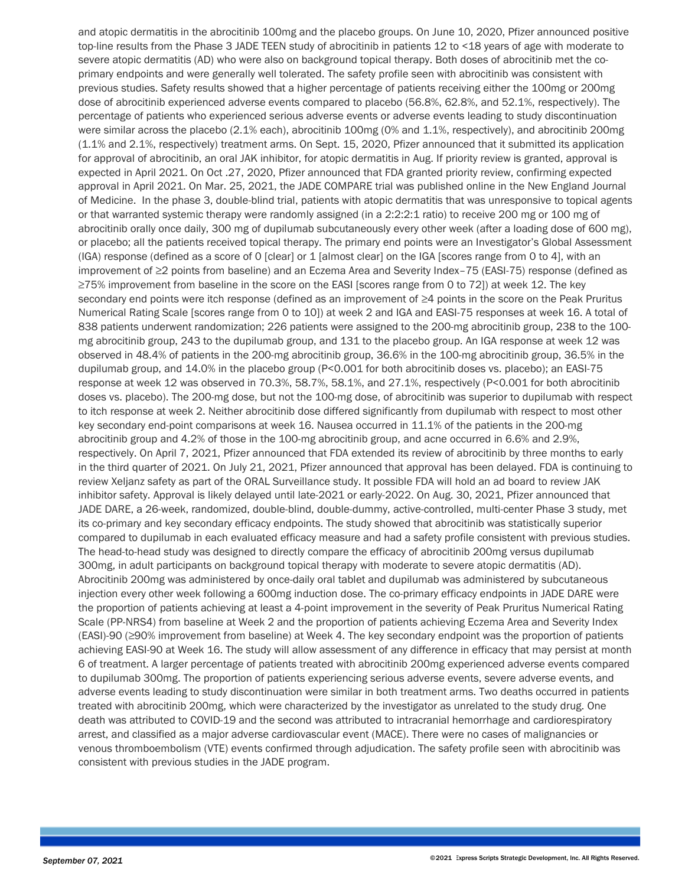and atopic dermatitis in the abrocitinib 100mg and the placebo groups. On June 10, 2020, Pfizer announced positive top-line results from the Phase 3 JADE TEEN study of abrocitinib in patients 12 to <18 years of age with moderate to severe atopic dermatitis (AD) who were also on background topical therapy. Both doses of abrocitinib met the co-primary endpoints and were generally well tolerated. The safety profile seen with abrocitinib was consistent with previous studies. Safety results showed that a higher percentage of patients receiving either the 100mg or 200mg dose of abrocitinib experienced adverse events compared to placebo (56.8%, 62.8%, and 52.1%, respectively). The percentage of patients who experienced serious adverse events or adverse events leading to study discontinuation were similar across the placebo (2.1% each), abrocitinib 100mg (0% and 1.1%, respectively), and abrocitinib 200mg (1.1% and 2.1%, respectively) treatment arms. On Sept. 15, 2020, Pfizer announced that it submitted its application for approval of abrocitinib, an oral JAK inhibitor, for atopic dermatitis in Aug. If priority review is granted, approval is expected in April 2021. On Oct .27, 2020, Pfizer announced that FDA granted priority review, confirming expected approval in April 2021. On Mar. 25, 2021, the JADE COMPARE trial was published online in the New England Journal of Medicine. In the phase 3, double-blind trial, patients with atopic dermatitis that was unresponsive to topical agents or that warranted systemic therapy were randomly assigned (in a 2:2:2:1 ratio) to receive 200 mg or 100 mg of abrocitinib orally once daily, 300 mg of dupilumab subcutaneously every other week (after a loading dose of 600 mg), or placebo; all the patients received topical therapy. The primary end points were an Investigator's Global Assessment (IGA) response (defined as a score of 0 [clear] or 1 [almost clear] on the IGA [scores range from 0 to 4], with an improvement of ≥2 points from baseline) and an Eczema Area and Severity Index–75 (EASI-75) response (defined as ≥75% improvement from baseline in the score on the EASI [scores range from 0 to 72]) at week 12. The key secondary end points were itch response (defined as an improvement of ≥4 points in the score on the Peak Pruritus Numerical Rating Scale [scores range from 0 to 10]) at week 2 and IGA and EASI-75 responses at week 16. A total of 838 patients underwent randomization; 226 patients were assigned to the 200-mg abrocitinib group, 238 to the 100-mg abrocitinib group, 243 to the dupilumab group, and 131 to the placebo group. An IGA response at week 12 was observed in 48.4% of patients in the 200-mg abrocitinib group, 36.6% in the 100-mg abrocitinib group, 36.5% in the dupilumab group, and 14.0% in the placebo group (P<0.001 for both abrocitinib doses vs. placebo); an EASI-75 response at week 12 was observed in 70.3%, 58.7%, 58.1%, and 27.1%, respectively (P<0.001 for both abrocitinib doses vs. placebo). The 200-mg dose, but not the 100-mg dose, of abrocitinib was superior to dupilumab with respect to itch response at week 2. Neither abrocitinib dose differed significantly from dupilumab with respect to most other key secondary end-point comparisons at week 16. Nausea occurred in 11.1% of the patients in the 200-mg abrocitinib group and 4.2% of those in the 100-mg abrocitinib group, and acne occurred in 6.6% and 2.9%, respectively. On April 7, 2021, Pfizer announced that FDA extended its review of abrocitinib by three months to early in the third quarter of 2021. On July 21, 2021, Pfizer announced that approval has been delayed. FDA is continuing to review Xeljanz safety as part of the ORAL Surveillance study. It possible FDA will hold an ad board to review JAK inhibitor safety. Approval is likely delayed until late-2021 or early-2022. On Aug. 30, 2021, Pfizer announced that JADE DARE, a 26-week, randomized, double-blind, double-dummy, active-controlled, multi-center Phase 3 study, met its co-primary and key secondary efficacy endpoints. The study showed that abrocitinib was statistically superior compared to dupilumab in each evaluated efficacy measure and had a safety profile consistent with previous studies. The head-to-head study was designed to directly compare the efficacy of abrocitinib 200mg versus dupilumab 300mg, in adult participants on background topical therapy with moderate to severe atopic dermatitis (AD). Abrocitinib 200mg was administered by once-daily oral tablet and dupilumab was administered by subcutaneous injection every other week following a 600mg induction dose. The co-primary efficacy endpoints in JADE DARE were the proportion of patients achieving at least a 4-point improvement in the severity of Peak Pruritus Numerical Rating Scale (PP-NRS4) from baseline at Week 2 and the proportion of patients achieving Eczema Area and Severity Index (EASI)-90 (≥90% improvement from baseline) at Week 4. The key secondary endpoint was the proportion of patients achieving EASI-90 at Week 16. The study will allow assessment of any difference in efficacy that may persist at month 6 of treatment. A larger percentage of patients treated with abrocitinib 200mg experienced adverse events compared to dupilumab 300mg. The proportion of patients experiencing serious adverse events, severe adverse events, and adverse events leading to study discontinuation were similar in both treatment arms. Two deaths occurred in patients treated with abrocitinib 200mg, which were characterized by the investigator as unrelated to the study drug. One death was attributed to COVID-19 and the second was attributed to intracranial hemorrhage and cardiorespiratory arrest, and classified as a major adverse cardiovascular event (MACE). There were no cases of malignancies or venous thromboembolism (VTE) events confirmed through adjudication. The safety profile seen with abrocitinib was consistent with previous studies in the JADE program.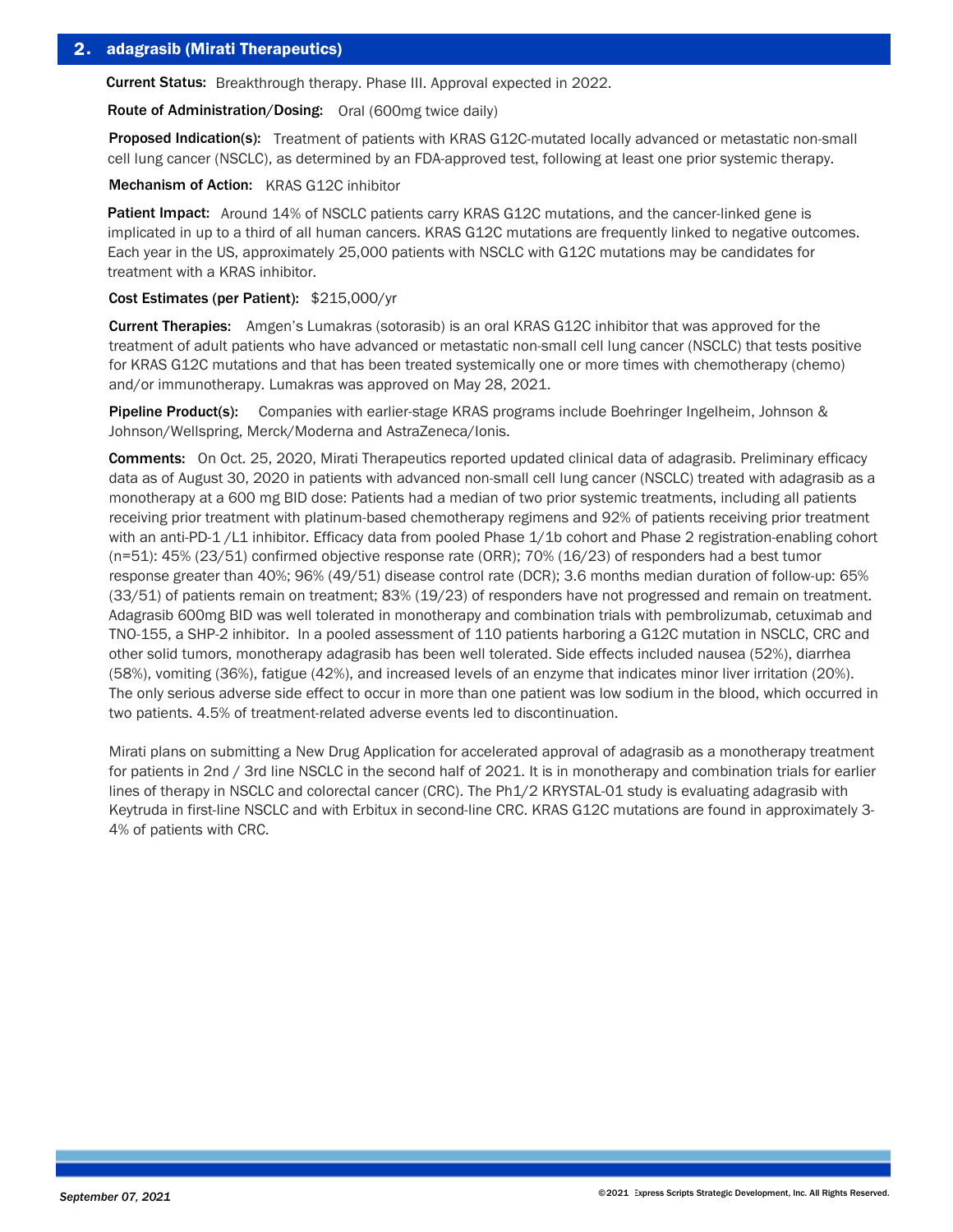## 2. adagrasib (Mirati Therapeutics)

**Current Status:** Breakthrough therapy. Phase III. Approval expected in 2022.

**Route of Administration/Dosing:** Oral (600mg twice daily)

**Proposed Indication(s):** Treatment of patients with KRAS G12C-mutated locally advanced or metastatic non-small cell lung cancer (NSCLC), as determined by an FDA-approved test, following at least one prior systemic therapy.

**Mechanism of Action:** KRAS G12C inhibitor

**Patient Impact:** Around 14% of NSCLC patients carry KRAS G12C mutations, and the cancer-linked gene is implicated in up to a third of all human cancers. KRAS G12C mutations are frequently linked to negative outcomes. Each year in the US, approximately 25,000 patients with NSCLC with G12C mutations may be candidates for treatment with a KRAS inhibitor.

**Cost Estimates (per Patient):** $215,000/yr

**Current Therapies:** Amgen's Lumakras (sotorasib) is an oral KRAS G12C inhibitor that was approved for the treatment of adult patients who have advanced or metastatic non-small cell lung cancer (NSCLC) that tests positive for KRAS G12C mutations and that has been treated systemically one or more times with chemotherapy (chemo) and/or immunotherapy. Lumakras was approved on May 28, 2021.

**Pipeline Product(s):** Companies with earlier-stage KRAS programs include Boehringer Ingelheim, Johnson & Johnson/Wellspring, Merck/Moderna and AstraZeneca/Ionis.

**Comments:** On Oct. 25, 2020, Mirati Therapeutics reported updated clinical data of adagrasib. Preliminary efficacy data as of August 30, 2020 in patients with advanced non-small cell lung cancer (NSCLC) treated with adagrasib as a monotherapy at a 600 mg BID dose: Patients had a median of two prior systemic treatments, including all patients receiving prior treatment with platinum-based chemotherapy regimens and 92% of patients receiving prior treatment with an anti-PD-1 /L1 inhibitor. Efficacy data from pooled Phase 1/1b cohort and Phase 2 registration-enabling cohort (n=51): 45% (23/51) confirmed objective response rate (ORR); 70% (16/23) of responders had a best tumor response greater than 40%; 96% (49/51) disease control rate (DCR); 3.6 months median duration of follow-up: 65% (33/51) of patients remain on treatment; 83% (19/23) of responders have not progressed and remain on treatment. Adagrasib 600mg BID was well tolerated in monotherapy and combination trials with pembrolizumab, cetuximab and TNO-155, a SHP-2 inhibitor. In a pooled assessment of 110 patients harboring a G12C mutation in NSCLC, CRC and other solid tumors, monotherapy adagrasib has been well tolerated. Side effects included nausea (52%), diarrhea (58%), vomiting (36%), fatigue (42%), and increased levels of an enzyme that indicates minor liver irritation (20%). The only serious adverse side effect to occur in more than one patient was low sodium in the blood, which occurred in two patients. 4.5% of treatment-related adverse events led to discontinuation.

Mirati plans on submitting a New Drug Application for accelerated approval of adagrasib as a monotherapy treatment for patients in 2nd / 3rd line NSCLC in the second half of 2021. It is in monotherapy and combination trials for earlier lines of therapy in NSCLC and colorectal cancer (CRC). The Ph1/2 KRYSTAL-01 study is evaluating adagrasib with Keytruda in first-line NSCLC and with Erbitux in second-line CRC. KRAS G12C mutations are found in approximately 3-4% of patients with CRC.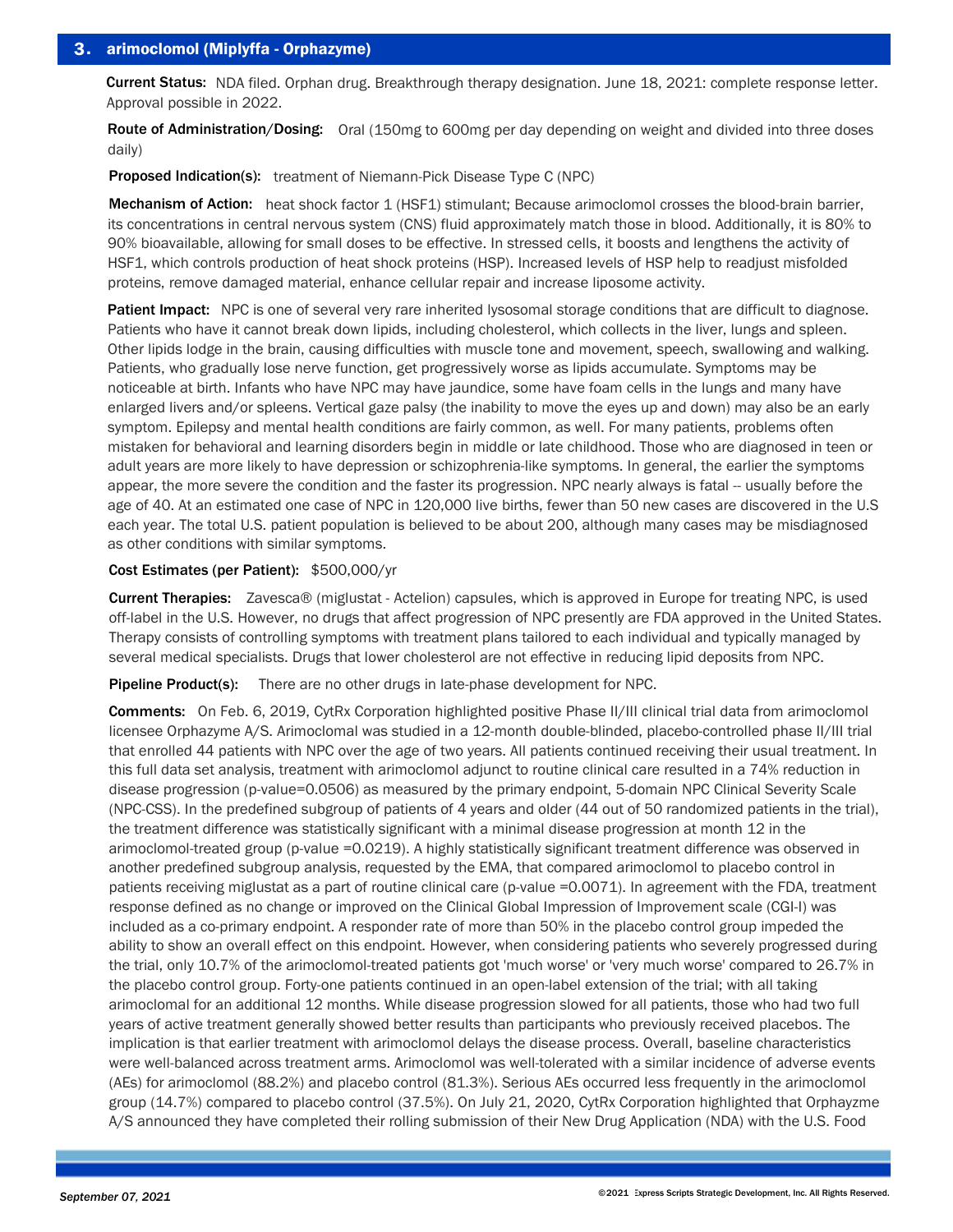## 3. arimoclomol (Miplyffa - Orphazyme)

**Current Status:** NDA filed. Orphan drug. Breakthrough therapy designation. June 18, 2021: complete response letter. Approval possible in 2022.

**Route of Administration/Dosing:** Oral (150mg to 600mg per day depending on weight and divided into three doses daily)

**Proposed Indication(s):** treatment of Niemann-Pick Disease Type C (NPC)

**Mechanism of Action:** heat shock factor 1 (HSF1) stimulant; Because arimoclomol crosses the blood-brain barrier, its concentrations in central nervous system (CNS) fluid approximately match those in blood. Additionally, it is 80% to 90% bioavailable, allowing for small doses to be effective. In stressed cells, it boosts and lengthens the activity of HSF1, which controls production of heat shock proteins (HSP). Increased levels of HSP help to readjust misfolded proteins, remove damaged material, enhance cellular repair and increase liposome activity.

**Patient Impact:** NPC is one of several very rare inherited lysosomal storage conditions that are difficult to diagnose. Patients who have it cannot break down lipids, including cholesterol, which collects in the liver, lungs and spleen. Other lipids lodge in the brain, causing difficulties with muscle tone and movement, speech, swallowing and walking. Patients, who gradually lose nerve function, get progressively worse as lipids accumulate. Symptoms may be noticeable at birth. Infants who have NPC may have jaundice, some have foam cells in the lungs and many have enlarged livers and/or spleens. Vertical gaze palsy (the inability to move the eyes up and down) may also be an early symptom. Epilepsy and mental health conditions are fairly common, as well. For many patients, problems often mistaken for behavioral and learning disorders begin in middle or late childhood. Those who are diagnosed in teen or adult years are more likely to have depression or schizophrenia-like symptoms. In general, the earlier the symptoms appear, the more severe the condition and the faster its progression. NPC nearly always is fatal -- usually before the age of 40. At an estimated one case of NPC in 120,000 live births, fewer than 50 new cases are discovered in the U.S each year. The total U.S. patient population is believed to be about 200, although many cases may be misdiagnosed as other conditions with similar symptoms.

**Cost Estimates (per Patient):** $500,000/yr

**Current Therapies:** Zavesca® (miglustat - Actelion) capsules, which is approved in Europe for treating NPC, is used off-label in the U.S. However, no drugs that affect progression of NPC presently are FDA approved in the United States. Therapy consists of controlling symptoms with treatment plans tailored to each individual and typically managed by several medical specialists. Drugs that lower cholesterol are not effective in reducing lipid deposits from NPC.

**Pipeline Product(s):** There are no other drugs in late-phase development for NPC.

**Comments:** On Feb. 6, 2019, CytRx Corporation highlighted positive Phase II/III clinical trial data from arimoclomol licensee Orphazyme A/S. Arimoclomal was studied in a 12-month double-blinded, placebo-controlled phase II/III trial that enrolled 44 patients with NPC over the age of two years. All patients continued receiving their usual treatment. In this full data set analysis, treatment with arimoclomol adjunct to routine clinical care resulted in a 74% reduction in disease progression (p-value=0.0506) as measured by the primary endpoint, 5-domain NPC Clinical Severity Scale (NPC-CSS). In the predefined subgroup of patients of 4 years and older (44 out of 50 randomized patients in the trial), the treatment difference was statistically significant with a minimal disease progression at month 12 in the arimoclomol-treated group (p-value =0.0219). A highly statistically significant treatment difference was observed in another predefined subgroup analysis, requested by the EMA, that compared arimoclomol to placebo control in patients receiving miglustat as a part of routine clinical care (p-value =0.0071). In agreement with the FDA, treatment response defined as no change or improved on the Clinical Global Impression of Improvement scale (CGI-I) was included as a co-primary endpoint. A responder rate of more than 50% in the placebo control group impeded the ability to show an overall effect on this endpoint. However, when considering patients who severely progressed during the trial, only 10.7% of the arimoclomol-treated patients got 'much worse' or 'very much worse' compared to 26.7% in the placebo control group. Forty-one patients continued in an open-label extension of the trial; with all taking arimoclomal for an additional 12 months. While disease progression slowed for all patients, those who had two full years of active treatment generally showed better results than participants who previously received placebos. The implication is that earlier treatment with arimoclomol delays the disease process. Overall, baseline characteristics were well-balanced across treatment arms. Arimoclomol was well-tolerated with a similar incidence of adverse events (AEs) for arimoclomol (88.2%) and placebo control (81.3%). Serious AEs occurred less frequently in the arimoclomol group (14.7%) compared to placebo control (37.5%). On July 21, 2020, CytRx Corporation highlighted that Orphayzme A/S announced they have completed their rolling submission of their New Drug Application (NDA) with the U.S. Food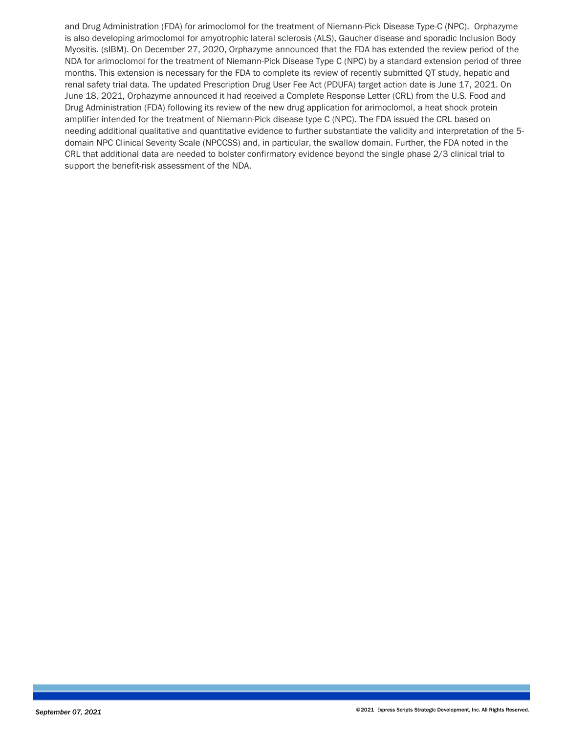and Drug Administration (FDA) for arimoclomol for the treatment of Niemann-Pick Disease Type-C (NPC). Orphazyme is also developing arimoclomol for amyotrophic lateral sclerosis (ALS), Gaucher disease and sporadic Inclusion Body Myositis. (sIBM). On December 27, 2020, Orphazyme announced that the FDA has extended the review period of the NDA for arimoclomol for the treatment of Niemann-Pick Disease Type C (NPC) by a standard extension period of three months. This extension is necessary for the FDA to complete its review of recently submitted QT study, hepatic and renal safety trial data. The updated Prescription Drug User Fee Act (PDUFA) target action date is June 17, 2021. On June 18, 2021, Orphazyme announced it had received a Complete Response Letter (CRL) from the U.S. Food and Drug Administration (FDA) following its review of the new drug application for arimoclomol, a heat shock protein amplifier intended for the treatment of Niemann-Pick disease type C (NPC). The FDA issued the CRL based on needing additional qualitative and quantitative evidence to further substantiate the validity and interpretation of the 5-domain NPC Clinical Severity Scale (NPCCSS) and, in particular, the swallow domain. Further, the FDA noted in the CRL that additional data are needed to bolster confirmatory evidence beyond the single phase 2/3 clinical trial to support the benefit-risk assessment of the NDA.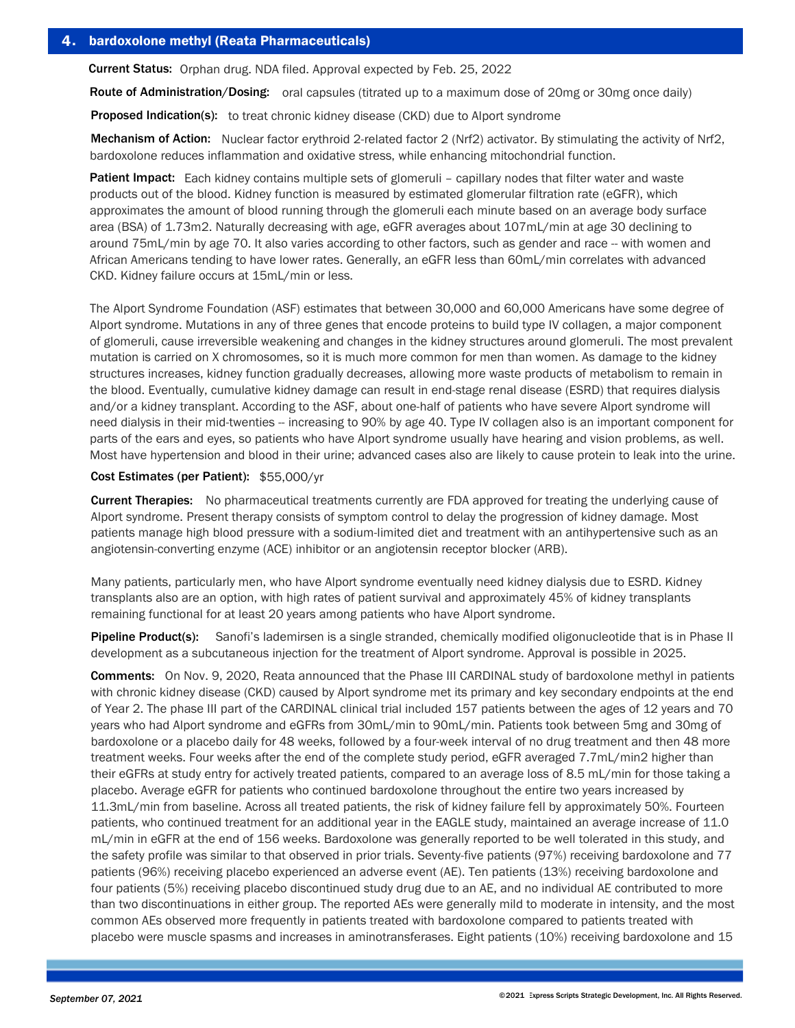## 4. bardoxolone methyl (Reata Pharmaceuticals)

**Current Status:** Orphan drug. NDA filed. Approval expected by Feb. 25, 2022

**Route of Administration/Dosing:** oral capsules (titrated up to a maximum dose of 20mg or 30mg once daily)

**Proposed Indication(s):** to treat chronic kidney disease (CKD) due to Alport syndrome

**Mechanism of Action:** Nuclear factor erythroid 2-related factor 2 (Nrf2) activator. By stimulating the activity of Nrf2, bardoxolone reduces inflammation and oxidative stress, while enhancing mitochondrial function.

**Patient Impact:** Each kidney contains multiple sets of glomeruli – capillary nodes that filter water and waste products out of the blood. Kidney function is measured by estimated glomerular filtration rate (eGFR), which approximates the amount of blood running through the glomeruli each minute based on an average body surface area (BSA) of 1.73m2. Naturally decreasing with age, eGFR averages about 107mL/min at age 30 declining to around 75mL/min by age 70. It also varies according to other factors, such as gender and race -- with women and African Americans tending to have lower rates. Generally, an eGFR less than 60mL/min correlates with advanced CKD. Kidney failure occurs at 15mL/min or less.

The Alport Syndrome Foundation (ASF) estimates that between 30,000 and 60,000 Americans have some degree of Alport syndrome. Mutations in any of three genes that encode proteins to build type IV collagen, a major component of glomeruli, cause irreversible weakening and changes in the kidney structures around glomeruli. The most prevalent mutation is carried on X chromosomes, so it is much more common for men than women. As damage to the kidney structures increases, kidney function gradually decreases, allowing more waste products of metabolism to remain in the blood. Eventually, cumulative kidney damage can result in end-stage renal disease (ESRD) that requires dialysis and/or a kidney transplant. According to the ASF, about one-half of patients who have severe Alport syndrome will need dialysis in their mid-twenties -- increasing to 90% by age 40. Type IV collagen also is an important component for parts of the ears and eyes, so patients who have Alport syndrome usually have hearing and vision problems, as well. Most have hypertension and blood in their urine; advanced cases also are likely to cause protein to leak into the urine.

**Cost Estimates (per Patient):** $55,000/yr

**Current Therapies:** No pharmaceutical treatments currently are FDA approved for treating the underlying cause of Alport syndrome. Present therapy consists of symptom control to delay the progression of kidney damage. Most patients manage high blood pressure with a sodium-limited diet and treatment with an antihypertensive such as an angiotensin-converting enzyme (ACE) inhibitor or an angiotensin receptor blocker (ARB).

Many patients, particularly men, who have Alport syndrome eventually need kidney dialysis due to ESRD. Kidney transplants also are an option, with high rates of patient survival and approximately 45% of kidney transplants remaining functional for at least 20 years among patients who have Alport syndrome.

**Pipeline Product(s):** Sanofi's lademirsen is a single stranded, chemically modified oligonucleotide that is in Phase II development as a subcutaneous injection for the treatment of Alport syndrome. Approval is possible in 2025.

**Comments:** On Nov. 9, 2020, Reata announced that the Phase III CARDINAL study of bardoxolone methyl in patients with chronic kidney disease (CKD) caused by Alport syndrome met its primary and key secondary endpoints at the end of Year 2. The phase III part of the CARDINAL clinical trial included 157 patients between the ages of 12 years and 70 years who had Alport syndrome and eGFRs from 30mL/min to 90mL/min. Patients took between 5mg and 30mg of bardoxolone or a placebo daily for 48 weeks, followed by a four-week interval of no drug treatment and then 48 more treatment weeks. Four weeks after the end of the complete study period, eGFR averaged 7.7mL/min2 higher than their eGFRs at study entry for actively treated patients, compared to an average loss of 8.5 mL/min for those taking a placebo. Average eGFR for patients who continued bardoxolone throughout the entire two years increased by 11.3mL/min from baseline. Across all treated patients, the risk of kidney failure fell by approximately 50%. Fourteen patients, who continued treatment for an additional year in the EAGLE study, maintained an average increase of 11.0 mL/min in eGFR at the end of 156 weeks. Bardoxolone was generally reported to be well tolerated in this study, and the safety profile was similar to that observed in prior trials. Seventy-five patients (97%) receiving bardoxolone and 77 patients (96%) receiving placebo experienced an adverse event (AE). Ten patients (13%) receiving bardoxolone and four patients (5%) receiving placebo discontinued study drug due to an AE, and no individual AE contributed to more than two discontinuations in either group. The reported AEs were generally mild to moderate in intensity, and the most common AEs observed more frequently in patients treated with bardoxolone compared to patients treated with placebo were muscle spasms and increases in aminotransferases. Eight patients (10%) receiving bardoxolone and 15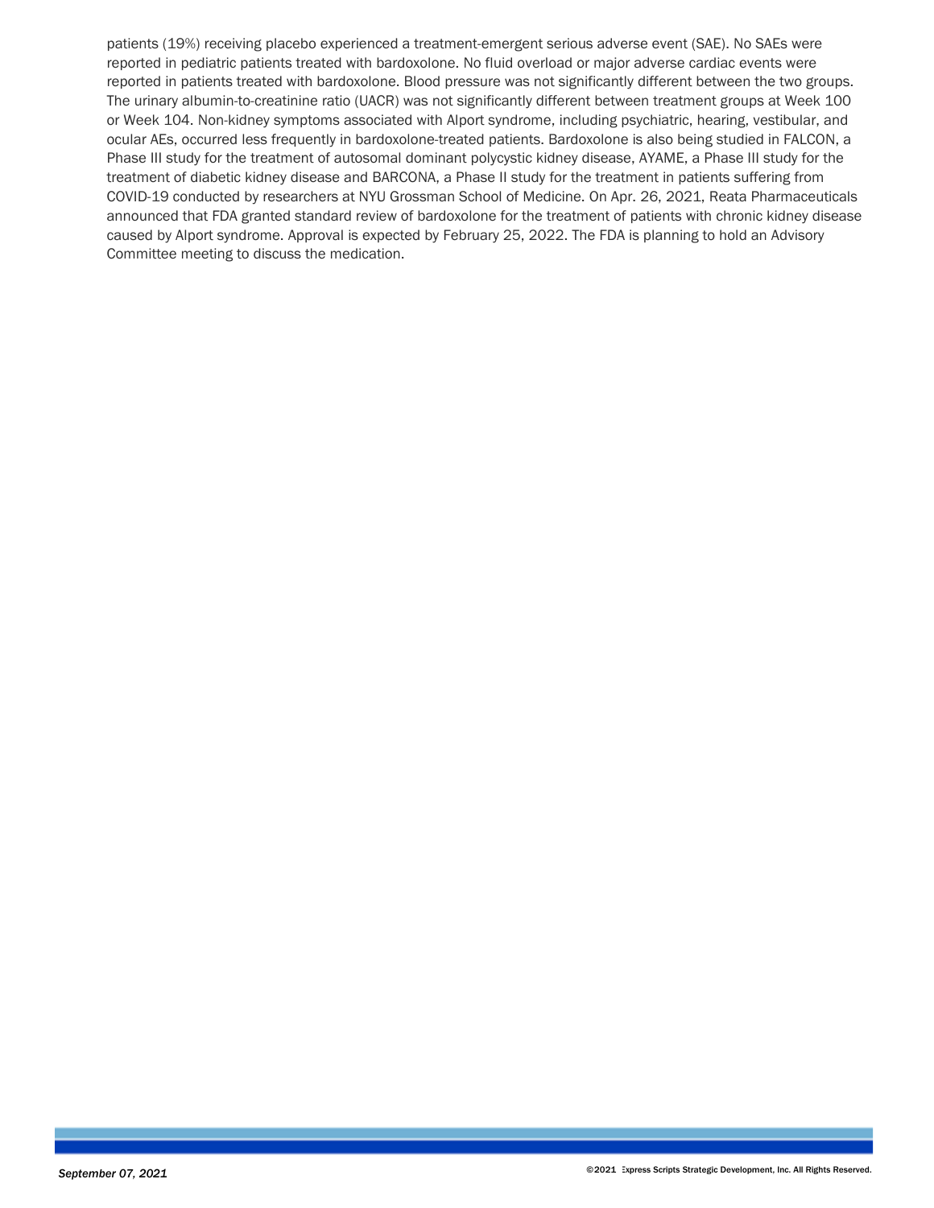patients (19%) receiving placebo experienced a treatment-emergent serious adverse event (SAE). No SAEs were reported in pediatric patients treated with bardoxolone. No fluid overload or major adverse cardiac events were reported in patients treated with bardoxolone. Blood pressure was not significantly different between the two groups. The urinary albumin-to-creatinine ratio (UACR) was not significantly different between treatment groups at Week 100 or Week 104. Non-kidney symptoms associated with Alport syndrome, including psychiatric, hearing, vestibular, and ocular AEs, occurred less frequently in bardoxolone-treated patients. Bardoxolone is also being studied in FALCON, a Phase III study for the treatment of autosomal dominant polycystic kidney disease, AYAME, a Phase III study for the treatment of diabetic kidney disease and BARCONA, a Phase II study for the treatment in patients suffering from COVID-19 conducted by researchers at NYU Grossman School of Medicine. On Apr. 26, 2021, Reata Pharmaceuticals announced that FDA granted standard review of bardoxolone for the treatment of patients with chronic kidney disease caused by Alport syndrome. Approval is expected by February 25, 2022. The FDA is planning to hold an Advisory Committee meeting to discuss the medication.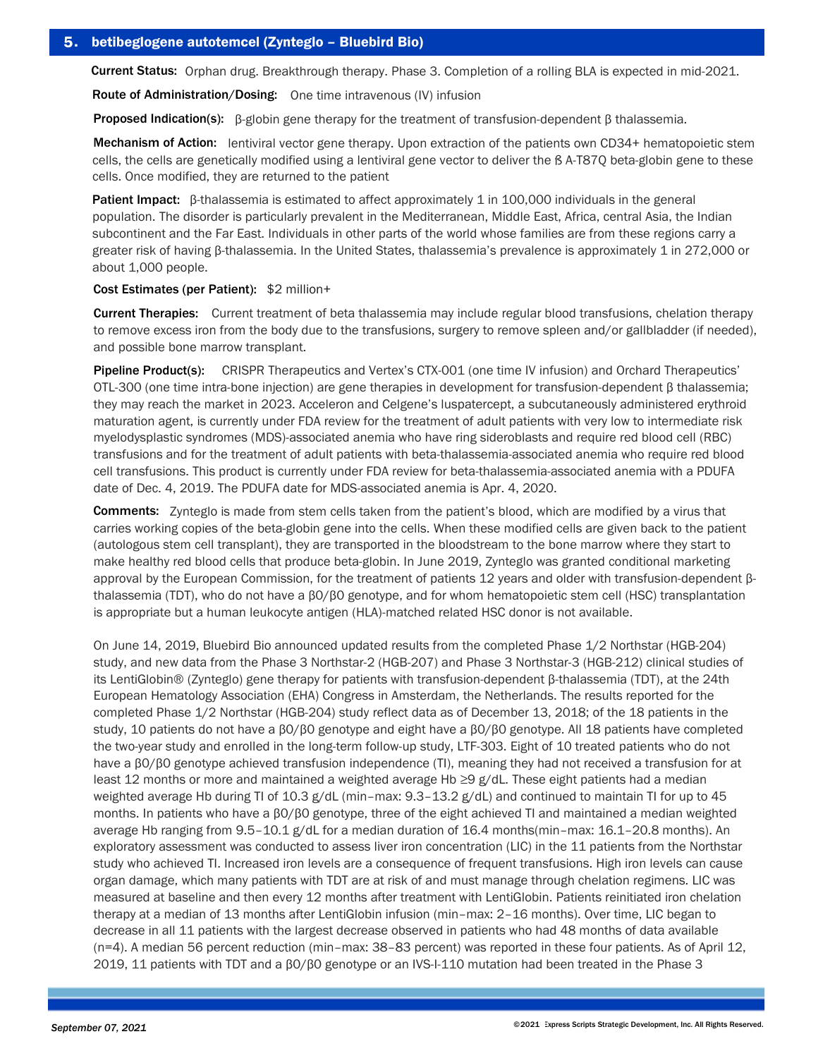## 5. betibeglogene autotemcel (Zynteglo – Bluebird Bio)

**Current Status:** Orphan drug. Breakthrough therapy. Phase 3. Completion of a rolling BLA is expected in mid-2021.

**Route of Administration/Dosing:** One time intravenous (IV) infusion

**Proposed Indication(s):** β-globin gene therapy for the treatment of transfusion-dependent β thalassemia.

**Mechanism of Action:** lentiviral vector gene therapy. Upon extraction of the patients own CD34+ hematopoietic stem cells, the cells are genetically modified using a lentiviral gene vector to deliver the ß A-T87Q beta-globin gene to these cells. Once modified, they are returned to the patient

**Patient Impact:** β-thalassemia is estimated to affect approximately 1 in 100,000 individuals in the general population. The disorder is particularly prevalent in the Mediterranean, Middle East, Africa, central Asia, the Indian subcontinent and the Far East. Individuals in other parts of the world whose families are from these regions carry a greater risk of having β-thalassemia. In the United States, thalassemia's prevalence is approximately 1 in 272,000 or about 1,000 people.

**Cost Estimates (per Patient):** $2 million+

**Current Therapies:** Current treatment of beta thalassemia may include regular blood transfusions, chelation therapy to remove excess iron from the body due to the transfusions, surgery to remove spleen and/or gallbladder (if needed), and possible bone marrow transplant.

**Pipeline Product(s):** CRISPR Therapeutics and Vertex's CTX-001 (one time IV infusion) and Orchard Therapeutics' OTL-300 (one time intra-bone injection) are gene therapies in development for transfusion-dependent β thalassemia; they may reach the market in 2023. Acceleron and Celgene's luspatercept, a subcutaneously administered erythroid maturation agent, is currently under FDA review for the treatment of adult patients with very low to intermediate risk myelodysplastic syndromes (MDS)-associated anemia who have ring sideroblasts and require red blood cell (RBC) transfusions and for the treatment of adult patients with beta-thalassemia-associated anemia who require red blood cell transfusions. This product is currently under FDA review for beta-thalassemia-associated anemia with a PDUFA date of Dec. 4, 2019. The PDUFA date for MDS-associated anemia is Apr. 4, 2020.

**Comments:** Zynteglo is made from stem cells taken from the patient's blood, which are modified by a virus that carries working copies of the beta-globin gene into the cells. When these modified cells are given back to the patient (autologous stem cell transplant), they are transported in the bloodstream to the bone marrow where they start to make healthy red blood cells that produce beta-globin. In June 2019, Zynteglo was granted conditional marketing approval by the European Commission, for the treatment of patients 12 years and older with transfusion-dependent β-thalassemia (TDT), who do not have a β0/β0 genotype, and for whom hematopoietic stem cell (HSC) transplantation is appropriate but a human leukocyte antigen (HLA)-matched related HSC donor is not available.

On June 14, 2019, Bluebird Bio announced updated results from the completed Phase 1/2 Northstar (HGB-204) study, and new data from the Phase 3 Northstar-2 (HGB-207) and Phase 3 Northstar-3 (HGB-212) clinical studies of its LentiGlobin® (Zynteglo) gene therapy for patients with transfusion-dependent β-thalassemia (TDT), at the 24th European Hematology Association (EHA) Congress in Amsterdam, the Netherlands. The results reported for the completed Phase 1/2 Northstar (HGB-204) study reflect data as of December 13, 2018; of the 18 patients in the study, 10 patients do not have a β0/β0 genotype and eight have a β0/β0 genotype. All 18 patients have completed the two-year study and enrolled in the long-term follow-up study, LTF-303. Eight of 10 treated patients who do not have a β0/β0 genotype achieved transfusion independence (TI), meaning they had not received a transfusion for at least 12 months or more and maintained a weighted average Hb ≥9 g/dL. These eight patients had a median weighted average Hb during TI of 10.3 g/dL (min–max: 9.3–13.2 g/dL) and continued to maintain TI for up to 45 months. In patients who have a β0/β0 genotype, three of the eight achieved TI and maintained a median weighted average Hb ranging from 9.5–10.1 g/dL for a median duration of 16.4 months(min–max: 16.1–20.8 months). An exploratory assessment was conducted to assess liver iron concentration (LIC) in the 11 patients from the Northstar study who achieved TI. Increased iron levels are a consequence of frequent transfusions. High iron levels can cause organ damage, which many patients with TDT are at risk of and must manage through chelation regimens. LIC was measured at baseline and then every 12 months after treatment with LentiGlobin. Patients reinitiated iron chelation therapy at a median of 13 months after LentiGlobin infusion (min–max: 2–16 months). Over time, LIC began to decrease in all 11 patients with the largest decrease observed in patients who had 48 months of data available (n=4). A median 56 percent reduction (min–max: 38–83 percent) was reported in these four patients. As of April 12, 2019, 11 patients with TDT and a β0/β0 genotype or an IVS-I-110 mutation had been treated in the Phase 3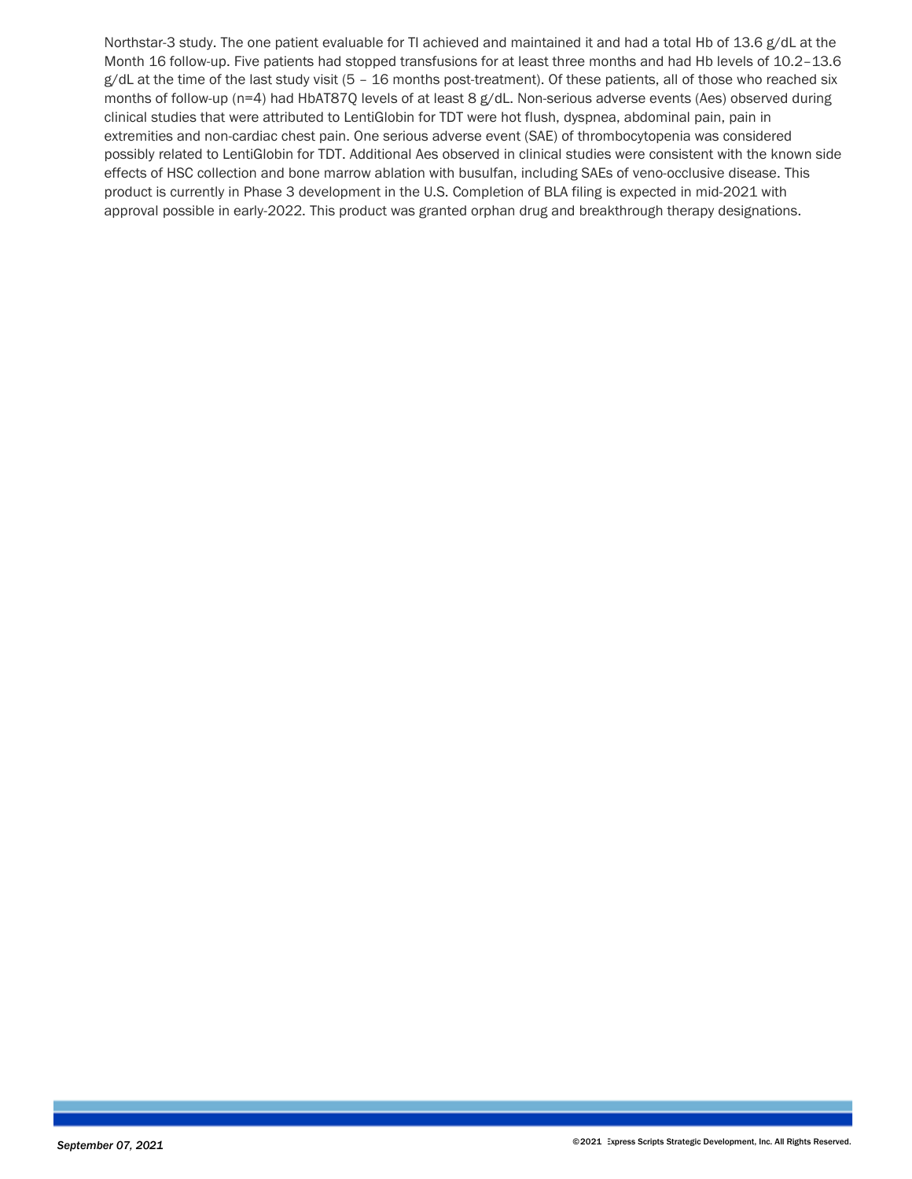Northstar-3 study. The one patient evaluable for TI achieved and maintained it and had a total Hb of 13.6 g/dL at the Month 16 follow-up. Five patients had stopped transfusions for at least three months and had Hb levels of 10.2–13.6 g/dL at the time of the last study visit (5 – 16 months post-treatment). Of these patients, all of those who reached six months of follow-up (n=4) had HbAT87Q levels of at least 8 g/dL. Non-serious adverse events (Aes) observed during clinical studies that were attributed to LentiGlobin for TDT were hot flush, dyspnea, abdominal pain, pain in extremities and non-cardiac chest pain. One serious adverse event (SAE) of thrombocytopenia was considered possibly related to LentiGlobin for TDT. Additional Aes observed in clinical studies were consistent with the known side effects of HSC collection and bone marrow ablation with busulfan, including SAEs of veno-occlusive disease. This product is currently in Phase 3 development in the U.S. Completion of BLA filing is expected in mid-2021 with approval possible in early-2022. This product was granted orphan drug and breakthrough therapy designations.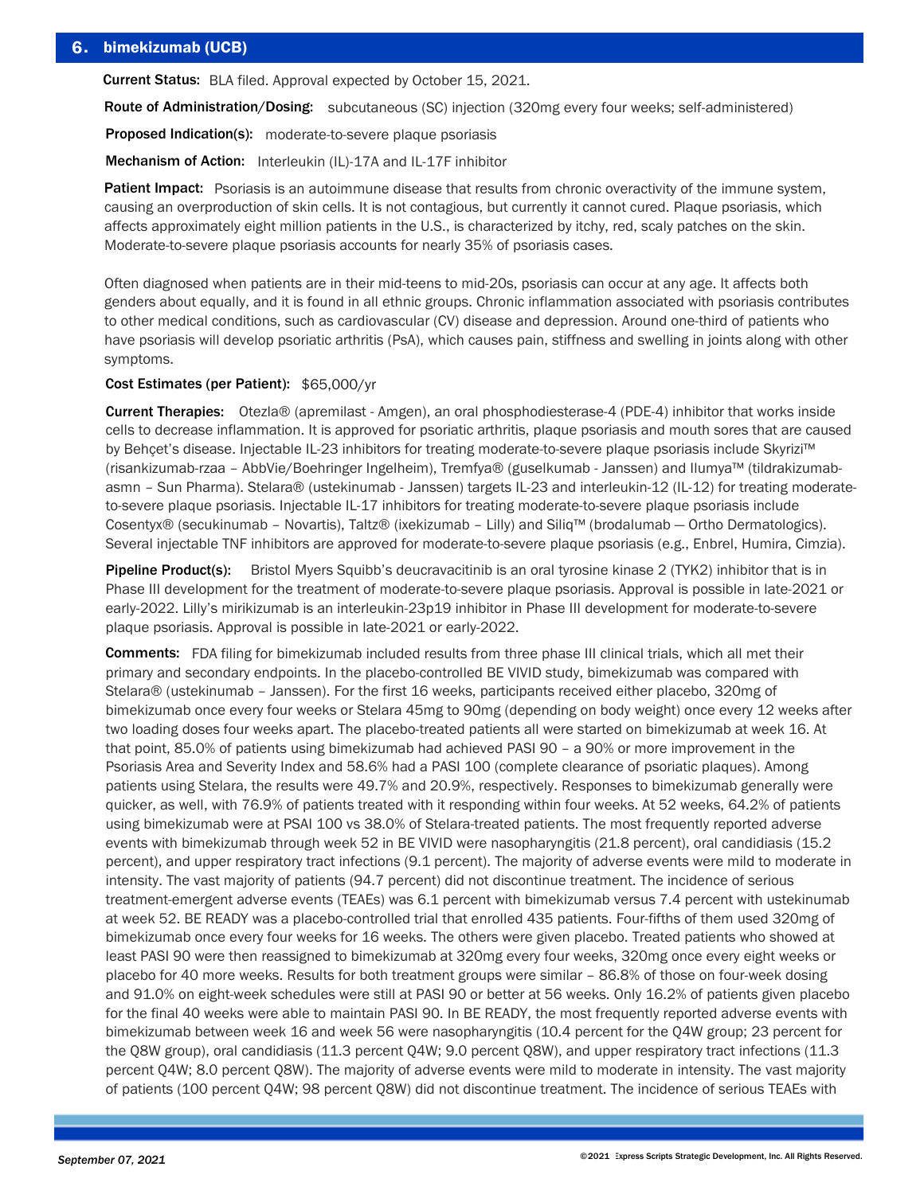## 6. bimekizumab (UCB)

**Current Status:** BLA filed. Approval expected by October 15, 2021.

**Route of Administration/Dosing:** subcutaneous (SC) injection (320mg every four weeks; self-administered)

**Proposed Indication(s):** moderate-to-severe plaque psoriasis

**Mechanism of Action:** Interleukin (IL)-17A and IL-17F inhibitor

**Patient Impact:** Psoriasis is an autoimmune disease that results from chronic overactivity of the immune system, causing an overproduction of skin cells. It is not contagious, but currently it cannot cured. Plaque psoriasis, which affects approximately eight million patients in the U.S., is characterized by itchy, red, scaly patches on the skin. Moderate-to-severe plaque psoriasis accounts for nearly 35% of psoriasis cases.

Often diagnosed when patients are in their mid-teens to mid-20s, psoriasis can occur at any age. It affects both genders about equally, and it is found in all ethnic groups. Chronic inflammation associated with psoriasis contributes to other medical conditions, such as cardiovascular (CV) disease and depression. Around one-third of patients who have psoriasis will develop psoriatic arthritis (PsA), which causes pain, stiffness and swelling in joints along with other symptoms.

**Cost Estimates (per Patient):** $65,000/yr

**Current Therapies:** Otezla® (apremilast - Amgen), an oral phosphodiesterase-4 (PDE-4) inhibitor that works inside cells to decrease inflammation. It is approved for psoriatic arthritis, plaque psoriasis and mouth sores that are caused by Behçet's disease. Injectable IL-23 inhibitors for treating moderate-to-severe plaque psoriasis include Skyrizi™ (risankizumab-rzaa – AbbVie/Boehringer Ingelheim), Tremfya® (guselkumab - Janssen) and Ilumya™ (tildrakizumab-asmn – Sun Pharma). Stelara® (ustekinumab - Janssen) targets IL-23 and interleukin-12 (IL-12) for treating moderate-to-severe plaque psoriasis. Injectable IL-17 inhibitors for treating moderate-to-severe plaque psoriasis include Cosentyx® (secukinumab – Novartis), Taltz® (ixekizumab – Lilly) and Siliq™ (brodalumab — Ortho Dermatologics). Several injectable TNF inhibitors are approved for moderate-to-severe plaque psoriasis (e.g., Enbrel, Humira, Cimzia).

**Pipeline Product(s):** Bristol Myers Squibb's deucravacitinib is an oral tyrosine kinase 2 (TYK2) inhibitor that is in Phase III development for the treatment of moderate-to-severe plaque psoriasis. Approval is possible in late-2021 or early-2022. Lilly's mirikizumab is an interleukin-23p19 inhibitor in Phase III development for moderate-to-severe plaque psoriasis. Approval is possible in late-2021 or early-2022.

**Comments:** FDA filing for bimekizumab included results from three phase III clinical trials, which all met their primary and secondary endpoints. In the placebo-controlled BE VIVID study, bimekizumab was compared with Stelara® (ustekinumab – Janssen). For the first 16 weeks, participants received either placebo, 320mg of bimekizumab once every four weeks or Stelara 45mg to 90mg (depending on body weight) once every 12 weeks after two loading doses four weeks apart. The placebo-treated patients all were started on bimekizumab at week 16. At that point, 85.0% of patients using bimekizumab had achieved PASI 90 – a 90% or more improvement in the Psoriasis Area and Severity Index and 58.6% had a PASI 100 (complete clearance of psoriatic plaques). Among patients using Stelara, the results were 49.7% and 20.9%, respectively. Responses to bimekizumab generally were quicker, as well, with 76.9% of patients treated with it responding within four weeks. At 52 weeks, 64.2% of patients using bimekizumab were at PSAI 100 vs 38.0% of Stelara-treated patients. The most frequently reported adverse events with bimekizumab through week 52 in BE VIVID were nasopharyngitis (21.8 percent), oral candidiasis (15.2 percent), and upper respiratory tract infections (9.1 percent). The majority of adverse events were mild to moderate in intensity. The vast majority of patients (94.7 percent) did not discontinue treatment. The incidence of serious treatment-emergent adverse events (TEAEs) was 6.1 percent with bimekizumab versus 7.4 percent with ustekinumab at week 52. BE READY was a placebo-controlled trial that enrolled 435 patients. Four-fifths of them used 320mg of bimekizumab once every four weeks for 16 weeks. The others were given placebo. Treated patients who showed at least PASI 90 were then reassigned to bimekizumab at 320mg every four weeks, 320mg once every eight weeks or placebo for 40 more weeks. Results for both treatment groups were similar – 86.8% of those on four-week dosing and 91.0% on eight-week schedules were still at PASI 90 or better at 56 weeks. Only 16.2% of patients given placebo for the final 40 weeks were able to maintain PASI 90. In BE READY, the most frequently reported adverse events with bimekizumab between week 16 and week 56 were nasopharyngitis (10.4 percent for the Q4W group; 23 percent for the Q8W group), oral candidiasis (11.3 percent Q4W; 9.0 percent Q8W), and upper respiratory tract infections (11.3 percent Q4W; 8.0 percent Q8W). The majority of adverse events were mild to moderate in intensity. The vast majority of patients (100 percent Q4W; 98 percent Q8W) did not discontinue treatment. The incidence of serious TEAEs with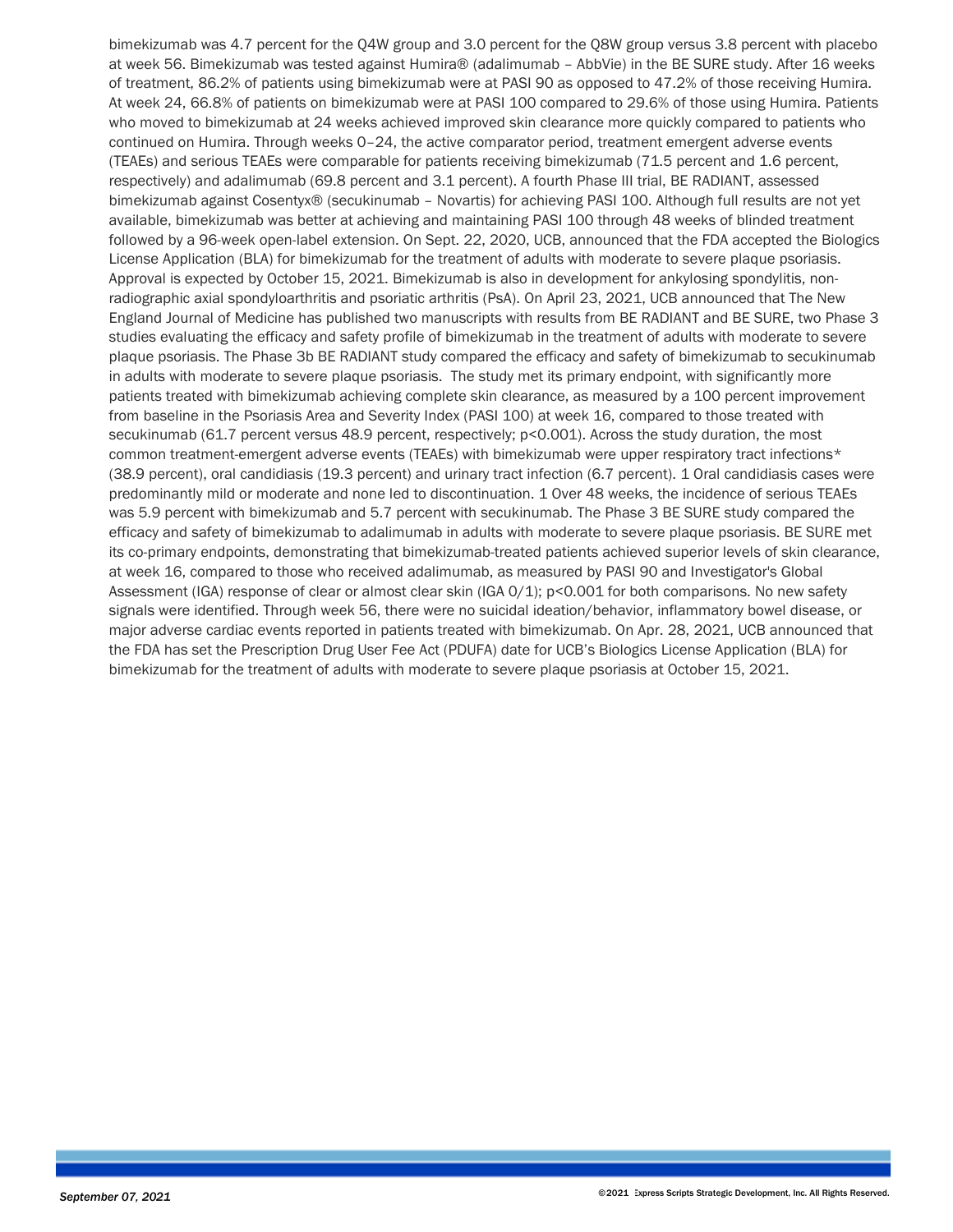bimekizumab was 4.7 percent for the Q4W group and 3.0 percent for the Q8W group versus 3.8 percent with placebo at week 56. Bimekizumab was tested against Humira® (adalimumab – AbbVie) in the BE SURE study. After 16 weeks of treatment, 86.2% of patients using bimekizumab were at PASI 90 as opposed to 47.2% of those receiving Humira. At week 24, 66.8% of patients on bimekizumab were at PASI 100 compared to 29.6% of those using Humira. Patients who moved to bimekizumab at 24 weeks achieved improved skin clearance more quickly compared to patients who continued on Humira. Through weeks 0–24, the active comparator period, treatment emergent adverse events (TEAEs) and serious TEAEs were comparable for patients receiving bimekizumab (71.5 percent and 1.6 percent, respectively) and adalimumab (69.8 percent and 3.1 percent). A fourth Phase III trial, BE RADIANT, assessed bimekizumab against Cosentyx® (secukinumab – Novartis) for achieving PASI 100. Although full results are not yet available, bimekizumab was better at achieving and maintaining PASI 100 through 48 weeks of blinded treatment followed by a 96-week open-label extension. On Sept. 22, 2020, UCB, announced that the FDA accepted the Biologics License Application (BLA) for bimekizumab for the treatment of adults with moderate to severe plaque psoriasis. Approval is expected by October 15, 2021. Bimekizumab is also in development for ankylosing spondylitis, non-radiographic axial spondyloarthritis and psoriatic arthritis (PsA). On April 23, 2021, UCB announced that The New England Journal of Medicine has published two manuscripts with results from BE RADIANT and BE SURE, two Phase 3 studies evaluating the efficacy and safety profile of bimekizumab in the treatment of adults with moderate to severe plaque psoriasis. The Phase 3b BE RADIANT study compared the efficacy and safety of bimekizumab to secukinumab in adults with moderate to severe plaque psoriasis. The study met its primary endpoint, with significantly more patients treated with bimekizumab achieving complete skin clearance, as measured by a 100 percent improvement from baseline in the Psoriasis Area and Severity Index (PASI 100) at week 16, compared to those treated with secukinumab (61.7 percent versus 48.9 percent, respectively; p<0.001). Across the study duration, the most common treatment-emergent adverse events (TEAEs) with bimekizumab were upper respiratory tract infections* (38.9 percent), oral candidiasis (19.3 percent) and urinary tract infection (6.7 percent). 1 Oral candidiasis cases were predominantly mild or moderate and none led to discontinuation. 1 Over 48 weeks, the incidence of serious TEAEs was 5.9 percent with bimekizumab and 5.7 percent with secukinumab. The Phase 3 BE SURE study compared the efficacy and safety of bimekizumab to adalimumab in adults with moderate to severe plaque psoriasis. BE SURE met its co-primary endpoints, demonstrating that bimekizumab-treated patients achieved superior levels of skin clearance, at week 16, compared to those who received adalimumab, as measured by PASI 90 and Investigator's Global Assessment (IGA) response of clear or almost clear skin (IGA 0/1); p<0.001 for both comparisons. No new safety signals were identified. Through week 56, there were no suicidal ideation/behavior, inflammatory bowel disease, or major adverse cardiac events reported in patients treated with bimekizumab. On Apr. 28, 2021, UCB announced that the FDA has set the Prescription Drug User Fee Act (PDUFA) date for UCB's Biologics License Application (BLA) for bimekizumab for the treatment of adults with moderate to severe plaque psoriasis at October 15, 2021.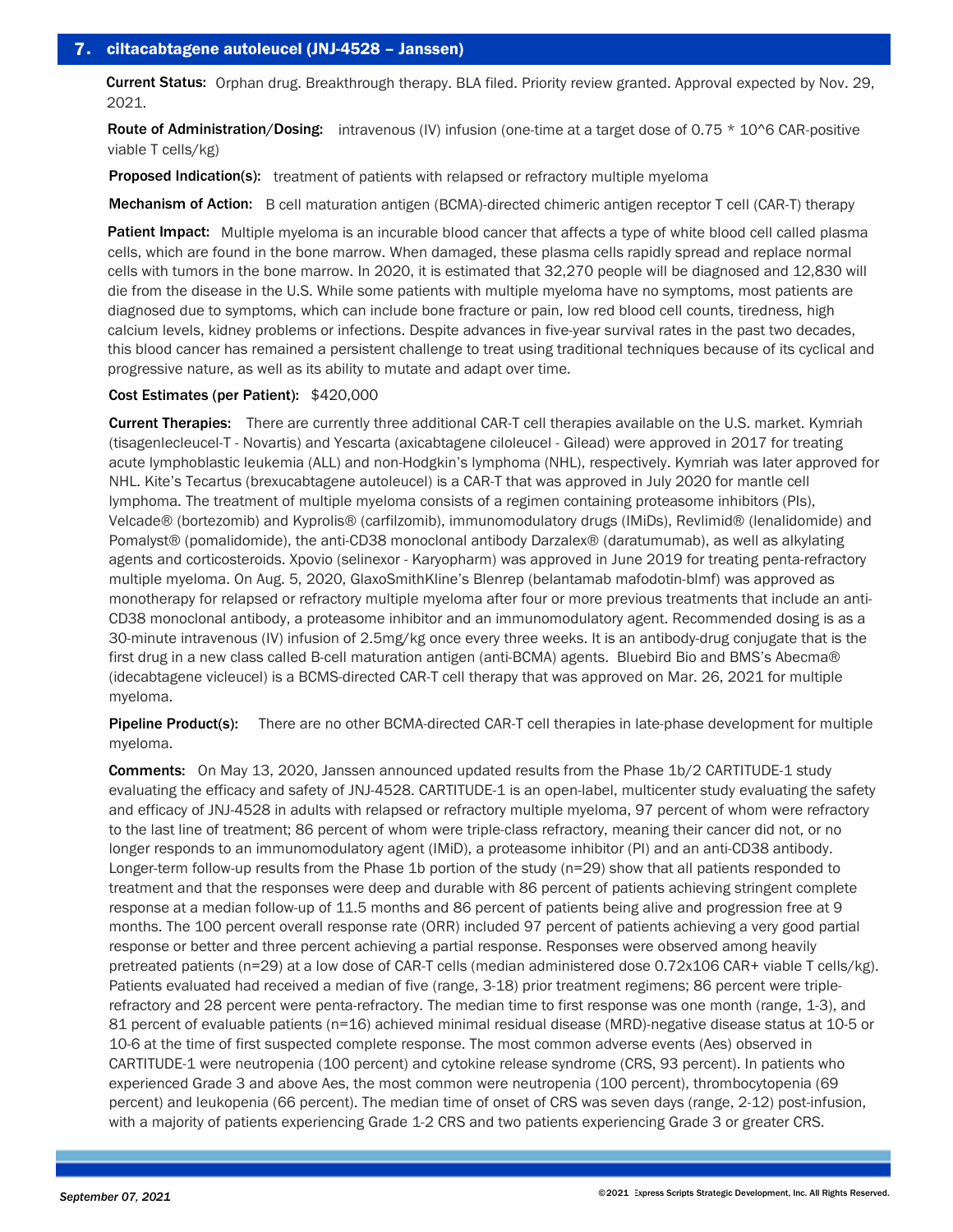## 7. ciltacabtagene autoleucel (JNJ-4528 – Janssen)

**Current Status:** Orphan drug. Breakthrough therapy. BLA filed. Priority review granted. Approval expected by Nov. 29, 2021.

**Route of Administration/Dosing:** intravenous (IV) infusion (one-time at a target dose of 0.75 * 10^6 CAR-positive viable T cells/kg)

**Proposed Indication(s):** treatment of patients with relapsed or refractory multiple myeloma

**Mechanism of Action:** B cell maturation antigen (BCMA)-directed chimeric antigen receptor T cell (CAR-T) therapy

**Patient Impact:** Multiple myeloma is an incurable blood cancer that affects a type of white blood cell called plasma cells, which are found in the bone marrow. When damaged, these plasma cells rapidly spread and replace normal cells with tumors in the bone marrow. In 2020, it is estimated that 32,270 people will be diagnosed and 12,830 will die from the disease in the U.S. While some patients with multiple myeloma have no symptoms, most patients are diagnosed due to symptoms, which can include bone fracture or pain, low red blood cell counts, tiredness, high calcium levels, kidney problems or infections. Despite advances in five-year survival rates in the past two decades, this blood cancer has remained a persistent challenge to treat using traditional techniques because of its cyclical and progressive nature, as well as its ability to mutate and adapt over time.

**Cost Estimates (per Patient):** $420,000

**Current Therapies:** There are currently three additional CAR-T cell therapies available on the U.S. market. Kymriah (tisagenlecleucel-T - Novartis) and Yescarta (axicabtagene ciloleucel - Gilead) were approved in 2017 for treating acute lymphoblastic leukemia (ALL) and non-Hodgkin's lymphoma (NHL), respectively. Kymriah was later approved for NHL. Kite's Tecartus (brexucabtagene autoleucel) is a CAR-T that was approved in July 2020 for mantle cell lymphoma. The treatment of multiple myeloma consists of a regimen containing proteasome inhibitors (PIs), Velcade® (bortezomib) and Kyprolis® (carfilzomib), immunomodulatory drugs (IMiDs), Revlimid® (lenalidomide) and Pomalyst® (pomalidomide), the anti-CD38 monoclonal antibody Darzalex® (daratumumab), as well as alkylating agents and corticosteroids. Xpovio (selinexor - Karyopharm) was approved in June 2019 for treating penta-refractory multiple myeloma. On Aug. 5, 2020, GlaxoSmithKline's Blenrep (belantamab mafodotin-blmf) was approved as monotherapy for relapsed or refractory multiple myeloma after four or more previous treatments that include an anti-CD38 monoclonal antibody, a proteasome inhibitor and an immunomodulatory agent. Recommended dosing is as a 30-minute intravenous (IV) infusion of 2.5mg/kg once every three weeks. It is an antibody-drug conjugate that is the first drug in a new class called B-cell maturation antigen (anti-BCMA) agents. Bluebird Bio and BMS's Abecma® (idecabtagene vicleucel) is a BCMS-directed CAR-T cell therapy that was approved on Mar. 26, 2021 for multiple myeloma.

**Pipeline Product(s):** There are no other BCMA-directed CAR-T cell therapies in late-phase development for multiple myeloma.

**Comments:** On May 13, 2020, Janssen announced updated results from the Phase 1b/2 CARTITUDE-1 study evaluating the efficacy and safety of JNJ-4528. CARTITUDE-1 is an open-label, multicenter study evaluating the safety and efficacy of JNJ-4528 in adults with relapsed or refractory multiple myeloma, 97 percent of whom were refractory to the last line of treatment; 86 percent of whom were triple-class refractory, meaning their cancer did not, or no longer responds to an immunomodulatory agent (IMiD), a proteasome inhibitor (PI) and an anti-CD38 antibody. Longer-term follow-up results from the Phase 1b portion of the study (n=29) show that all patients responded to treatment and that the responses were deep and durable with 86 percent of patients achieving stringent complete response at a median follow-up of 11.5 months and 86 percent of patients being alive and progression free at 9 months. The 100 percent overall response rate (ORR) included 97 percent of patients achieving a very good partial response or better and three percent achieving a partial response. Responses were observed among heavily pretreated patients (n=29) at a low dose of CAR-T cells (median administered dose 0.72x106 CAR+ viable T cells/kg). Patients evaluated had received a median of five (range, 3-18) prior treatment regimens; 86 percent were triple-refractory and 28 percent were penta-refractory. The median time to first response was one month (range, 1-3), and 81 percent of evaluable patients (n=16) achieved minimal residual disease (MRD)-negative disease status at 10-5 or 10-6 at the time of first suspected complete response. The most common adverse events (Aes) observed in CARTITUDE-1 were neutropenia (100 percent) and cytokine release syndrome (CRS, 93 percent). In patients who experienced Grade 3 and above Aes, the most common were neutropenia (100 percent), thrombocytopenia (69 percent) and leukopenia (66 percent). The median time of onset of CRS was seven days (range, 2-12) post-infusion, with a majority of patients experiencing Grade 1-2 CRS and two patients experiencing Grade 3 or greater CRS.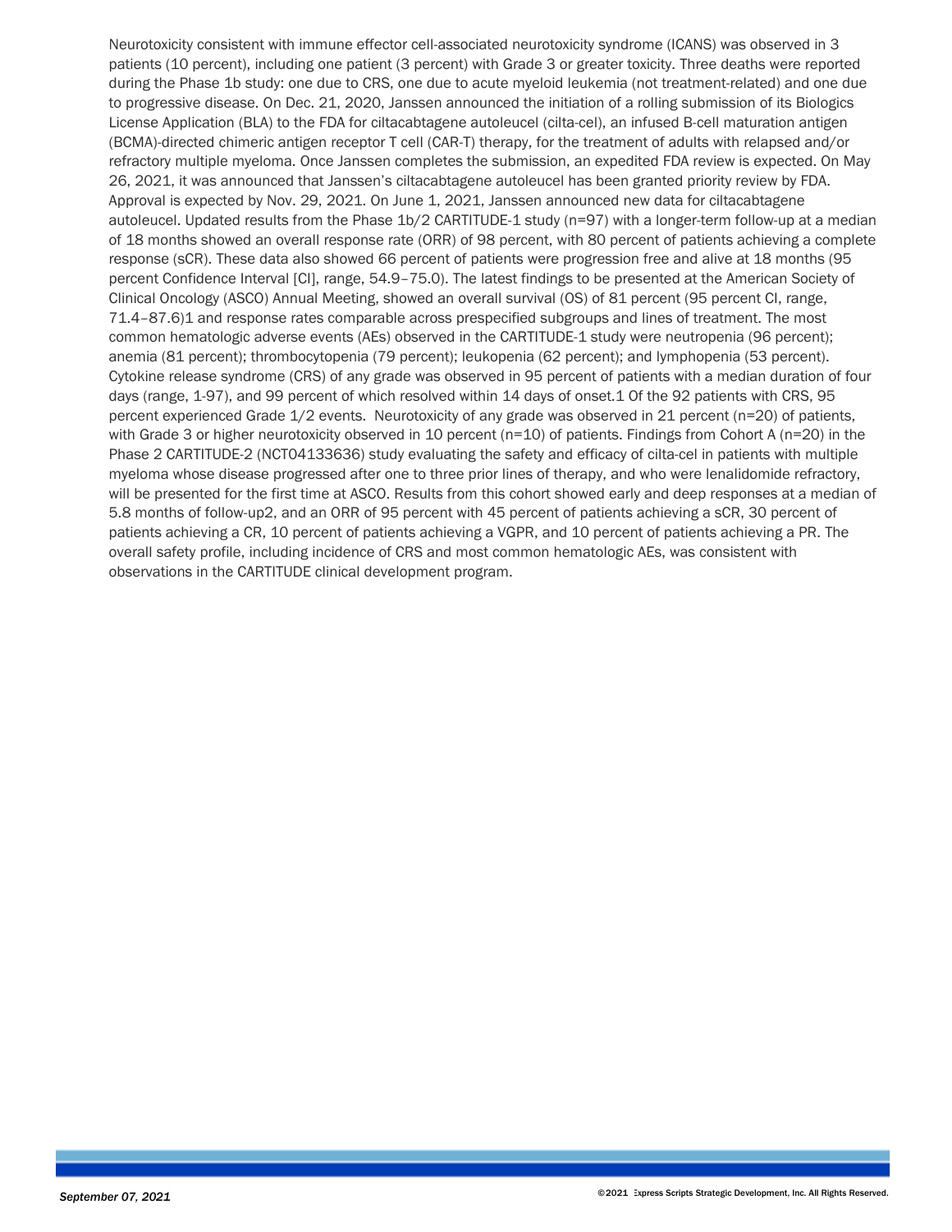Neurotoxicity consistent with immune effector cell-associated neurotoxicity syndrome (ICANS) was observed in 3 patients (10 percent), including one patient (3 percent) with Grade 3 or greater toxicity. Three deaths were reported during the Phase 1b study: one due to CRS, one due to acute myeloid leukemia (not treatment-related) and one due to progressive disease. On Dec. 21, 2020, Janssen announced the initiation of a rolling submission of its Biologics License Application (BLA) to the FDA for ciltacabtagene autoleucel (cilta-cel), an infused B-cell maturation antigen (BCMA)-directed chimeric antigen receptor T cell (CAR-T) therapy, for the treatment of adults with relapsed and/or refractory multiple myeloma. Once Janssen completes the submission, an expedited FDA review is expected. On May 26, 2021, it was announced that Janssen's ciltacabtagene autoleucel has been granted priority review by FDA. Approval is expected by Nov. 29, 2021. On June 1, 2021, Janssen announced new data for ciltacabtagene autoleucel. Updated results from the Phase 1b/2 CARTITUDE-1 study (n=97) with a longer-term follow-up at a median of 18 months showed an overall response rate (ORR) of 98 percent, with 80 percent of patients achieving a complete response (sCR). These data also showed 66 percent of patients were progression free and alive at 18 months (95 percent Confidence Interval [CI], range, 54.9–75.0). The latest findings to be presented at the American Society of Clinical Oncology (ASCO) Annual Meeting, showed an overall survival (OS) of 81 percent (95 percent CI, range, 71.4–87.6)1 and response rates comparable across prespecified subgroups and lines of treatment. The most common hematologic adverse events (AEs) observed in the CARTITUDE-1 study were neutropenia (96 percent); anemia (81 percent); thrombocytopenia (79 percent); leukopenia (62 percent); and lymphopenia (53 percent). Cytokine release syndrome (CRS) of any grade was observed in 95 percent of patients with a median duration of four days (range, 1-97), and 99 percent of which resolved within 14 days of onset.1 Of the 92 patients with CRS, 95 percent experienced Grade 1/2 events. Neurotoxicity of any grade was observed in 21 percent (n=20) of patients, with Grade 3 or higher neurotoxicity observed in 10 percent (n=10) of patients. Findings from Cohort A (n=20) in the Phase 2 CARTITUDE-2 (NCT04133636) study evaluating the safety and efficacy of cilta-cel in patients with multiple myeloma whose disease progressed after one to three prior lines of therapy, and who were lenalidomide refractory, will be presented for the first time at ASCO. Results from this cohort showed early and deep responses at a median of 5.8 months of follow-up2, and an ORR of 95 percent with 45 percent of patients achieving a sCR, 30 percent of patients achieving a CR, 10 percent of patients achieving a VGPR, and 10 percent of patients achieving a PR. The overall safety profile, including incidence of CRS and most common hematologic AEs, was consistent with observations in the CARTITUDE clinical development program.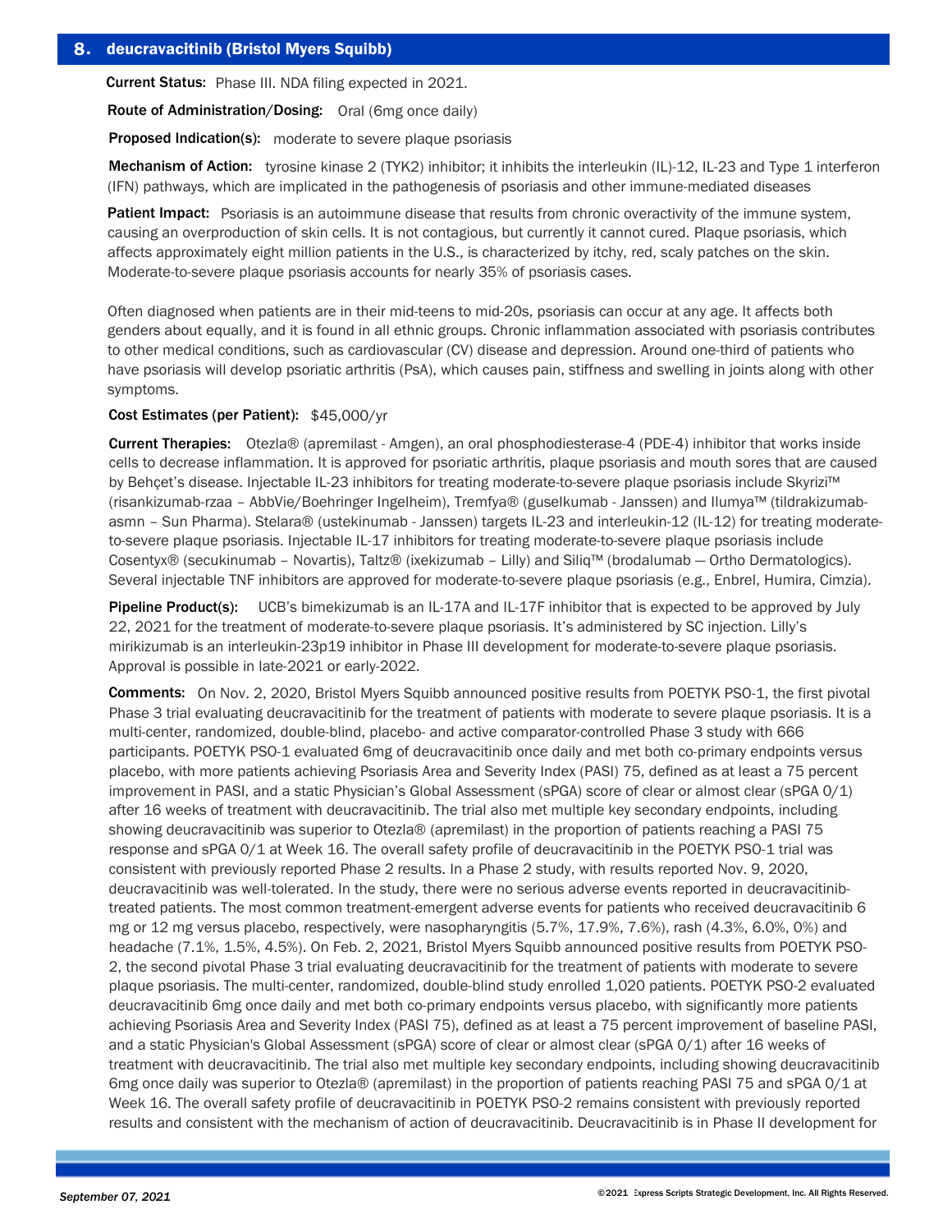## 8. deucravacitinib (Bristol Myers Squibb)

**Current Status:** Phase III. NDA filing expected in 2021.

**Route of Administration/Dosing:** Oral (6mg once daily)

**Proposed Indication(s):** moderate to severe plaque psoriasis

**Mechanism of Action:** tyrosine kinase 2 (TYK2) inhibitor; it inhibits the interleukin (IL)-12, IL-23 and Type 1 interferon (IFN) pathways, which are implicated in the pathogenesis of psoriasis and other immune-mediated diseases

**Patient Impact:** Psoriasis is an autoimmune disease that results from chronic overactivity of the immune system, causing an overproduction of skin cells. It is not contagious, but currently it cannot cured. Plaque psoriasis, which affects approximately eight million patients in the U.S., is characterized by itchy, red, scaly patches on the skin. Moderate-to-severe plaque psoriasis accounts for nearly 35% of psoriasis cases.

Often diagnosed when patients are in their mid-teens to mid-20s, psoriasis can occur at any age. It affects both genders about equally, and it is found in all ethnic groups. Chronic inflammation associated with psoriasis contributes to other medical conditions, such as cardiovascular (CV) disease and depression. Around one-third of patients who have psoriasis will develop psoriatic arthritis (PsA), which causes pain, stiffness and swelling in joints along with other symptoms.

**Cost Estimates (per Patient):** $45,000/yr

**Current Therapies:** Otezla® (apremilast - Amgen), an oral phosphodiesterase-4 (PDE-4) inhibitor that works inside cells to decrease inflammation. It is approved for psoriatic arthritis, plaque psoriasis and mouth sores that are caused by Behçet's disease. Injectable IL-23 inhibitors for treating moderate-to-severe plaque psoriasis include Skyrizi™ (risankizumab-rzaa – AbbVie/Boehringer Ingelheim), Tremfya® (guselkumab - Janssen) and Ilumya™ (tildrakizumab-asmn – Sun Pharma). Stelara® (ustekinumab - Janssen) targets IL-23 and interleukin-12 (IL-12) for treating moderate-to-severe plaque psoriasis. Injectable IL-17 inhibitors for treating moderate-to-severe plaque psoriasis include Cosentyx® (secukinumab – Novartis), Taltz® (ixekizumab – Lilly) and Siliq™ (brodalumab — Ortho Dermatologics). Several injectable TNF inhibitors are approved for moderate-to-severe plaque psoriasis (e.g., Enbrel, Humira, Cimzia).

**Pipeline Product(s):** UCB's bimekizumab is an IL-17A and IL-17F inhibitor that is expected to be approved by July 22, 2021 for the treatment of moderate-to-severe plaque psoriasis. It's administered by SC injection. Lilly's mirikizumab is an interleukin-23p19 inhibitor in Phase III development for moderate-to-severe plaque psoriasis. Approval is possible in late-2021 or early-2022.

**Comments:** On Nov. 2, 2020, Bristol Myers Squibb announced positive results from POETYK PSO-1, the first pivotal Phase 3 trial evaluating deucravacitinib for the treatment of patients with moderate to severe plaque psoriasis. It is a multi-center, randomized, double-blind, placebo- and active comparator-controlled Phase 3 study with 666 participants. POETYK PSO-1 evaluated 6mg of deucravacitinib once daily and met both co-primary endpoints versus placebo, with more patients achieving Psoriasis Area and Severity Index (PASI) 75, defined as at least a 75 percent improvement in PASI, and a static Physician's Global Assessment (sPGA) score of clear or almost clear (sPGA 0/1) after 16 weeks of treatment with deucravacitinib. The trial also met multiple key secondary endpoints, including showing deucravacitinib was superior to Otezla® (apremilast) in the proportion of patients reaching a PASI 75 response and sPGA 0/1 at Week 16. The overall safety profile of deucravacitinib in the POETYK PSO-1 trial was consistent with previously reported Phase 2 results. In a Phase 2 study, with results reported Nov. 9, 2020, deucravacitinib was well-tolerated. In the study, there were no serious adverse events reported in deucravacitinib-treated patients. The most common treatment-emergent adverse events for patients who received deucravacitinib 6 mg or 12 mg versus placebo, respectively, were nasopharyngitis (5.7%, 17.9%, 7.6%), rash (4.3%, 6.0%, 0%) and headache (7.1%, 1.5%, 4.5%). On Feb. 2, 2021, Bristol Myers Squibb announced positive results from POETYK PSO-2, the second pivotal Phase 3 trial evaluating deucravacitinib for the treatment of patients with moderate to severe plaque psoriasis. The multi-center, randomized, double-blind study enrolled 1,020 patients. POETYK PSO-2 evaluated deucravacitinib 6mg once daily and met both co-primary endpoints versus placebo, with significantly more patients achieving Psoriasis Area and Severity Index (PASI 75), defined as at least a 75 percent improvement of baseline PASI, and a static Physician's Global Assessment (sPGA) score of clear or almost clear (sPGA 0/1) after 16 weeks of treatment with deucravacitinib. The trial also met multiple key secondary endpoints, including showing deucravacitinib 6mg once daily was superior to Otezla® (apremilast) in the proportion of patients reaching PASI 75 and sPGA 0/1 at Week 16. The overall safety profile of deucravacitinib in POETYK PSO-2 remains consistent with previously reported results and consistent with the mechanism of action of deucravacitinib. Deucravacitinib is in Phase II development for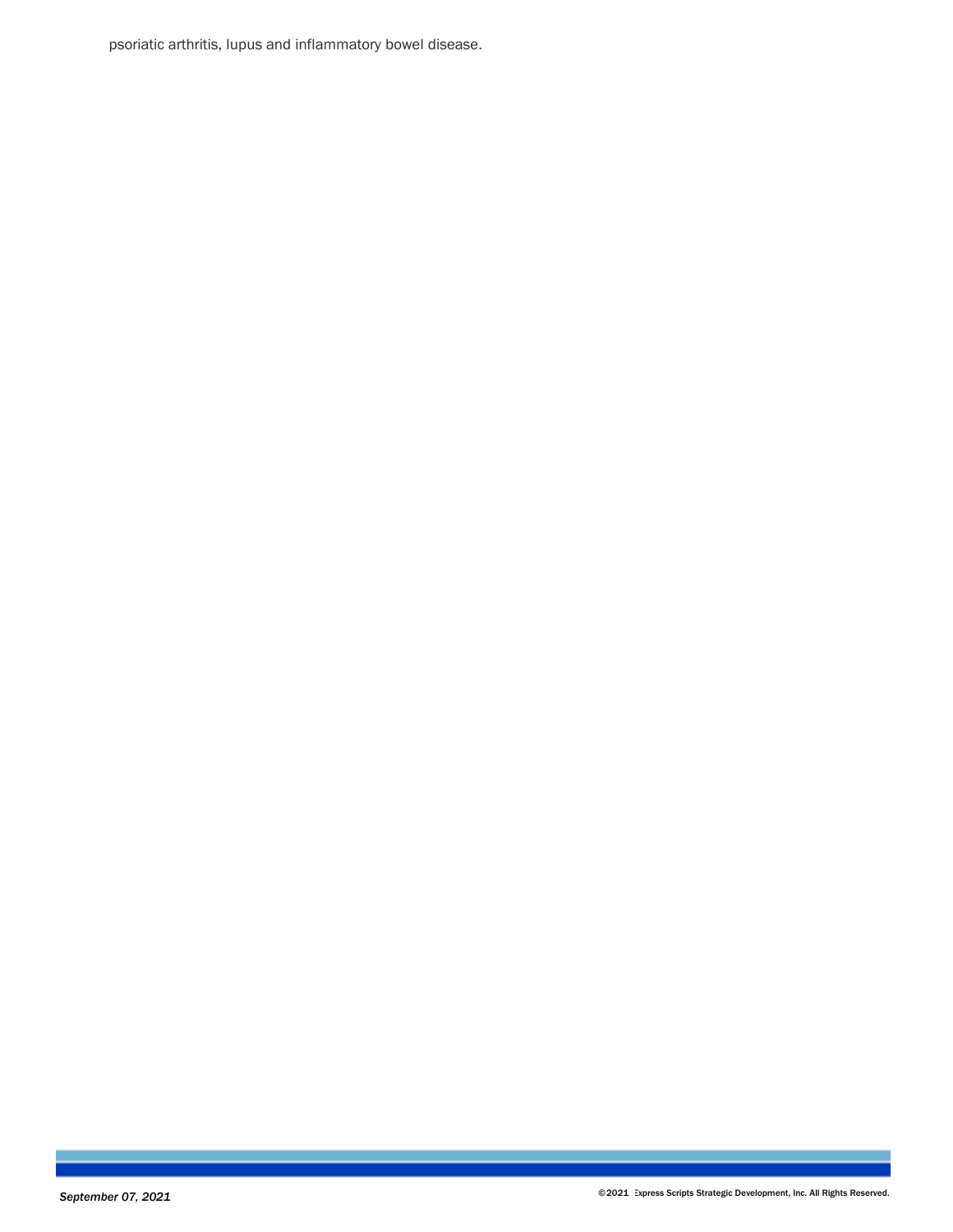psoriatic arthritis, lupus and inflammatory bowel disease.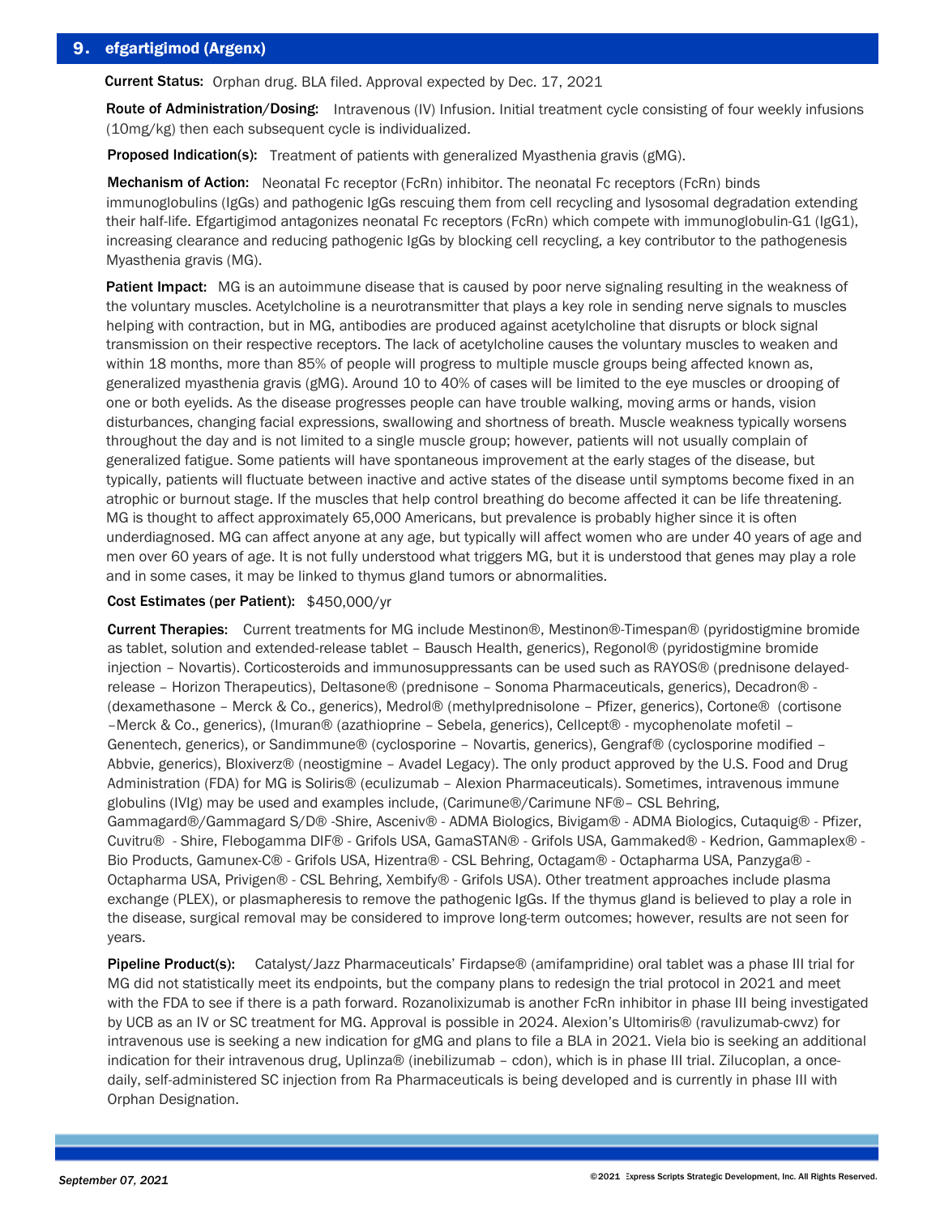## 9. efgartigimod (Argenx)

**Current Status:** Orphan drug. BLA filed. Approval expected by Dec. 17, 2021

**Route of Administration/Dosing:** Intravenous (IV) Infusion. Initial treatment cycle consisting of four weekly infusions (10mg/kg) then each subsequent cycle is individualized.

**Proposed Indication(s):** Treatment of patients with generalized Myasthenia gravis (gMG).

**Mechanism of Action:** Neonatal Fc receptor (FcRn) inhibitor. The neonatal Fc receptors (FcRn) binds immunoglobulins (IgGs) and pathogenic IgGs rescuing them from cell recycling and lysosomal degradation extending their half-life. Efgartigimod antagonizes neonatal Fc receptors (FcRn) which compete with immunoglobulin-G1 (IgG1), increasing clearance and reducing pathogenic IgGs by blocking cell recycling, a key contributor to the pathogenesis Myasthenia gravis (MG).

**Patient Impact:** MG is an autoimmune disease that is caused by poor nerve signaling resulting in the weakness of the voluntary muscles. Acetylcholine is a neurotransmitter that plays a key role in sending nerve signals to muscles helping with contraction, but in MG, antibodies are produced against acetylcholine that disrupts or block signal transmission on their respective receptors. The lack of acetylcholine causes the voluntary muscles to weaken and within 18 months, more than 85% of people will progress to multiple muscle groups being affected known as, generalized myasthenia gravis (gMG). Around 10 to 40% of cases will be limited to the eye muscles or drooping of one or both eyelids. As the disease progresses people can have trouble walking, moving arms or hands, vision disturbances, changing facial expressions, swallowing and shortness of breath. Muscle weakness typically worsens throughout the day and is not limited to a single muscle group; however, patients will not usually complain of generalized fatigue. Some patients will have spontaneous improvement at the early stages of the disease, but typically, patients will fluctuate between inactive and active states of the disease until symptoms become fixed in an atrophic or burnout stage. If the muscles that help control breathing do become affected it can be life threatening. MG is thought to affect approximately 65,000 Americans, but prevalence is probably higher since it is often underdiagnosed. MG can affect anyone at any age, but typically will affect women who are under 40 years of age and men over 60 years of age. It is not fully understood what triggers MG, but it is understood that genes may play a role and in some cases, it may be linked to thymus gland tumors or abnormalities.

**Cost Estimates (per Patient):** $450,000/yr

**Current Therapies:** Current treatments for MG include Mestinon®, Mestinon®-Timespan® (pyridostigmine bromide as tablet, solution and extended-release tablet – Bausch Health, generics), Regonol® (pyridostigmine bromide injection – Novartis). Corticosteroids and immunosuppressants can be used such as RAYOS® (prednisone delayed-release – Horizon Therapeutics), Deltasone® (prednisone – Sonoma Pharmaceuticals, generics), Decadron® - (dexamethasone – Merck & Co., generics), Medrol® (methylprednisolone – Pfizer, generics), Cortone® (cortisone –Merck & Co., generics), (Imuran® (azathioprine – Sebela, generics), Cellcept® - mycophenolate mofetil – Genentech, generics), or Sandimmune® (cyclosporine – Novartis, generics), Gengraf® (cyclosporine modified – Abbvie, generics), Bloxiverz® (neostigmine – Avadel Legacy). The only product approved by the U.S. Food and Drug Administration (FDA) for MG is Soliris® (eculizumab – Alexion Pharmaceuticals). Sometimes, intravenous immune globulins (IVIg) may be used and examples include, (Carimune®/Carimune NF®– CSL Behring, Gammagard®/Gammagard S/D® -Shire, Asceniv® - ADMA Biologics, Bivigam® - ADMA Biologics, Cutaquig® - Pfizer, Cuvitru® - Shire, Flebogamma DIF® - Grifols USA, GamaSTAN® - Grifols USA, Gammaked® - Kedrion, Gammaplex® - Bio Products, Gamunex-C® - Grifols USA, Hizentra® - CSL Behring, Octagam® - Octapharma USA, Panzyga® - Octapharma USA, Privigen® - CSL Behring, Xembify® - Grifols USA). Other treatment approaches include plasma exchange (PLEX), or plasmapheresis to remove the pathogenic IgGs. If the thymus gland is believed to play a role in the disease, surgical removal may be considered to improve long-term outcomes; however, results are not seen for years.

**Pipeline Product(s):** Catalyst/Jazz Pharmaceuticals' Firdapse® (amifampridine) oral tablet was a phase III trial for MG did not statistically meet its endpoints, but the company plans to redesign the trial protocol in 2021 and meet with the FDA to see if there is a path forward. Rozanolixizumab is another FcRn inhibitor in phase III being investigated by UCB as an IV or SC treatment for MG. Approval is possible in 2024. Alexion's Ultomiris® (ravulizumab-cwvz) for intravenous use is seeking a new indication for gMG and plans to file a BLA in 2021. Viela bio is seeking an additional indication for their intravenous drug, Uplinza® (inebilizumab – cdon), which is in phase III trial. Zilucoplan, a once-daily, self-administered SC injection from Ra Pharmaceuticals is being developed and is currently in phase III with Orphan Designation.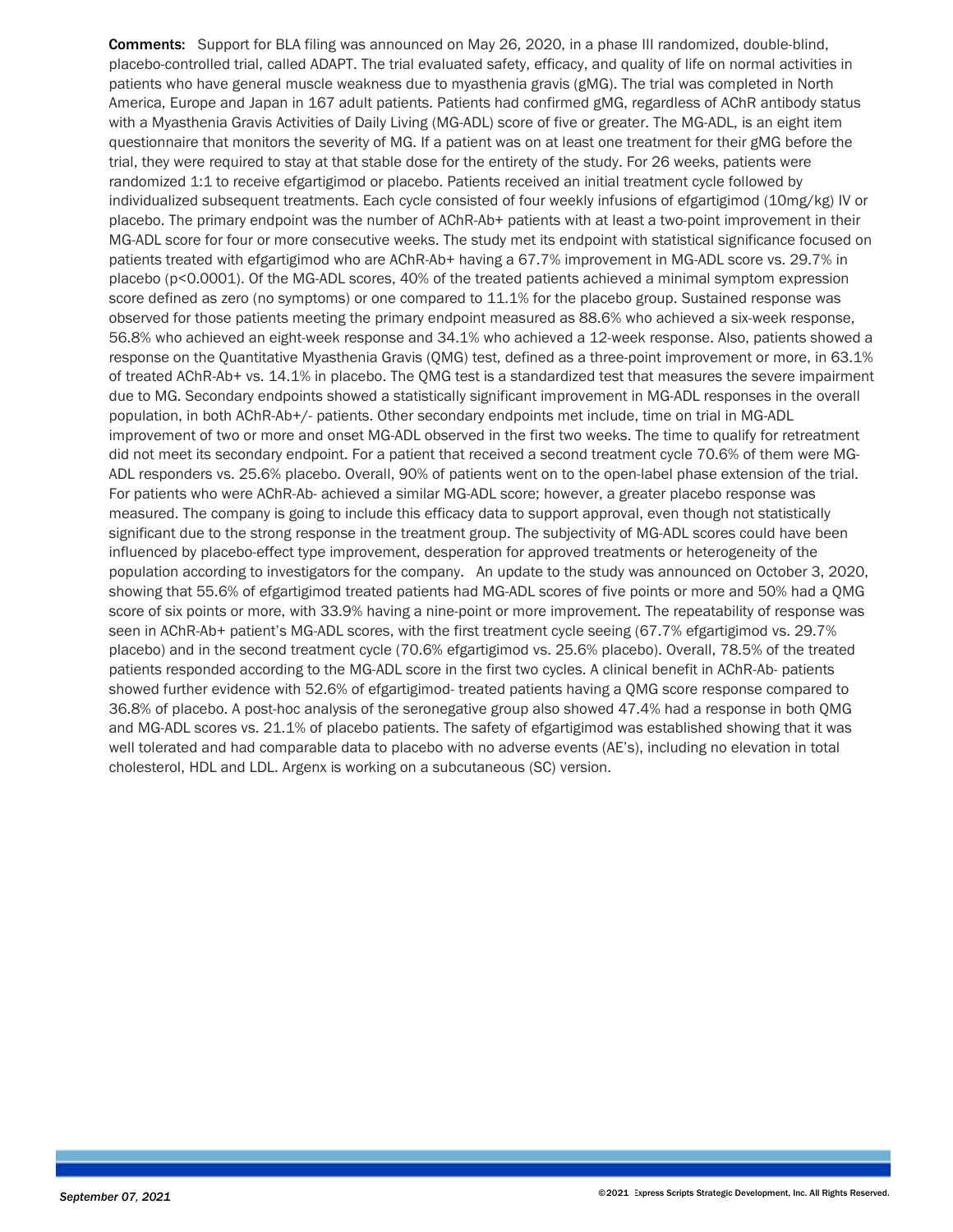**Comments:** Support for BLA filing was announced on May 26, 2020, in a phase III randomized, double-blind, placebo-controlled trial, called ADAPT. The trial evaluated safety, efficacy, and quality of life on normal activities in patients who have general muscle weakness due to myasthenia gravis (gMG). The trial was completed in North America, Europe and Japan in 167 adult patients. Patients had confirmed gMG, regardless of AChR antibody status with a Myasthenia Gravis Activities of Daily Living (MG-ADL) score of five or greater. The MG-ADL, is an eight item questionnaire that monitors the severity of MG. If a patient was on at least one treatment for their gMG before the trial, they were required to stay at that stable dose for the entirety of the study. For 26 weeks, patients were randomized 1:1 to receive efgartigimod or placebo. Patients received an initial treatment cycle followed by individualized subsequent treatments. Each cycle consisted of four weekly infusions of efgartigimod (10mg/kg) IV or placebo. The primary endpoint was the number of AChR-Ab+ patients with at least a two-point improvement in their MG-ADL score for four or more consecutive weeks. The study met its endpoint with statistical significance focused on patients treated with efgartigimod who are AChR-Ab+ having a 67.7% improvement in MG-ADL score vs. 29.7% in placebo (p<0.0001). Of the MG-ADL scores, 40% of the treated patients achieved a minimal symptom expression score defined as zero (no symptoms) or one compared to 11.1% for the placebo group. Sustained response was observed for those patients meeting the primary endpoint measured as 88.6% who achieved a six-week response, 56.8% who achieved an eight-week response and 34.1% who achieved a 12-week response. Also, patients showed a response on the Quantitative Myasthenia Gravis (QMG) test, defined as a three-point improvement or more, in 63.1% of treated AChR-Ab+ vs. 14.1% in placebo. The QMG test is a standardized test that measures the severe impairment due to MG. Secondary endpoints showed a statistically significant improvement in MG-ADL responses in the overall population, in both AChR-Ab+/- patients. Other secondary endpoints met include, time on trial in MG-ADL improvement of two or more and onset MG-ADL observed in the first two weeks. The time to qualify for retreatment did not meet its secondary endpoint. For a patient that received a second treatment cycle 70.6% of them were MG-ADL responders vs. 25.6% placebo. Overall, 90% of patients went on to the open-label phase extension of the trial. For patients who were AChR-Ab- achieved a similar MG-ADL score; however, a greater placebo response was measured. The company is going to include this efficacy data to support approval, even though not statistically significant due to the strong response in the treatment group. The subjectivity of MG-ADL scores could have been influenced by placebo-effect type improvement, desperation for approved treatments or heterogeneity of the population according to investigators for the company. An update to the study was announced on October 3, 2020, showing that 55.6% of efgartigimod treated patients had MG-ADL scores of five points or more and 50% had a QMG score of six points or more, with 33.9% having a nine-point or more improvement. The repeatability of response was seen in AChR-Ab+ patient's MG-ADL scores, with the first treatment cycle seeing (67.7% efgartigimod vs. 29.7% placebo) and in the second treatment cycle (70.6% efgartigimod vs. 25.6% placebo). Overall, 78.5% of the treated patients responded according to the MG-ADL score in the first two cycles. A clinical benefit in AChR-Ab- patients showed further evidence with 52.6% of efgartigimod- treated patients having a QMG score response compared to 36.8% of placebo. A post-hoc analysis of the seronegative group also showed 47.4% had a response in both QMG and MG-ADL scores vs. 21.1% of placebo patients. The safety of efgartigimod was established showing that it was well tolerated and had comparable data to placebo with no adverse events (AE's), including no elevation in total cholesterol, HDL and LDL. Argenx is working on a subcutaneous (SC) version.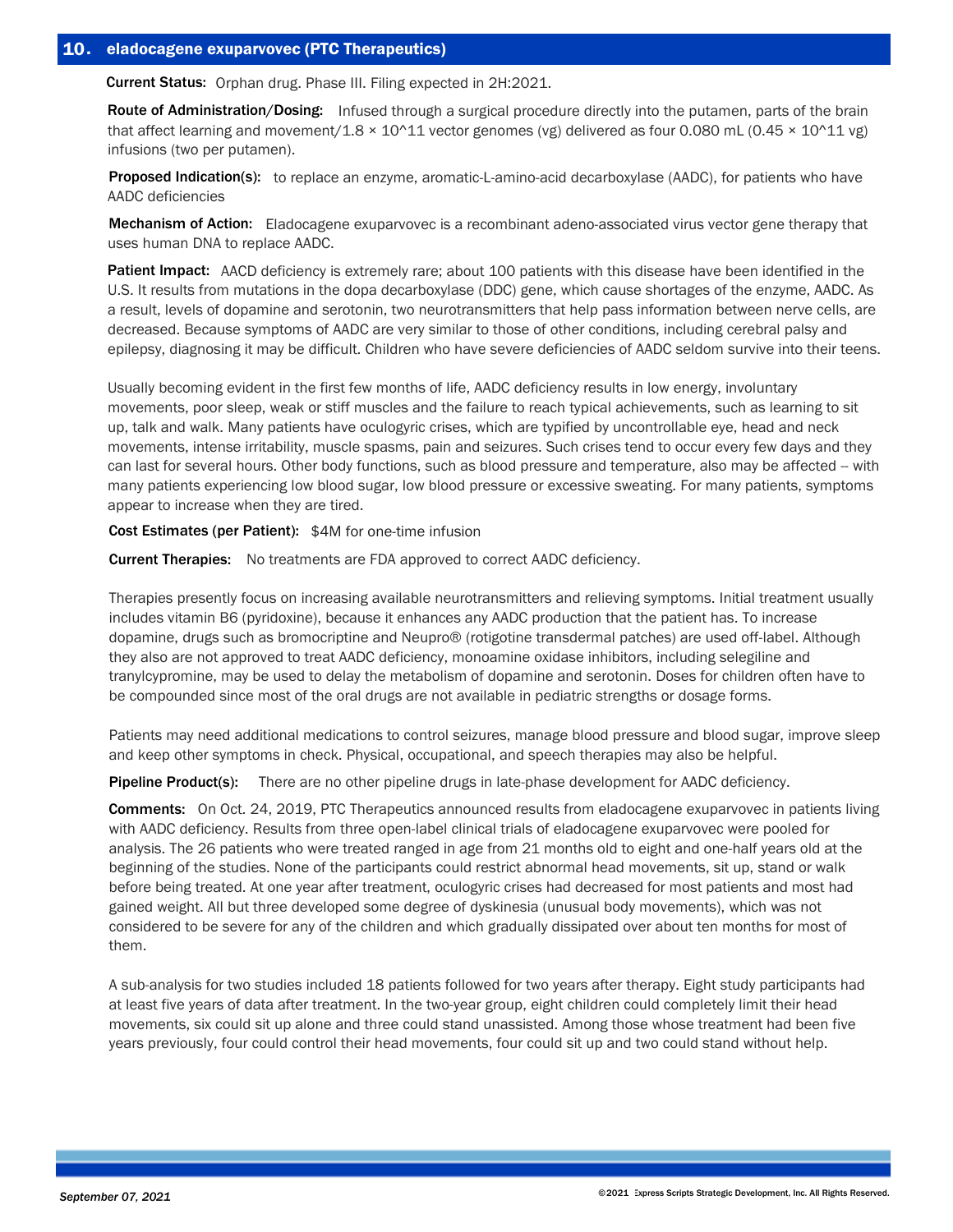## 10. eladocagene exuparvovec (PTC Therapeutics)

**Current Status:** Orphan drug. Phase III. Filing expected in 2H:2021.

**Route of Administration/Dosing:** Infused through a surgical procedure directly into the putamen, parts of the brain that affect learning and movement/1.8 × 10^11 vector genomes (vg) delivered as four 0.080 mL (0.45 × 10^11 vg) infusions (two per putamen).

**Proposed Indication(s):** to replace an enzyme, aromatic-L-amino-acid decarboxylase (AADC), for patients who have AADC deficiencies

**Mechanism of Action:** Eladocagene exuparvovec is a recombinant adeno-associated virus vector gene therapy that uses human DNA to replace AADC.

**Patient Impact:** AACD deficiency is extremely rare; about 100 patients with this disease have been identified in the U.S. It results from mutations in the dopa decarboxylase (DDC) gene, which cause shortages of the enzyme, AADC. As a result, levels of dopamine and serotonin, two neurotransmitters that help pass information between nerve cells, are decreased. Because symptoms of AADC are very similar to those of other conditions, including cerebral palsy and epilepsy, diagnosing it may be difficult. Children who have severe deficiencies of AADC seldom survive into their teens.

Usually becoming evident in the first few months of life, AADC deficiency results in low energy, involuntary movements, poor sleep, weak or stiff muscles and the failure to reach typical achievements, such as learning to sit up, talk and walk. Many patients have oculogyric crises, which are typified by uncontrollable eye, head and neck movements, intense irritability, muscle spasms, pain and seizures. Such crises tend to occur every few days and they can last for several hours. Other body functions, such as blood pressure and temperature, also may be affected -- with many patients experiencing low blood sugar, low blood pressure or excessive sweating. For many patients, symptoms appear to increase when they are tired.

**Cost Estimates (per Patient):** $4M for one-time infusion

**Current Therapies:** No treatments are FDA approved to correct AADC deficiency.

Therapies presently focus on increasing available neurotransmitters and relieving symptoms. Initial treatment usually includes vitamin B6 (pyridoxine), because it enhances any AADC production that the patient has. To increase dopamine, drugs such as bromocriptine and Neupro® (rotigotine transdermal patches) are used off-label. Although they also are not approved to treat AADC deficiency, monoamine oxidase inhibitors, including selegiline and tranylcypromine, may be used to delay the metabolism of dopamine and serotonin. Doses for children often have to be compounded since most of the oral drugs are not available in pediatric strengths or dosage forms.

Patients may need additional medications to control seizures, manage blood pressure and blood sugar, improve sleep and keep other symptoms in check. Physical, occupational, and speech therapies may also be helpful.

**Pipeline Product(s):** There are no other pipeline drugs in late-phase development for AADC deficiency.

**Comments:** On Oct. 24, 2019, PTC Therapeutics announced results from eladocagene exuparvovec in patients living with AADC deficiency. Results from three open-label clinical trials of eladocagene exuparvovec were pooled for analysis. The 26 patients who were treated ranged in age from 21 months old to eight and one-half years old at the beginning of the studies. None of the participants could restrict abnormal head movements, sit up, stand or walk before being treated. At one year after treatment, oculogyric crises had decreased for most patients and most had gained weight. All but three developed some degree of dyskinesia (unusual body movements), which was not considered to be severe for any of the children and which gradually dissipated over about ten months for most of them.

A sub-analysis for two studies included 18 patients followed for two years after therapy. Eight study participants had at least five years of data after treatment. In the two-year group, eight children could completely limit their head movements, six could sit up alone and three could stand unassisted. Among those whose treatment had been five years previously, four could control their head movements, four could sit up and two could stand without help.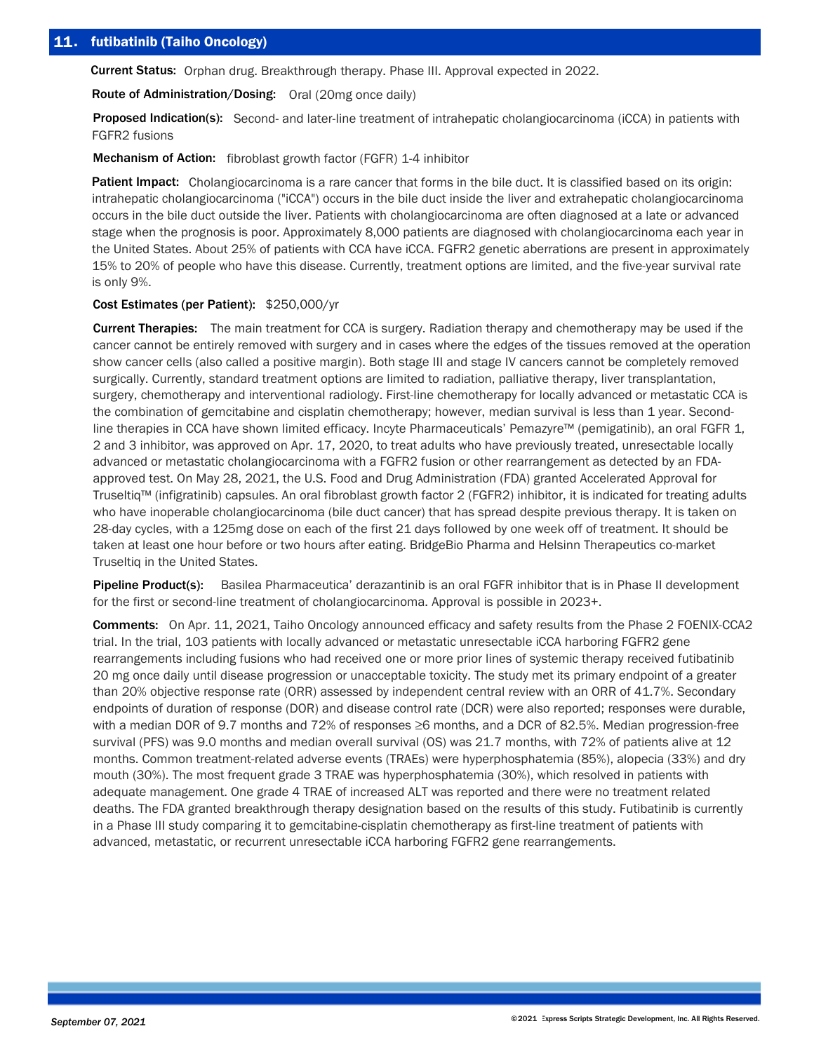## 11. futibatinib (Taiho Oncology)

**Current Status:** Orphan drug. Breakthrough therapy. Phase III. Approval expected in 2022.

**Route of Administration/Dosing:** Oral (20mg once daily)

**Proposed Indication(s):** Second- and later-line treatment of intrahepatic cholangiocarcinoma (iCCA) in patients with FGFR2 fusions

**Mechanism of Action:** fibroblast growth factor (FGFR) 1-4 inhibitor

**Patient Impact:** Cholangiocarcinoma is a rare cancer that forms in the bile duct. It is classified based on its origin: intrahepatic cholangiocarcinoma ("iCCA") occurs in the bile duct inside the liver and extrahepatic cholangiocarcinoma occurs in the bile duct outside the liver. Patients with cholangiocarcinoma are often diagnosed at a late or advanced stage when the prognosis is poor. Approximately 8,000 patients are diagnosed with cholangiocarcinoma each year in the United States. About 25% of patients with CCA have iCCA. FGFR2 genetic aberrations are present in approximately 15% to 20% of people who have this disease. Currently, treatment options are limited, and the five-year survival rate is only 9%.

**Cost Estimates (per Patient):** $250,000/yr

**Current Therapies:** The main treatment for CCA is surgery. Radiation therapy and chemotherapy may be used if the cancer cannot be entirely removed with surgery and in cases where the edges of the tissues removed at the operation show cancer cells (also called a positive margin). Both stage III and stage IV cancers cannot be completely removed surgically. Currently, standard treatment options are limited to radiation, palliative therapy, liver transplantation, surgery, chemotherapy and interventional radiology. First-line chemotherapy for locally advanced or metastatic CCA is the combination of gemcitabine and cisplatin chemotherapy; however, median survival is less than 1 year. Second-line therapies in CCA have shown limited efficacy. Incyte Pharmaceuticals' Pemazyre™ (pemigatinib), an oral FGFR 1, 2 and 3 inhibitor, was approved on Apr. 17, 2020, to treat adults who have previously treated, unresectable locally advanced or metastatic cholangiocarcinoma with a FGFR2 fusion or other rearrangement as detected by an FDA-approved test. On May 28, 2021, the U.S. Food and Drug Administration (FDA) granted Accelerated Approval for Truseltiq™ (infigratinib) capsules. An oral fibroblast growth factor 2 (FGFR2) inhibitor, it is indicated for treating adults who have inoperable cholangiocarcinoma (bile duct cancer) that has spread despite previous therapy. It is taken on 28-day cycles, with a 125mg dose on each of the first 21 days followed by one week off of treatment. It should be taken at least one hour before or two hours after eating. BridgeBio Pharma and Helsinn Therapeutics co-market Truseltiq in the United States.

**Pipeline Product(s):** Basilea Pharmaceutica' derazantinib is an oral FGFR inhibitor that is in Phase II development for the first or second-line treatment of cholangiocarcinoma. Approval is possible in 2023+.

**Comments:** On Apr. 11, 2021, Taiho Oncology announced efficacy and safety results from the Phase 2 FOENIX-CCA2 trial. In the trial, 103 patients with locally advanced or metastatic unresectable iCCA harboring FGFR2 gene rearrangements including fusions who had received one or more prior lines of systemic therapy received futibatinib 20 mg once daily until disease progression or unacceptable toxicity. The study met its primary endpoint of a greater than 20% objective response rate (ORR) assessed by independent central review with an ORR of 41.7%. Secondary endpoints of duration of response (DOR) and disease control rate (DCR) were also reported; responses were durable, with a median DOR of 9.7 months and 72% of responses ≥6 months, and a DCR of 82.5%. Median progression-free survival (PFS) was 9.0 months and median overall survival (OS) was 21.7 months, with 72% of patients alive at 12 months. Common treatment-related adverse events (TRAEs) were hyperphosphatemia (85%), alopecia (33%) and dry mouth (30%). The most frequent grade 3 TRAE was hyperphosphatemia (30%), which resolved in patients with adequate management. One grade 4 TRAE of increased ALT was reported and there were no treatment related deaths. The FDA granted breakthrough therapy designation based on the results of this study. Futibatinib is currently in a Phase III study comparing it to gemcitabine-cisplatin chemotherapy as first-line treatment of patients with advanced, metastatic, or recurrent unresectable iCCA harboring FGFR2 gene rearrangements.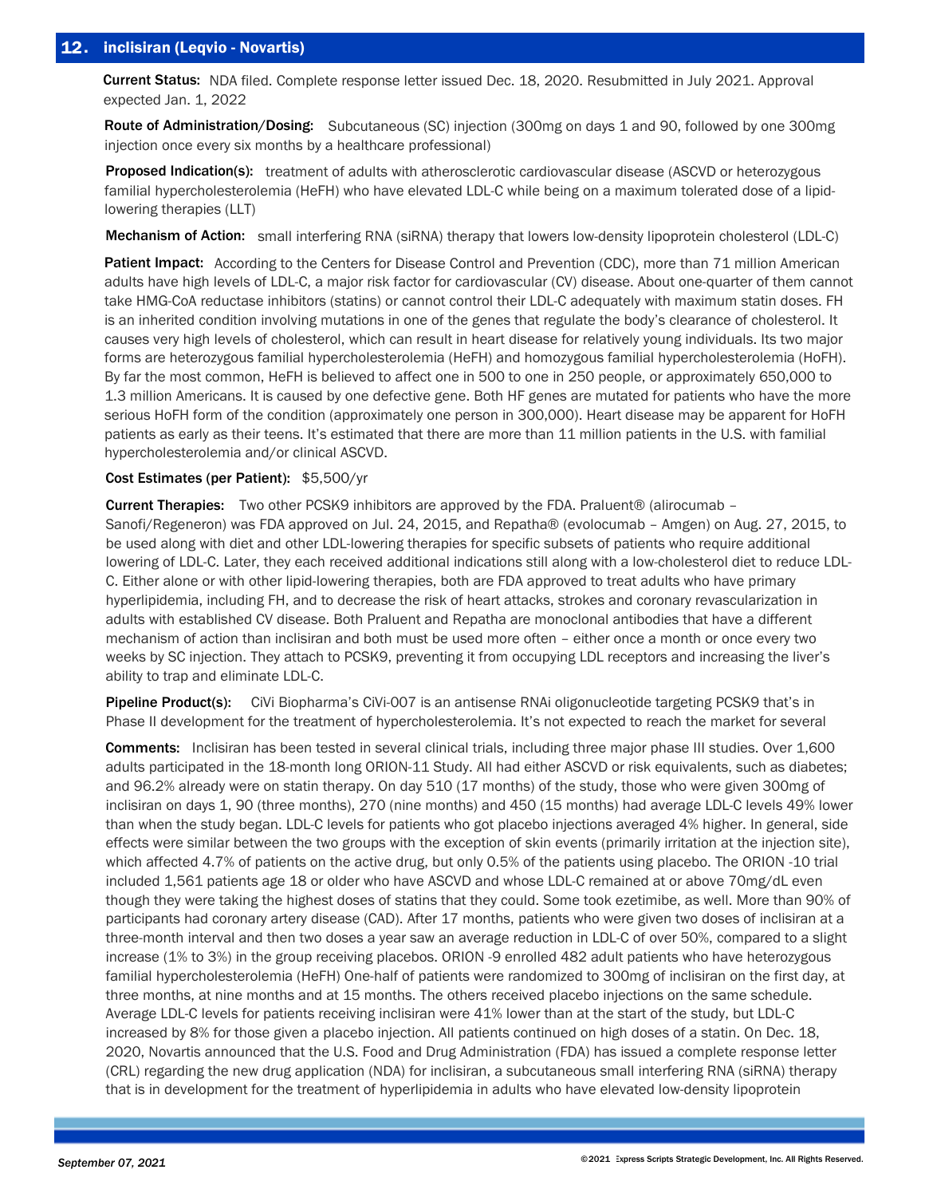## 12. inclisiran (Leqvio - Novartis)

**Current Status:** NDA filed. Complete response letter issued Dec. 18, 2020. Resubmitted in July 2021. Approval expected Jan. 1, 2022

**Route of Administration/Dosing:** Subcutaneous (SC) injection (300mg on days 1 and 90, followed by one 300mg injection once every six months by a healthcare professional)

**Proposed Indication(s):** treatment of adults with atherosclerotic cardiovascular disease (ASCVD or heterozygous familial hypercholesterolemia (HeFH) who have elevated LDL-C while being on a maximum tolerated dose of a lipid-lowering therapies (LLT)

**Mechanism of Action:** small interfering RNA (siRNA) therapy that lowers low-density lipoprotein cholesterol (LDL-C)

**Patient Impact:** According to the Centers for Disease Control and Prevention (CDC), more than 71 million American adults have high levels of LDL-C, a major risk factor for cardiovascular (CV) disease. About one-quarter of them cannot take HMG-CoA reductase inhibitors (statins) or cannot control their LDL-C adequately with maximum statin doses. FH is an inherited condition involving mutations in one of the genes that regulate the body's clearance of cholesterol. It causes very high levels of cholesterol, which can result in heart disease for relatively young individuals. Its two major forms are heterozygous familial hypercholesterolemia (HeFH) and homozygous familial hypercholesterolemia (HoFH). By far the most common, HeFH is believed to affect one in 500 to one in 250 people, or approximately 650,000 to 1.3 million Americans. It is caused by one defective gene. Both HF genes are mutated for patients who have the more serious HoFH form of the condition (approximately one person in 300,000). Heart disease may be apparent for HoFH patients as early as their teens. It's estimated that there are more than 11 million patients in the U.S. with familial hypercholesterolemia and/or clinical ASCVD.

**Cost Estimates (per Patient):** $5,500/yr

**Current Therapies:** Two other PCSK9 inhibitors are approved by the FDA. Praluent® (alirocumab – Sanofi/Regeneron) was FDA approved on Jul. 24, 2015, and Repatha® (evolocumab – Amgen) on Aug. 27, 2015, to be used along with diet and other LDL-lowering therapies for specific subsets of patients who require additional lowering of LDL-C. Later, they each received additional indications still along with a low-cholesterol diet to reduce LDL-C. Either alone or with other lipid-lowering therapies, both are FDA approved to treat adults who have primary hyperlipidemia, including FH, and to decrease the risk of heart attacks, strokes and coronary revascularization in adults with established CV disease. Both Praluent and Repatha are monoclonal antibodies that have a different mechanism of action than inclisiran and both must be used more often – either once a month or once every two weeks by SC injection. They attach to PCSK9, preventing it from occupying LDL receptors and increasing the liver's ability to trap and eliminate LDL-C.

**Pipeline Product(s):** CiVi Biopharma's CiVi-007 is an antisense RNAi oligonucleotide targeting PCSK9 that's in Phase II development for the treatment of hypercholesterolemia. It's not expected to reach the market for several

**Comments:** Inclisiran has been tested in several clinical trials, including three major phase III studies. Over 1,600 adults participated in the 18-month long ORION-11 Study. All had either ASCVD or risk equivalents, such as diabetes; and 96.2% already were on statin therapy. On day 510 (17 months) of the study, those who were given 300mg of inclisiran on days 1, 90 (three months), 270 (nine months) and 450 (15 months) had average LDL-C levels 49% lower than when the study began. LDL-C levels for patients who got placebo injections averaged 4% higher. In general, side effects were similar between the two groups with the exception of skin events (primarily irritation at the injection site), which affected 4.7% of patients on the active drug, but only 0.5% of the patients using placebo. The ORION -10 trial included 1,561 patients age 18 or older who have ASCVD and whose LDL-C remained at or above 70mg/dL even though they were taking the highest doses of statins that they could. Some took ezetimibe, as well. More than 90% of participants had coronary artery disease (CAD). After 17 months, patients who were given two doses of inclisiran at a three-month interval and then two doses a year saw an average reduction in LDL-C of over 50%, compared to a slight increase (1% to 3%) in the group receiving placebos. ORION -9 enrolled 482 adult patients who have heterozygous familial hypercholesterolemia (HeFH) One-half of patients were randomized to 300mg of inclisiran on the first day, at three months, at nine months and at 15 months. The others received placebo injections on the same schedule. Average LDL-C levels for patients receiving inclisiran were 41% lower than at the start of the study, but LDL-C increased by 8% for those given a placebo injection. All patients continued on high doses of a statin. On Dec. 18, 2020, Novartis announced that the U.S. Food and Drug Administration (FDA) has issued a complete response letter (CRL) regarding the new drug application (NDA) for inclisiran, a subcutaneous small interfering RNA (siRNA) therapy that is in development for the treatment of hyperlipidemia in adults who have elevated low-density lipoprotein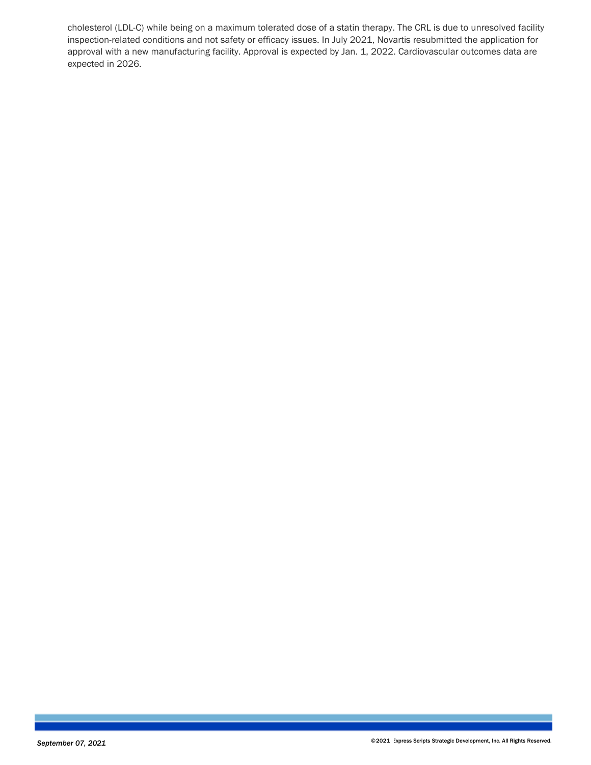cholesterol (LDL-C) while being on a maximum tolerated dose of a statin therapy. The CRL is due to unresolved facility inspection-related conditions and not safety or efficacy issues. In July 2021, Novartis resubmitted the application for approval with a new manufacturing facility. Approval is expected by Jan. 1, 2022. Cardiovascular outcomes data are expected in 2026.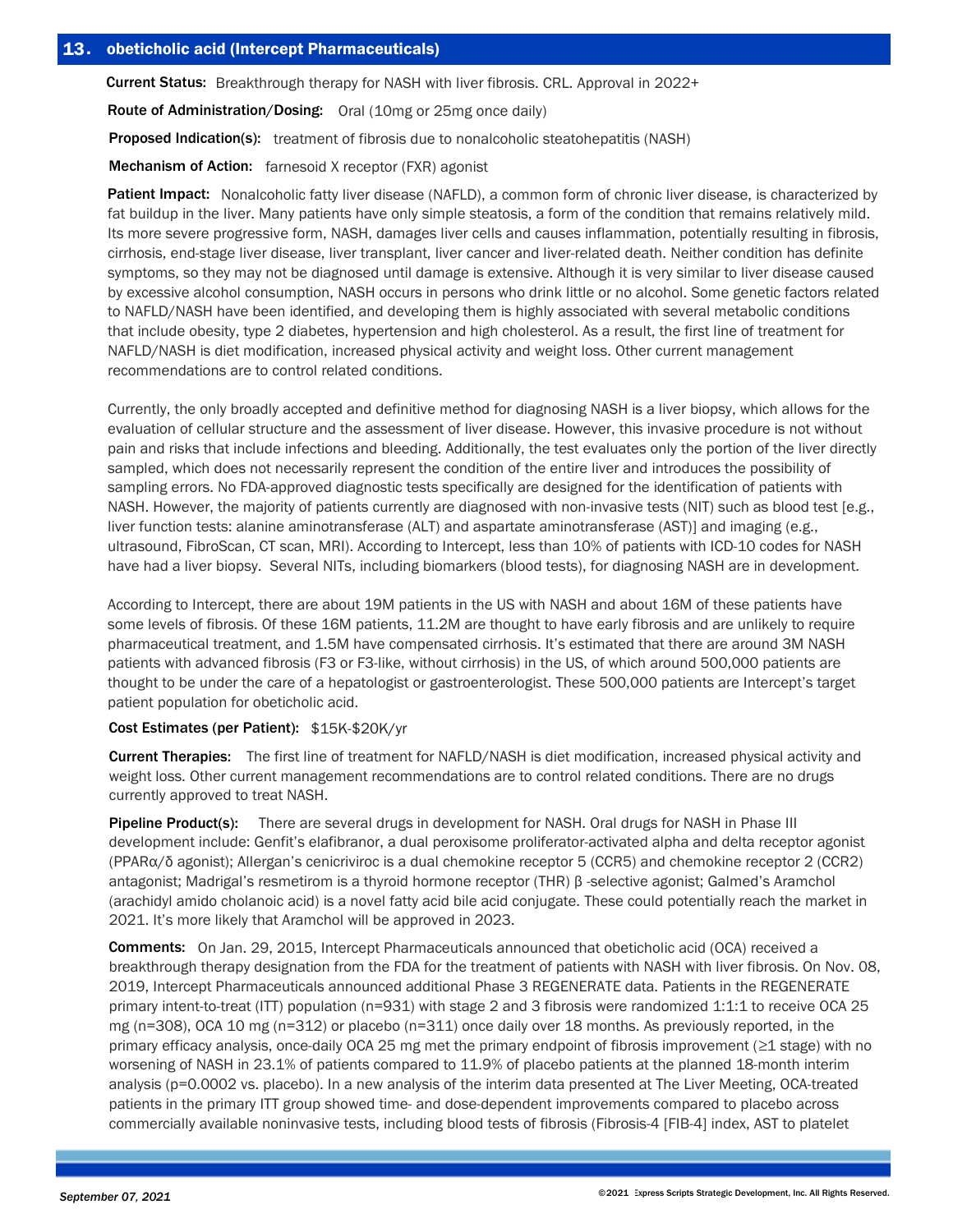## 13. obeticholic acid (Intercept Pharmaceuticals)

**Current Status:** Breakthrough therapy for NASH with liver fibrosis. CRL. Approval in 2022+

**Route of Administration/Dosing:** Oral (10mg or 25mg once daily)

**Proposed Indication(s):** treatment of fibrosis due to nonalcoholic steatohepatitis (NASH)

**Mechanism of Action:** farnesoid X receptor (FXR) agonist

**Patient Impact:** Nonalcoholic fatty liver disease (NAFLD), a common form of chronic liver disease, is characterized by fat buildup in the liver. Many patients have only simple steatosis, a form of the condition that remains relatively mild. Its more severe progressive form, NASH, damages liver cells and causes inflammation, potentially resulting in fibrosis, cirrhosis, end-stage liver disease, liver transplant, liver cancer and liver-related death. Neither condition has definite symptoms, so they may not be diagnosed until damage is extensive. Although it is very similar to liver disease caused by excessive alcohol consumption, NASH occurs in persons who drink little or no alcohol. Some genetic factors related to NAFLD/NASH have been identified, and developing them is highly associated with several metabolic conditions that include obesity, type 2 diabetes, hypertension and high cholesterol. As a result, the first line of treatment for NAFLD/NASH is diet modification, increased physical activity and weight loss. Other current management recommendations are to control related conditions.

Currently, the only broadly accepted and definitive method for diagnosing NASH is a liver biopsy, which allows for the evaluation of cellular structure and the assessment of liver disease. However, this invasive procedure is not without pain and risks that include infections and bleeding. Additionally, the test evaluates only the portion of the liver directly sampled, which does not necessarily represent the condition of the entire liver and introduces the possibility of sampling errors. No FDA-approved diagnostic tests specifically are designed for the identification of patients with NASH. However, the majority of patients currently are diagnosed with non-invasive tests (NIT) such as blood test [e.g., liver function tests: alanine aminotransferase (ALT) and aspartate aminotransferase (AST)] and imaging (e.g., ultrasound, FibroScan, CT scan, MRI). According to Intercept, less than 10% of patients with ICD-10 codes for NASH have had a liver biopsy. Several NITs, including biomarkers (blood tests), for diagnosing NASH are in development.

According to Intercept, there are about 19M patients in the US with NASH and about 16M of these patients have some levels of fibrosis. Of these 16M patients, 11.2M are thought to have early fibrosis and are unlikely to require pharmaceutical treatment, and 1.5M have compensated cirrhosis. It's estimated that there are around 3M NASH patients with advanced fibrosis (F3 or F3-like, without cirrhosis) in the US, of which around 500,000 patients are thought to be under the care of a hepatologist or gastroenterologist. These 500,000 patients are Intercept's target patient population for obeticholic acid.

**Cost Estimates (per Patient):** $15K-$20K/yr

**Current Therapies:** The first line of treatment for NAFLD/NASH is diet modification, increased physical activity and weight loss. Other current management recommendations are to control related conditions. There are no drugs currently approved to treat NASH.

**Pipeline Product(s):** There are several drugs in development for NASH. Oral drugs for NASH in Phase III development include: Genfit's elafibranor, a dual peroxisome proliferator-activated alpha and delta receptor agonist (PPARα/δ agonist); Allergan's cenicriviroc is a dual chemokine receptor 5 (CCR5) and chemokine receptor 2 (CCR2) antagonist; Madrigal's resmetirom is a thyroid hormone receptor (THR) β -selective agonist; Galmed's Aramchol (arachidyl amido cholanoic acid) is a novel fatty acid bile acid conjugate. These could potentially reach the market in 2021. It's more likely that Aramchol will be approved in 2023.

**Comments:** On Jan. 29, 2015, Intercept Pharmaceuticals announced that obeticholic acid (OCA) received a breakthrough therapy designation from the FDA for the treatment of patients with NASH with liver fibrosis. On Nov. 08, 2019, Intercept Pharmaceuticals announced additional Phase 3 REGENERATE data. Patients in the REGENERATE primary intent-to-treat (ITT) population (n=931) with stage 2 and 3 fibrosis were randomized 1:1:1 to receive OCA 25 mg (n=308), OCA 10 mg (n=312) or placebo (n=311) once daily over 18 months. As previously reported, in the primary efficacy analysis, once-daily OCA 25 mg met the primary endpoint of fibrosis improvement (≥1 stage) with no worsening of NASH in 23.1% of patients compared to 11.9% of placebo patients at the planned 18-month interim analysis ($p=0.0002$ vs. placebo). In a new analysis of the interim data presented at The Liver Meeting, OCA-treated patients in the primary ITT group showed time- and dose-dependent improvements compared to placebo across commercially available noninvasive tests, including blood tests of fibrosis (Fibrosis-4 [FIB-4] index, AST to platelet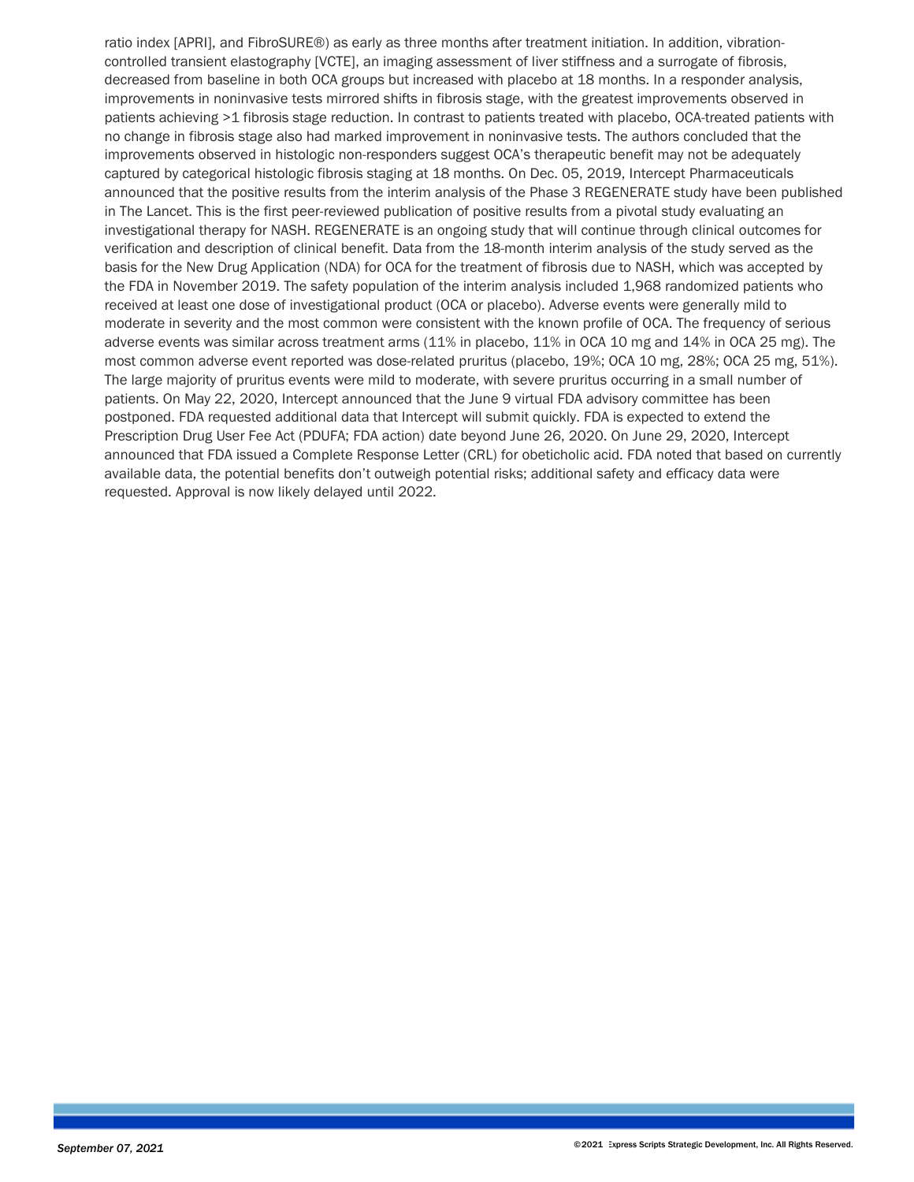ratio index [APRI], and FibroSURE®) as early as three months after treatment initiation. In addition, vibration-controlled transient elastography [VCTE], an imaging assessment of liver stiffness and a surrogate of fibrosis, decreased from baseline in both OCA groups but increased with placebo at 18 months. In a responder analysis, improvements in noninvasive tests mirrored shifts in fibrosis stage, with the greatest improvements observed in patients achieving >1 fibrosis stage reduction. In contrast to patients treated with placebo, OCA-treated patients with no change in fibrosis stage also had marked improvement in noninvasive tests. The authors concluded that the improvements observed in histologic non-responders suggest OCA's therapeutic benefit may not be adequately captured by categorical histologic fibrosis staging at 18 months. On Dec. 05, 2019, Intercept Pharmaceuticals announced that the positive results from the interim analysis of the Phase 3 REGENERATE study have been published in The Lancet. This is the first peer-reviewed publication of positive results from a pivotal study evaluating an investigational therapy for NASH. REGENERATE is an ongoing study that will continue through clinical outcomes for verification and description of clinical benefit. Data from the 18-month interim analysis of the study served as the basis for the New Drug Application (NDA) for OCA for the treatment of fibrosis due to NASH, which was accepted by the FDA in November 2019. The safety population of the interim analysis included 1,968 randomized patients who received at least one dose of investigational product (OCA or placebo). Adverse events were generally mild to moderate in severity and the most common were consistent with the known profile of OCA. The frequency of serious adverse events was similar across treatment arms (11% in placebo, 11% in OCA 10 mg and 14% in OCA 25 mg). The most common adverse event reported was dose-related pruritus (placebo, 19%; OCA 10 mg, 28%; OCA 25 mg, 51%). The large majority of pruritus events were mild to moderate, with severe pruritus occurring in a small number of patients. On May 22, 2020, Intercept announced that the June 9 virtual FDA advisory committee has been postponed. FDA requested additional data that Intercept will submit quickly. FDA is expected to extend the Prescription Drug User Fee Act (PDUFA; FDA action) date beyond June 26, 2020. On June 29, 2020, Intercept announced that FDA issued a Complete Response Letter (CRL) for obeticholic acid. FDA noted that based on currently available data, the potential benefits don't outweigh potential risks; additional safety and efficacy data were requested. Approval is now likely delayed until 2022.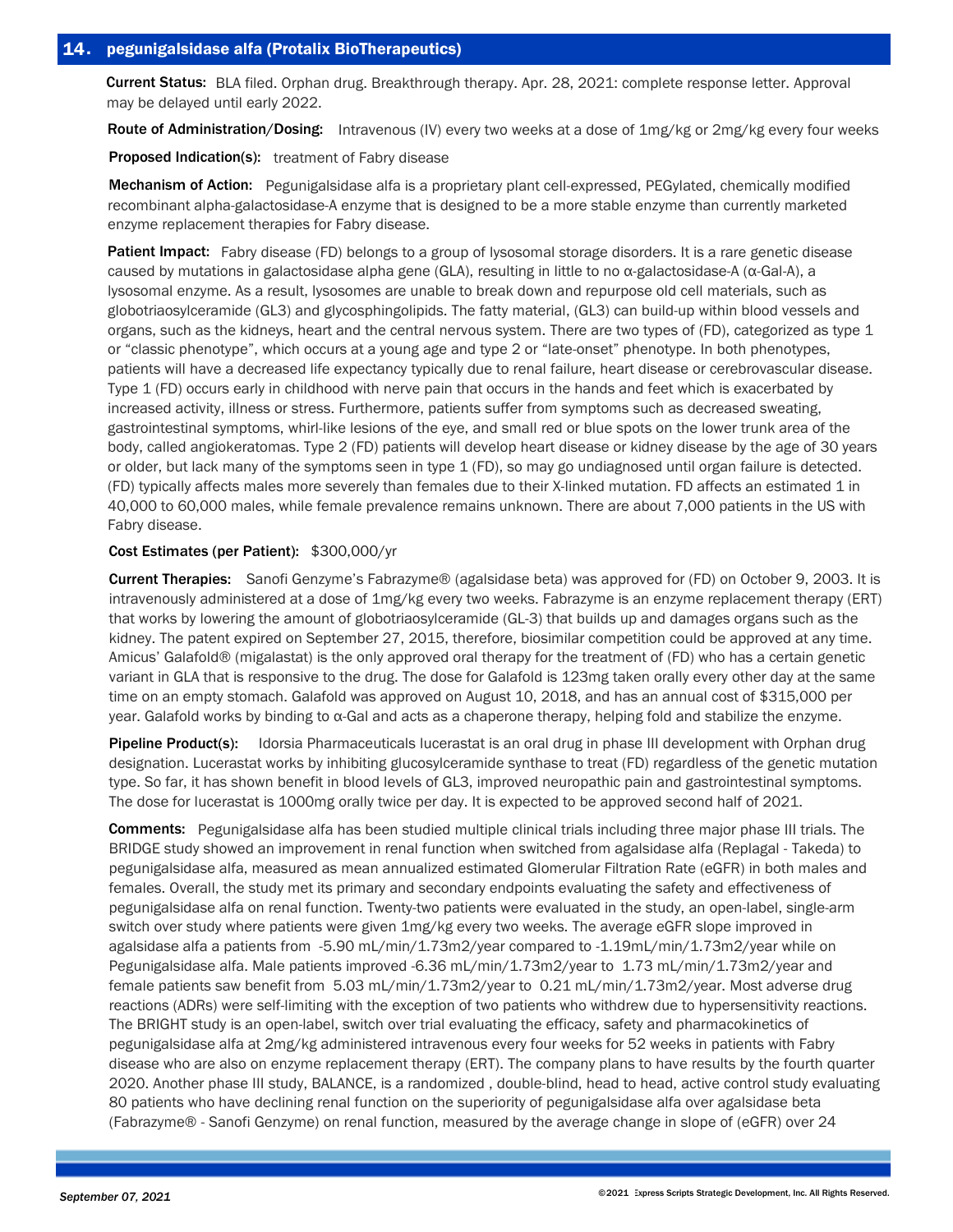## 14. pegunigalsidase alfa (Protalix BioTherapeutics)

**Current Status:** BLA filed. Orphan drug. Breakthrough therapy. Apr. 28, 2021: complete response letter. Approval may be delayed until early 2022.

**Route of Administration/Dosing:** Intravenous (IV) every two weeks at a dose of 1mg/kg or 2mg/kg every four weeks

**Proposed Indication(s):** treatment of Fabry disease

**Mechanism of Action:** Pegunigalsidase alfa is a proprietary plant cell-expressed, PEGylated, chemically modified recombinant alpha-galactosidase-A enzyme that is designed to be a more stable enzyme than currently marketed enzyme replacement therapies for Fabry disease.

**Patient Impact:** Fabry disease (FD) belongs to a group of lysosomal storage disorders. It is a rare genetic disease caused by mutations in galactosidase alpha gene (GLA), resulting in little to no α-galactosidase-A (α-Gal-A), a lysosomal enzyme. As a result, lysosomes are unable to break down and repurpose old cell materials, such as globotriaosylceramide (GL3) and glycosphingolipids. The fatty material, (GL3) can build-up within blood vessels and organs, such as the kidneys, heart and the central nervous system. There are two types of (FD), categorized as type 1 or "classic phenotype", which occurs at a young age and type 2 or "late-onset" phenotype. In both phenotypes, patients will have a decreased life expectancy typically due to renal failure, heart disease or cerebrovascular disease. Type 1 (FD) occurs early in childhood with nerve pain that occurs in the hands and feet which is exacerbated by increased activity, illness or stress. Furthermore, patients suffer from symptoms such as decreased sweating, gastrointestinal symptoms, whirl-like lesions of the eye, and small red or blue spots on the lower trunk area of the body, called angiokeratomas. Type 2 (FD) patients will develop heart disease or kidney disease by the age of 30 years or older, but lack many of the symptoms seen in type 1 (FD), so may go undiagnosed until organ failure is detected. (FD) typically affects males more severely than females due to their X-linked mutation. FD affects an estimated 1 in 40,000 to 60,000 males, while female prevalence remains unknown. There are about 7,000 patients in the US with Fabry disease.

**Cost Estimates (per Patient):** $300,000/yr

**Current Therapies:** Sanofi Genzyme's Fabrazyme® (agalsidase beta) was approved for (FD) on October 9, 2003. It is intravenously administered at a dose of 1mg/kg every two weeks. Fabrazyme is an enzyme replacement therapy (ERT) that works by lowering the amount of globotriaosylceramide (GL-3) that builds up and damages organs such as the kidney. The patent expired on September 27, 2015, therefore, biosimilar competition could be approved at any time. Amicus' Galafold® (migalastat) is the only approved oral therapy for the treatment of (FD) who has a certain genetic variant in GLA that is responsive to the drug. The dose for Galafold is 123mg taken orally every other day at the same time on an empty stomach. Galafold was approved on August 10, 2018, and has an annual cost of $315,000 per year. Galafold works by binding to α-Gal and acts as a chaperone therapy, helping fold and stabilize the enzyme.

**Pipeline Product(s):** Idorsia Pharmaceuticals lucerastat is an oral drug in phase III development with Orphan drug designation. Lucerastat works by inhibiting glucosylceramide synthase to treat (FD) regardless of the genetic mutation type. So far, it has shown benefit in blood levels of GL3, improved neuropathic pain and gastrointestinal symptoms. The dose for lucerastat is 1000mg orally twice per day. It is expected to be approved second half of 2021.

**Comments:** Pegunigalsidase alfa has been studied multiple clinical trials including three major phase III trials. The BRIDGE study showed an improvement in renal function when switched from agalsidase alfa (Replagal - Takeda) to pegunigalsidase alfa, measured as mean annualized estimated Glomerular Filtration Rate (eGFR) in both males and females. Overall, the study met its primary and secondary endpoints evaluating the safety and effectiveness of pegunigalsidase alfa on renal function. Twenty-two patients were evaluated in the study, an open-label, single-arm switch over study where patients were given 1mg/kg every two weeks. The average eGFR slope improved in agalsidase alfa a patients from -5.90 mL/min/1.73m2/year compared to -1.19mL/min/1.73m2/year while on Pegunigalsidase alfa. Male patients improved -6.36 mL/min/1.73m2/year to 1.73 mL/min/1.73m2/year and female patients saw benefit from 5.03 mL/min/1.73m2/year to 0.21 mL/min/1.73m2/year. Most adverse drug reactions (ADRs) were self-limiting with the exception of two patients who withdrew due to hypersensitivity reactions. The BRIGHT study is an open-label, switch over trial evaluating the efficacy, safety and pharmacokinetics of pegunigalsidase alfa at 2mg/kg administered intravenous every four weeks for 52 weeks in patients with Fabry disease who are also on enzyme replacement therapy (ERT). The company plans to have results by the fourth quarter 2020. Another phase III study, BALANCE, is a randomized , double-blind, head to head, active control study evaluating 80 patients who have declining renal function on the superiority of pegunigalsidase alfa over agalsidase beta (Fabrazyme® - Sanofi Genzyme) on renal function, measured by the average change in slope of (eGFR) over 24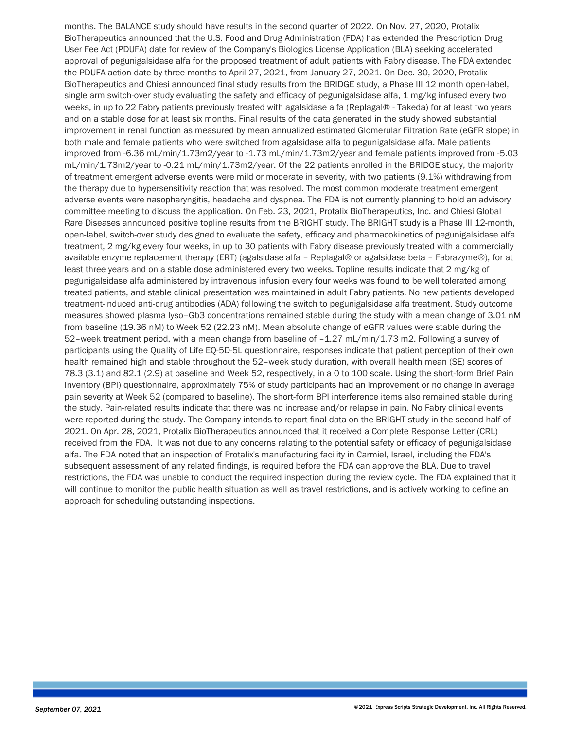months. The BALANCE study should have results in the second quarter of 2022. On Nov. 27, 2020, Protalix BioTherapeutics announced that the U.S. Food and Drug Administration (FDA) has extended the Prescription Drug User Fee Act (PDUFA) date for review of the Company's Biologics License Application (BLA) seeking accelerated approval of pegunigalsidase alfa for the proposed treatment of adult patients with Fabry disease. The FDA extended the PDUFA action date by three months to April 27, 2021, from January 27, 2021. On Dec. 30, 2020, Protalix BioTherapeutics and Chiesi announced final study results from the BRIDGE study, a Phase III 12 month open-label, single arm switch-over study evaluating the safety and efficacy of pegunigalsidase alfa, 1 mg/kg infused every two weeks, in up to 22 Fabry patients previously treated with agalsidase alfa (Replagal® - Takeda) for at least two years and on a stable dose for at least six months. Final results of the data generated in the study showed substantial improvement in renal function as measured by mean annualized estimated Glomerular Filtration Rate (eGFR slope) in both male and female patients who were switched from agalsidase alfa to pegunigalsidase alfa. Male patients improved from -6.36 mL/min/1.73m2/year to -1.73 mL/min/1.73m2/year and female patients improved from -5.03 mL/min/1.73m2/year to -0.21 mL/min/1.73m2/year. Of the 22 patients enrolled in the BRIDGE study, the majority of treatment emergent adverse events were mild or moderate in severity, with two patients (9.1%) withdrawing from the therapy due to hypersensitivity reaction that was resolved. The most common moderate treatment emergent adverse events were nasopharyngitis, headache and dyspnea. The FDA is not currently planning to hold an advisory committee meeting to discuss the application. On Feb. 23, 2021, Protalix BioTherapeutics, Inc. and Chiesi Global Rare Diseases announced positive topline results from the BRIGHT study. The BRIGHT study is a Phase III 12-month, open-label, switch-over study designed to evaluate the safety, efficacy and pharmacokinetics of pegunigalsidase alfa treatment, 2 mg/kg every four weeks, in up to 30 patients with Fabry disease previously treated with a commercially available enzyme replacement therapy (ERT) (agalsidase alfa – Replagal® or agalsidase beta – Fabrazyme®), for at least three years and on a stable dose administered every two weeks. Topline results indicate that 2 mg/kg of pegunigalsidase alfa administered by intravenous infusion every four weeks was found to be well tolerated among treated patients, and stable clinical presentation was maintained in adult Fabry patients. No new patients developed treatment-induced anti-drug antibodies (ADA) following the switch to pegunigalsidase alfa treatment. Study outcome measures showed plasma lyso–Gb3 concentrations remained stable during the study with a mean change of 3.01 nM from baseline (19.36 nM) to Week 52 (22.23 nM). Mean absolute change of eGFR values were stable during the 52–week treatment period, with a mean change from baseline of –1.27 mL/min/1.73 m2. Following a survey of participants using the Quality of Life EQ-5D-5L questionnaire, responses indicate that patient perception of their own health remained high and stable throughout the 52–week study duration, with overall health mean (SE) scores of 78.3 (3.1) and 82.1 (2.9) at baseline and Week 52, respectively, in a 0 to 100 scale. Using the short-form Brief Pain Inventory (BPI) questionnaire, approximately 75% of study participants had an improvement or no change in average pain severity at Week 52 (compared to baseline). The short-form BPI interference items also remained stable during the study. Pain-related results indicate that there was no increase and/or relapse in pain. No Fabry clinical events were reported during the study. The Company intends to report final data on the BRIGHT study in the second half of 2021. On Apr. 28, 2021, Protalix BioTherapeutics announced that it received a Complete Response Letter (CRL) received from the FDA. It was not due to any concerns relating to the potential safety or efficacy of pegunigalsidase alfa. The FDA noted that an inspection of Protalix's manufacturing facility in Carmiel, Israel, including the FDA's subsequent assessment of any related findings, is required before the FDA can approve the BLA. Due to travel restrictions, the FDA was unable to conduct the required inspection during the review cycle. The FDA explained that it will continue to monitor the public health situation as well as travel restrictions, and is actively working to define an approach for scheduling outstanding inspections.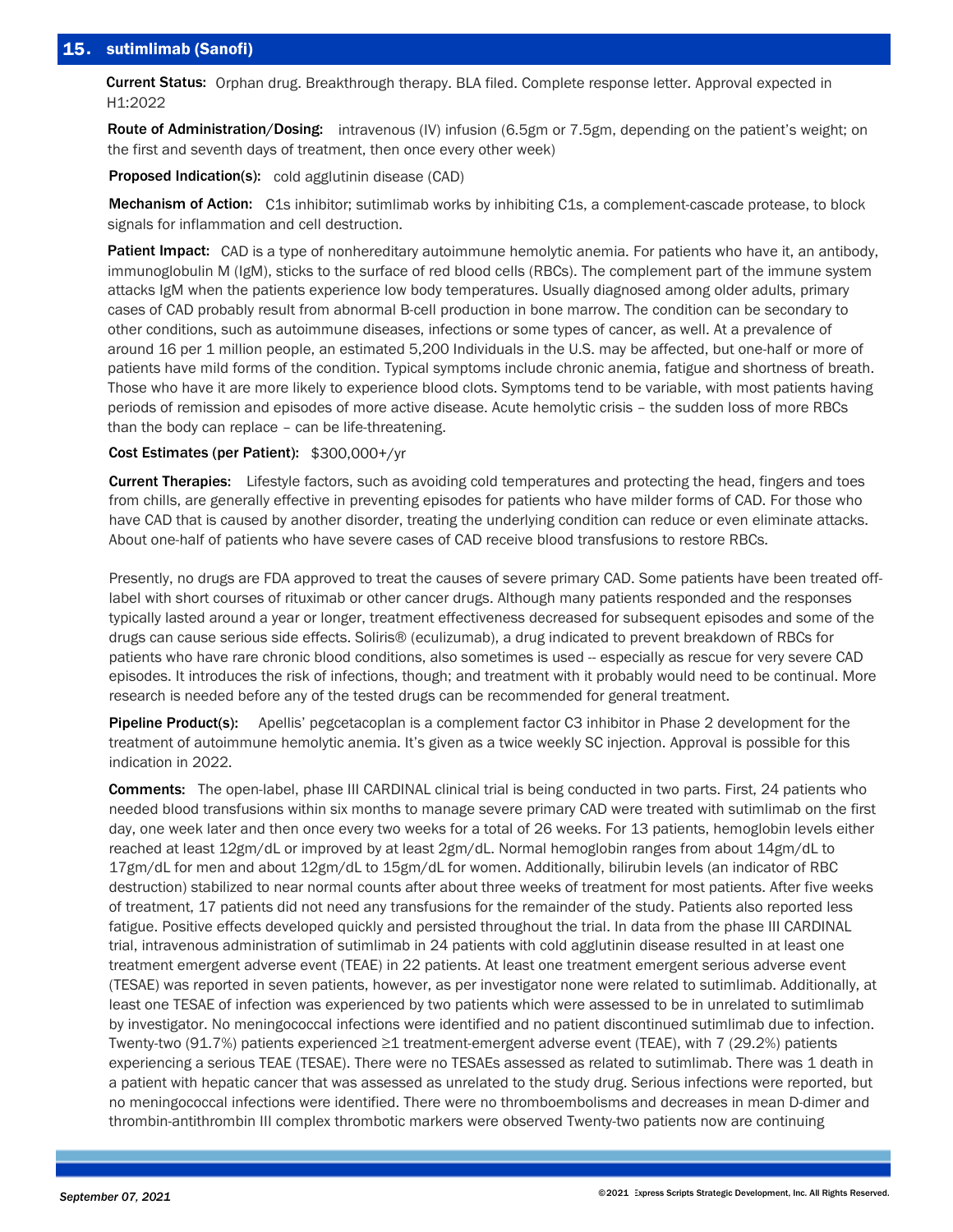## 15. sutimlimab (Sanofi)

**Current Status:** Orphan drug. Breakthrough therapy. BLA filed. Complete response letter. Approval expected in H1:2022

**Route of Administration/Dosing:** intravenous (IV) infusion (6.5gm or 7.5gm, depending on the patient's weight; on the first and seventh days of treatment, then once every other week)

**Proposed Indication(s):** cold agglutinin disease (CAD)

**Mechanism of Action:** C1s inhibitor; sutimlimab works by inhibiting C1s, a complement-cascade protease, to block signals for inflammation and cell destruction.

**Patient Impact:** CAD is a type of nonhereditary autoimmune hemolytic anemia. For patients who have it, an antibody, immunoglobulin M (IgM), sticks to the surface of red blood cells (RBCs). The complement part of the immune system attacks IgM when the patients experience low body temperatures. Usually diagnosed among older adults, primary cases of CAD probably result from abnormal B-cell production in bone marrow. The condition can be secondary to other conditions, such as autoimmune diseases, infections or some types of cancer, as well. At a prevalence of around 16 per 1 million people, an estimated 5,200 Individuals in the U.S. may be affected, but one-half or more of patients have mild forms of the condition. Typical symptoms include chronic anemia, fatigue and shortness of breath. Those who have it are more likely to experience blood clots. Symptoms tend to be variable, with most patients having periods of remission and episodes of more active disease. Acute hemolytic crisis – the sudden loss of more RBCs than the body can replace – can be life-threatening.

**Cost Estimates (per Patient):** $300,000+/yr

**Current Therapies:** Lifestyle factors, such as avoiding cold temperatures and protecting the head, fingers and toes from chills, are generally effective in preventing episodes for patients who have milder forms of CAD. For those who have CAD that is caused by another disorder, treating the underlying condition can reduce or even eliminate attacks. About one-half of patients who have severe cases of CAD receive blood transfusions to restore RBCs.

Presently, no drugs are FDA approved to treat the causes of severe primary CAD. Some patients have been treated off-label with short courses of rituximab or other cancer drugs. Although many patients responded and the responses typically lasted around a year or longer, treatment effectiveness decreased for subsequent episodes and some of the drugs can cause serious side effects. Soliris® (eculizumab), a drug indicated to prevent breakdown of RBCs for patients who have rare chronic blood conditions, also sometimes is used -- especially as rescue for very severe CAD episodes. It introduces the risk of infections, though; and treatment with it probably would need to be continual. More research is needed before any of the tested drugs can be recommended for general treatment.

**Pipeline Product(s):** Apellis' pegcetacoplan is a complement factor C3 inhibitor in Phase 2 development for the treatment of autoimmune hemolytic anemia. It's given as a twice weekly SC injection. Approval is possible for this indication in 2022.

**Comments:** The open-label, phase III CARDINAL clinical trial is being conducted in two parts. First, 24 patients who needed blood transfusions within six months to manage severe primary CAD were treated with sutimlimab on the first day, one week later and then once every two weeks for a total of 26 weeks. For 13 patients, hemoglobin levels either reached at least 12gm/dL or improved by at least 2gm/dL. Normal hemoglobin ranges from about 14gm/dL to 17gm/dL for men and about 12gm/dL to 15gm/dL for women. Additionally, bilirubin levels (an indicator of RBC destruction) stabilized to near normal counts after about three weeks of treatment for most patients. After five weeks of treatment, 17 patients did not need any transfusions for the remainder of the study. Patients also reported less fatigue. Positive effects developed quickly and persisted throughout the trial. In data from the phase III CARDINAL trial, intravenous administration of sutimlimab in 24 patients with cold agglutinin disease resulted in at least one treatment emergent adverse event (TEAE) in 22 patients. At least one treatment emergent serious adverse event (TESAE) was reported in seven patients, however, as per investigator none were related to sutimlimab. Additionally, at least one TESAE of infection was experienced by two patients which were assessed to be in unrelated to sutimlimab by investigator. No meningococcal infections were identified and no patient discontinued sutimlimab due to infection. Twenty-two (91.7%) patients experienced ≥1 treatment-emergent adverse event (TEAE), with 7 (29.2%) patients experiencing a serious TEAE (TESAE). There were no TESAEs assessed as related to sutimlimab. There was 1 death in a patient with hepatic cancer that was assessed as unrelated to the study drug. Serious infections were reported, but no meningococcal infections were identified. There were no thromboembolisms and decreases in mean D-dimer and thrombin-antithrombin III complex thrombotic markers were observed Twenty-two patients now are continuing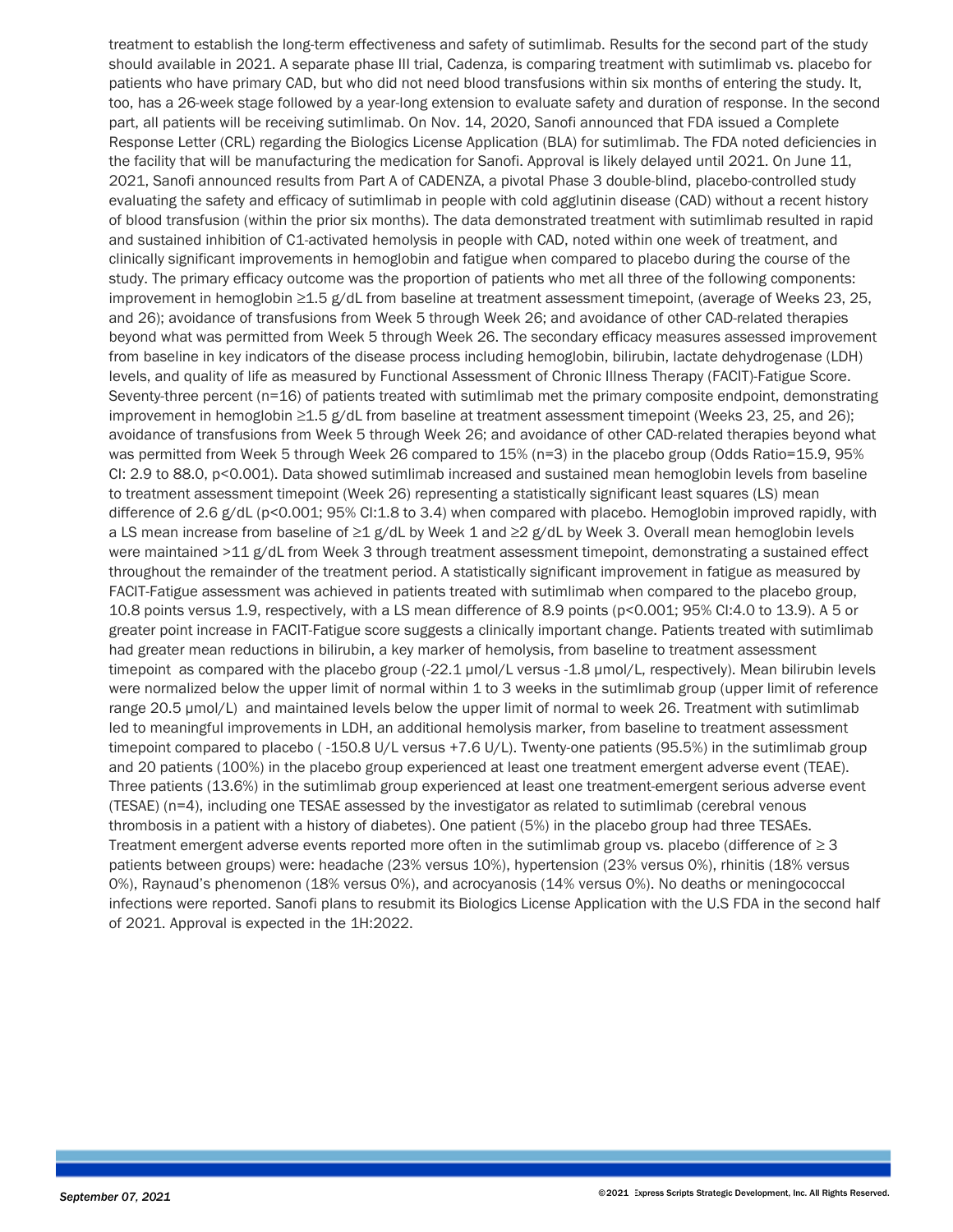treatment to establish the long-term effectiveness and safety of sutimlimab. Results for the second part of the study should available in 2021. A separate phase III trial, Cadenza, is comparing treatment with sutimlimab vs. placebo for patients who have primary CAD, but who did not need blood transfusions within six months of entering the study. It, too, has a 26-week stage followed by a year-long extension to evaluate safety and duration of response. In the second part, all patients will be receiving sutimlimab. On Nov. 14, 2020, Sanofi announced that FDA issued a Complete Response Letter (CRL) regarding the Biologics License Application (BLA) for sutimlimab. The FDA noted deficiencies in the facility that will be manufacturing the medication for Sanofi. Approval is likely delayed until 2021. On June 11, 2021, Sanofi announced results from Part A of CADENZA, a pivotal Phase 3 double-blind, placebo-controlled study evaluating the safety and efficacy of sutimlimab in people with cold agglutinin disease (CAD) without a recent history of blood transfusion (within the prior six months). The data demonstrated treatment with sutimlimab resulted in rapid and sustained inhibition of C1-activated hemolysis in people with CAD, noted within one week of treatment, and clinically significant improvements in hemoglobin and fatigue when compared to placebo during the course of the study. The primary efficacy outcome was the proportion of patients who met all three of the following components: improvement in hemoglobin ≥1.5 g/dL from baseline at treatment assessment timepoint, (average of Weeks 23, 25, and 26); avoidance of transfusions from Week 5 through Week 26; and avoidance of other CAD-related therapies beyond what was permitted from Week 5 through Week 26. The secondary efficacy measures assessed improvement from baseline in key indicators of the disease process including hemoglobin, bilirubin, lactate dehydrogenase (LDH) levels, and quality of life as measured by Functional Assessment of Chronic Illness Therapy (FACIT)-Fatigue Score. Seventy-three percent (n=16) of patients treated with sutimlimab met the primary composite endpoint, demonstrating improvement in hemoglobin ≥1.5 g/dL from baseline at treatment assessment timepoint (Weeks 23, 25, and 26); avoidance of transfusions from Week 5 through Week 26; and avoidance of other CAD-related therapies beyond what was permitted from Week 5 through Week 26 compared to 15% (n=3) in the placebo group (Odds Ratio=15.9, 95% CI: 2.9 to 88.0, p<0.001). Data showed sutimlimab increased and sustained mean hemoglobin levels from baseline to treatment assessment timepoint (Week 26) representing a statistically significant least squares (LS) mean difference of 2.6 g/dL (p<0.001; 95% CI:1.8 to 3.4) when compared with placebo. Hemoglobin improved rapidly, with a LS mean increase from baseline of ≥1 g/dL by Week 1 and ≥2 g/dL by Week 3. Overall mean hemoglobin levels were maintained >11 g/dL from Week 3 through treatment assessment timepoint, demonstrating a sustained effect throughout the remainder of the treatment period. A statistically significant improvement in fatigue as measured by FACIT-Fatigue assessment was achieved in patients treated with sutimlimab when compared to the placebo group, 10.8 points versus 1.9, respectively, with a LS mean difference of 8.9 points (p<0.001; 95% CI:4.0 to 13.9). A 5 or greater point increase in FACIT-Fatigue score suggests a clinically important change. Patients treated with sutimlimab had greater mean reductions in bilirubin, a key marker of hemolysis, from baseline to treatment assessment timepoint as compared with the placebo group (-22.1 µmol/L versus -1.8 µmol/L, respectively). Mean bilirubin levels were normalized below the upper limit of normal within 1 to 3 weeks in the sutimlimab group (upper limit of reference range 20.5 µmol/L) and maintained levels below the upper limit of normal to week 26. Treatment with sutimlimab led to meaningful improvements in LDH, an additional hemolysis marker, from baseline to treatment assessment timepoint compared to placebo ( -150.8 U/L versus +7.6 U/L). Twenty-one patients (95.5%) in the sutimlimab group and 20 patients (100%) in the placebo group experienced at least one treatment emergent adverse event (TEAE). Three patients (13.6%) in the sutimlimab group experienced at least one treatment-emergent serious adverse event (TESAE) (n=4), including one TESAE assessed by the investigator as related to sutimlimab (cerebral venous thrombosis in a patient with a history of diabetes). One patient (5%) in the placebo group had three TESAEs. Treatment emergent adverse events reported more often in the sutimlimab group vs. placebo (difference of ≥ 3 patients between groups) were: headache (23% versus 10%), hypertension (23% versus 0%), rhinitis (18% versus 0%), Raynaud's phenomenon (18% versus 0%), and acrocyanosis (14% versus 0%). No deaths or meningococcal infections were reported. Sanofi plans to resubmit its Biologics License Application with the U.S FDA in the second half of 2021. Approval is expected in the 1H:2022.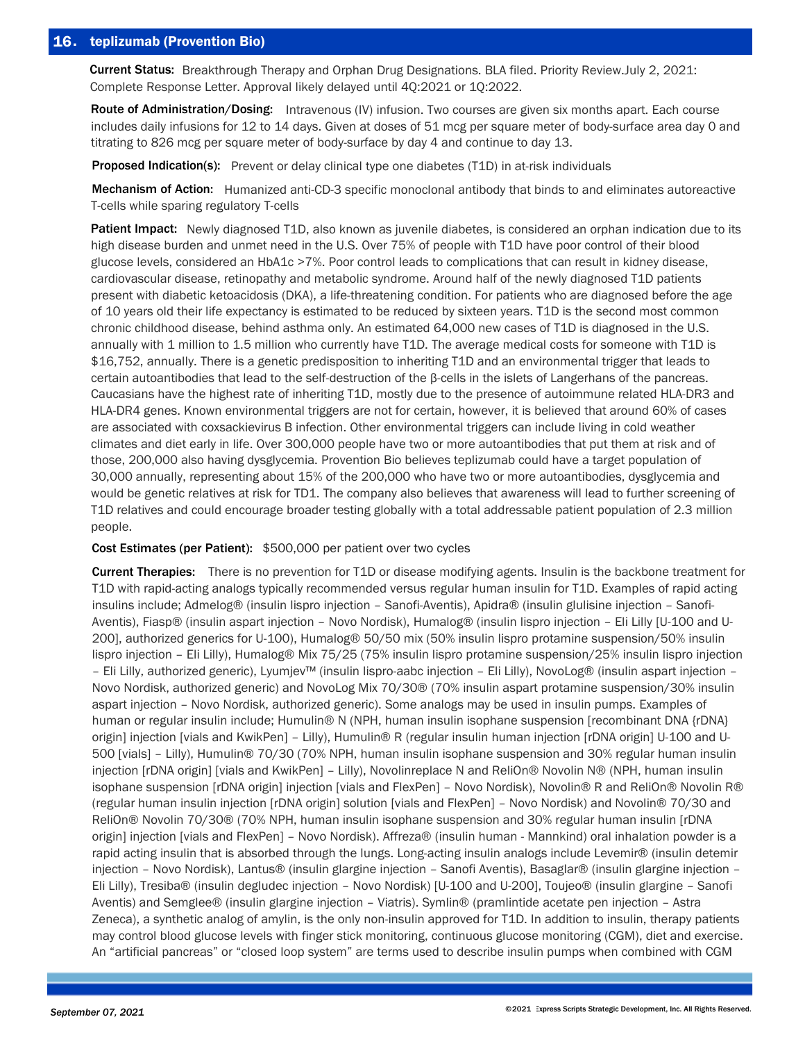## 16. teplizumab (Provention Bio)

**Current Status:** Breakthrough Therapy and Orphan Drug Designations. BLA filed. Priority Review.July 2, 2021: Complete Response Letter. Approval likely delayed until 4Q:2021 or 1Q:2022.

**Route of Administration/Dosing:** Intravenous (IV) infusion. Two courses are given six months apart. Each course includes daily infusions for 12 to 14 days. Given at doses of 51 mcg per square meter of body-surface area day 0 and titrating to 826 mcg per square meter of body-surface by day 4 and continue to day 13.

**Proposed Indication(s):** Prevent or delay clinical type one diabetes (T1D) in at-risk individuals

**Mechanism of Action:** Humanized anti-CD-3 specific monoclonal antibody that binds to and eliminates autoreactive T-cells while sparing regulatory T-cells

**Patient Impact:** Newly diagnosed T1D, also known as juvenile diabetes, is considered an orphan indication due to its high disease burden and unmet need in the U.S. Over 75% of people with T1D have poor control of their blood glucose levels, considered an HbA1c >7%. Poor control leads to complications that can result in kidney disease, cardiovascular disease, retinopathy and metabolic syndrome. Around half of the newly diagnosed T1D patients present with diabetic ketoacidosis (DKA), a life-threatening condition. For patients who are diagnosed before the age of 10 years old their life expectancy is estimated to be reduced by sixteen years. T1D is the second most common chronic childhood disease, behind asthma only. An estimated 64,000 new cases of T1D is diagnosed in the U.S. annually with 1 million to 1.5 million who currently have T1D. The average medical costs for someone with T1D is $16,752, annually. There is a genetic predisposition to inheriting T1D and an environmental trigger that leads to certain autoantibodies that lead to the self-destruction of the β-cells in the islets of Langerhans of the pancreas. Caucasians have the highest rate of inheriting T1D, mostly due to the presence of autoimmune related HLA-DR3 and HLA-DR4 genes. Known environmental triggers are not for certain, however, it is believed that around 60% of cases are associated with coxsackievirus B infection. Other environmental triggers can include living in cold weather climates and diet early in life. Over 300,000 people have two or more autoantibodies that put them at risk and of those, 200,000 also having dysglycemia. Provention Bio believes teplizumab could have a target population of 30,000 annually, representing about 15% of the 200,000 who have two or more autoantibodies, dysglycemia and would be genetic relatives at risk for TD1. The company also believes that awareness will lead to further screening of T1D relatives and could encourage broader testing globally with a total addressable patient population of 2.3 million people.

**Cost Estimates (per Patient):** $500,000 per patient over two cycles

**Current Therapies:** There is no prevention for T1D or disease modifying agents. Insulin is the backbone treatment for T1D with rapid-acting analogs typically recommended versus regular human insulin for T1D. Examples of rapid acting insulins include; Admelog® (insulin lispro injection – Sanofi-Aventis), Apidra® (insulin glulisine injection – Sanofi-Aventis), Fiasp® (insulin aspart injection – Novo Nordisk), Humalog® (insulin lispro injection – Eli Lilly [U-100 and U-200], authorized generics for U-100), Humalog® 50/50 mix (50% insulin lispro protamine suspension/50% insulin lispro injection – Eli Lilly), Humalog® Mix 75/25 (75% insulin lispro protamine suspension/25% insulin lispro injection – Eli Lilly, authorized generic), Lyumjev™ (insulin lispro-aabc injection – Eli Lilly), NovoLog® (insulin aspart injection – Novo Nordisk, authorized generic) and NovoLog Mix 70/30® (70% insulin aspart protamine suspension/30% insulin aspart injection – Novo Nordisk, authorized generic). Some analogs may be used in insulin pumps. Examples of human or regular insulin include; Humulin® N (NPH, human insulin isophane suspension [recombinant DNA {rDNA} origin] injection [vials and KwikPen] – Lilly), Humulin® R (regular insulin human injection [rDNA origin] U-100 and U-500 [vials] – Lilly), Humulin® 70/30 (70% NPH, human insulin isophane suspension and 30% regular human insulin injection [rDNA origin] [vials and KwikPen] – Lilly), Novolinreplace N and ReliOn® Novolin N® (NPH, human insulin isophane suspension [rDNA origin] injection [vials and FlexPen] – Novo Nordisk), Novolin® R and ReliOn® Novolin R® (regular human insulin injection [rDNA origin] solution [vials and FlexPen] – Novo Nordisk) and Novolin® 70/30 and ReliOn® Novolin 70/30® (70% NPH, human insulin isophane suspension and 30% regular human insulin [rDNA origin] injection [vials and FlexPen] – Novo Nordisk). Affreza® (insulin human - Mannkind) oral inhalation powder is a rapid acting insulin that is absorbed through the lungs. Long-acting insulin analogs include Levemir® (insulin detemir injection – Novo Nordisk), Lantus® (insulin glargine injection – Sanofi Aventis), Basaglar® (insulin glargine injection – Eli Lilly), Tresiba® (insulin degludec injection – Novo Nordisk) [U-100 and U-200], Toujeo® (insulin glargine – Sanofi Aventis) and Semglee® (insulin glargine injection – Viatris). Symlin® (pramlintide acetate pen injection – Astra Zeneca), a synthetic analog of amylin, is the only non-insulin approved for T1D. In addition to insulin, therapy patients may control blood glucose levels with finger stick monitoring, continuous glucose monitoring (CGM), diet and exercise. An "artificial pancreas" or "closed loop system" are terms used to describe insulin pumps when combined with CGM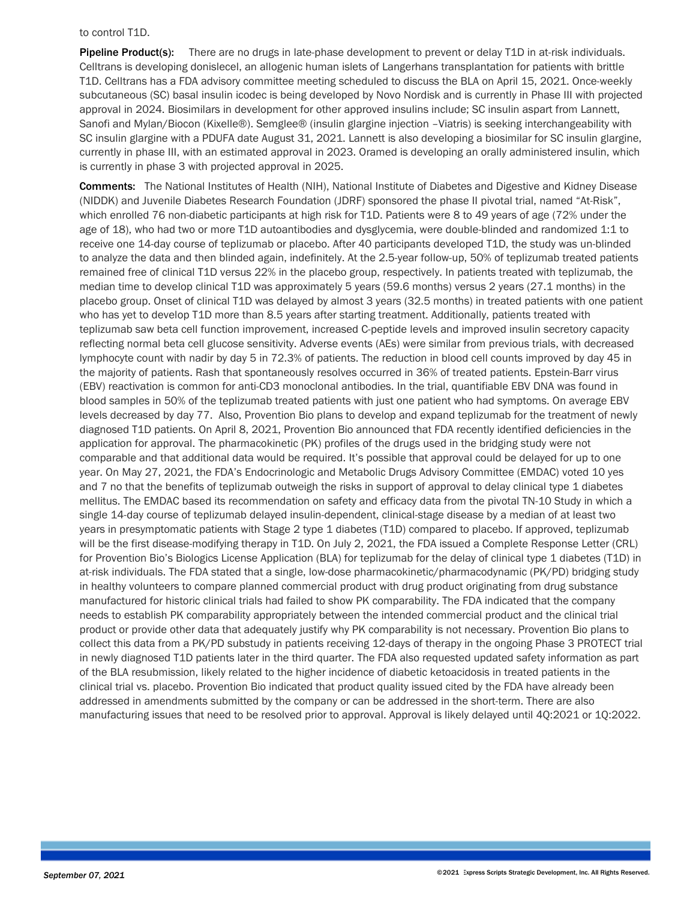to control T1D.

**Pipeline Product(s):** There are no drugs in late-phase development to prevent or delay T1D in at-risk individuals. Celltrans is developing donislecel, an allogenic human islets of Langerhans transplantation for patients with brittle T1D. Celltrans has a FDA advisory committee meeting scheduled to discuss the BLA on April 15, 2021. Once-weekly subcutaneous (SC) basal insulin icodec is being developed by Novo Nordisk and is currently in Phase III with projected approval in 2024. Biosimilars in development for other approved insulins include; SC insulin aspart from Lannett, Sanofi and Mylan/Biocon (Kixelle®). Semglee® (insulin glargine injection –Viatris) is seeking interchangeability with SC insulin glargine with a PDUFA date August 31, 2021. Lannett is also developing a biosimilar for SC insulin glargine, currently in phase III, with an estimated approval in 2023. Oramed is developing an orally administered insulin, which is currently in phase 3 with projected approval in 2025.

**Comments:** The National Institutes of Health (NIH), National Institute of Diabetes and Digestive and Kidney Disease (NIDDK) and Juvenile Diabetes Research Foundation (JDRF) sponsored the phase II pivotal trial, named "At-Risk", which enrolled 76 non-diabetic participants at high risk for T1D. Patients were 8 to 49 years of age (72% under the age of 18), who had two or more T1D autoantibodies and dysglycemia, were double-blinded and randomized 1:1 to receive one 14-day course of teplizumab or placebo. After 40 participants developed T1D, the study was un-blinded to analyze the data and then blinded again, indefinitely. At the 2.5-year follow-up, 50% of teplizumab treated patients remained free of clinical T1D versus 22% in the placebo group, respectively. In patients treated with teplizumab, the median time to develop clinical T1D was approximately 5 years (59.6 months) versus 2 years (27.1 months) in the placebo group. Onset of clinical T1D was delayed by almost 3 years (32.5 months) in treated patients with one patient who has yet to develop T1D more than 8.5 years after starting treatment. Additionally, patients treated with teplizumab saw beta cell function improvement, increased C-peptide levels and improved insulin secretory capacity reflecting normal beta cell glucose sensitivity. Adverse events (AEs) were similar from previous trials, with decreased lymphocyte count with nadir by day 5 in 72.3% of patients. The reduction in blood cell counts improved by day 45 in the majority of patients. Rash that spontaneously resolves occurred in 36% of treated patients. Epstein-Barr virus (EBV) reactivation is common for anti-CD3 monoclonal antibodies. In the trial, quantifiable EBV DNA was found in blood samples in 50% of the teplizumab treated patients with just one patient who had symptoms. On average EBV levels decreased by day 77. Also, Provention Bio plans to develop and expand teplizumab for the treatment of newly diagnosed T1D patients. On April 8, 2021, Provention Bio announced that FDA recently identified deficiencies in the application for approval. The pharmacokinetic (PK) profiles of the drugs used in the bridging study were not comparable and that additional data would be required. It's possible that approval could be delayed for up to one year. On May 27, 2021, the FDA's Endocrinologic and Metabolic Drugs Advisory Committee (EMDAC) voted 10 yes and 7 no that the benefits of teplizumab outweigh the risks in support of approval to delay clinical type 1 diabetes mellitus. The EMDAC based its recommendation on safety and efficacy data from the pivotal TN-10 Study in which a single 14-day course of teplizumab delayed insulin-dependent, clinical-stage disease by a median of at least two years in presymptomatic patients with Stage 2 type 1 diabetes (T1D) compared to placebo. If approved, teplizumab will be the first disease-modifying therapy in T1D. On July 2, 2021, the FDA issued a Complete Response Letter (CRL) for Provention Bio's Biologics License Application (BLA) for teplizumab for the delay of clinical type 1 diabetes (T1D) in at-risk individuals. The FDA stated that a single, low-dose pharmacokinetic/pharmacodynamic (PK/PD) bridging study in healthy volunteers to compare planned commercial product with drug product originating from drug substance manufactured for historic clinical trials had failed to show PK comparability. The FDA indicated that the company needs to establish PK comparability appropriately between the intended commercial product and the clinical trial product or provide other data that adequately justify why PK comparability is not necessary. Provention Bio plans to collect this data from a PK/PD substudy in patients receiving 12-days of therapy in the ongoing Phase 3 PROTECT trial in newly diagnosed T1D patients later in the third quarter. The FDA also requested updated safety information as part of the BLA resubmission, likely related to the higher incidence of diabetic ketoacidosis in treated patients in the clinical trial vs. placebo. Provention Bio indicated that product quality issued cited by the FDA have already been addressed in amendments submitted by the company or can be addressed in the short-term. There are also manufacturing issues that need to be resolved prior to approval. Approval is likely delayed until 4Q:2021 or 1Q:2022.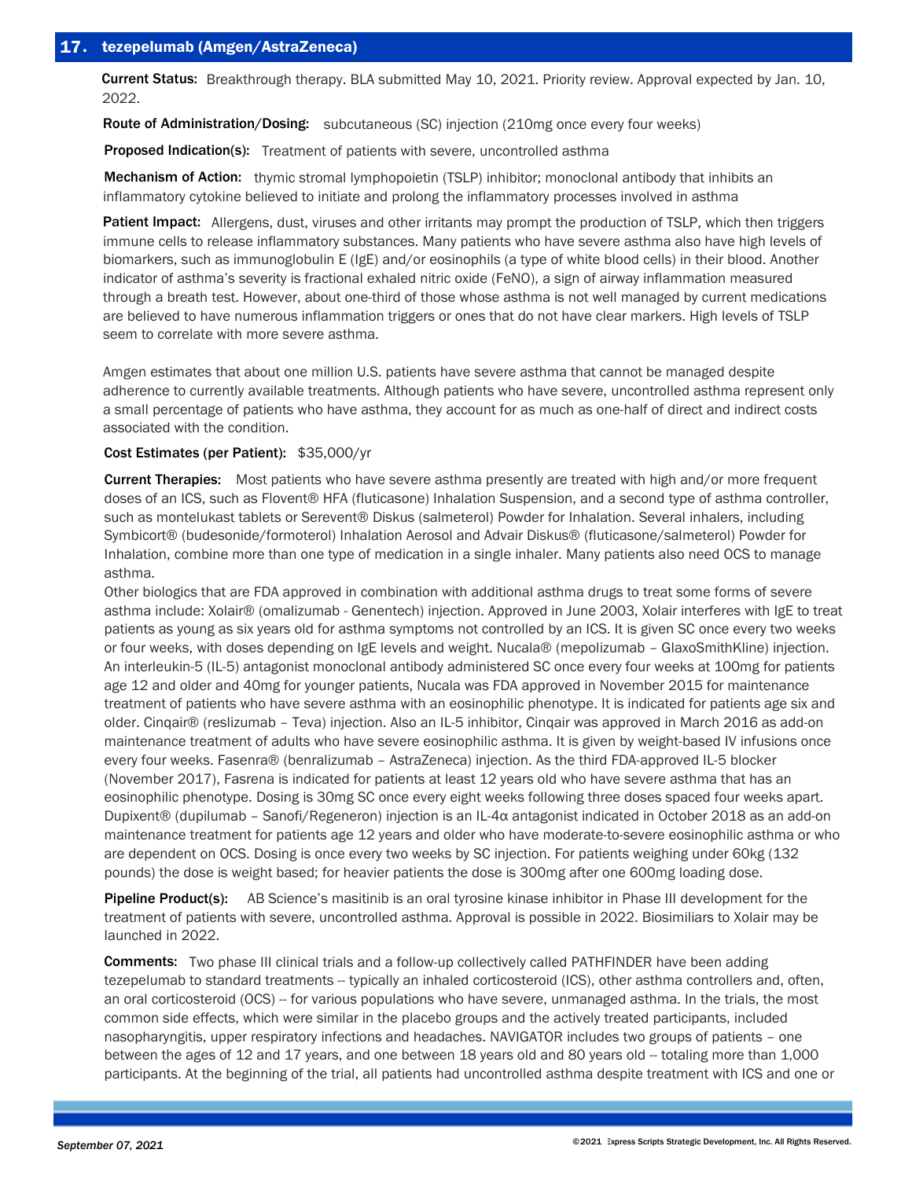## 17. tezepelumab (Amgen/AstraZeneca)

**Current Status:** Breakthrough therapy. BLA submitted May 10, 2021. Priority review. Approval expected by Jan. 10, 2022.

**Route of Administration/Dosing:** subcutaneous (SC) injection (210mg once every four weeks)

**Proposed Indication(s):** Treatment of patients with severe, uncontrolled asthma

**Mechanism of Action:** thymic stromal lymphopoietin (TSLP) inhibitor; monoclonal antibody that inhibits an inflammatory cytokine believed to initiate and prolong the inflammatory processes involved in asthma

**Patient Impact:** Allergens, dust, viruses and other irritants may prompt the production of TSLP, which then triggers immune cells to release inflammatory substances. Many patients who have severe asthma also have high levels of biomarkers, such as immunoglobulin E (IgE) and/or eosinophils (a type of white blood cells) in their blood. Another indicator of asthma's severity is fractional exhaled nitric oxide (FeNO), a sign of airway inflammation measured through a breath test. However, about one-third of those whose asthma is not well managed by current medications are believed to have numerous inflammation triggers or ones that do not have clear markers. High levels of TSLP seem to correlate with more severe asthma.

Amgen estimates that about one million U.S. patients have severe asthma that cannot be managed despite adherence to currently available treatments. Although patients who have severe, uncontrolled asthma represent only a small percentage of patients who have asthma, they account for as much as one-half of direct and indirect costs associated with the condition.

**Cost Estimates (per Patient):** $35,000/yr

**Current Therapies:** Most patients who have severe asthma presently are treated with high and/or more frequent doses of an ICS, such as Flovent® HFA (fluticasone) Inhalation Suspension, and a second type of asthma controller, such as montelukast tablets or Serevent® Diskus (salmeterol) Powder for Inhalation. Several inhalers, including Symbicort® (budesonide/formoterol) Inhalation Aerosol and Advair Diskus® (fluticasone/salmeterol) Powder for Inhalation, combine more than one type of medication in a single inhaler. Many patients also need OCS to manage asthma.

Other biologics that are FDA approved in combination with additional asthma drugs to treat some forms of severe asthma include: Xolair® (omalizumab - Genentech) injection. Approved in June 2003, Xolair interferes with IgE to treat patients as young as six years old for asthma symptoms not controlled by an ICS. It is given SC once every two weeks or four weeks, with doses depending on IgE levels and weight. Nucala® (mepolizumab – GlaxoSmithKline) injection. An interleukin-5 (IL-5) antagonist monoclonal antibody administered SC once every four weeks at 100mg for patients age 12 and older and 40mg for younger patients, Nucala was FDA approved in November 2015 for maintenance treatment of patients who have severe asthma with an eosinophilic phenotype. It is indicated for patients age six and older. Cinqair® (reslizumab – Teva) injection. Also an IL-5 inhibitor, Cinqair was approved in March 2016 as add-on maintenance treatment of adults who have severe eosinophilic asthma. It is given by weight-based IV infusions once every four weeks. Fasenra® (benralizumab – AstraZeneca) injection. As the third FDA-approved IL-5 blocker (November 2017), Fasrena is indicated for patients at least 12 years old who have severe asthma that has an eosinophilic phenotype. Dosing is 30mg SC once every eight weeks following three doses spaced four weeks apart. Dupixent® (dupilumab – Sanofi/Regeneron) injection is an IL-4α antagonist indicated in October 2018 as an add-on maintenance treatment for patients age 12 years and older who have moderate-to-severe eosinophilic asthma or who are dependent on OCS. Dosing is once every two weeks by SC injection. For patients weighing under 60kg (132 pounds) the dose is weight based; for heavier patients the dose is 300mg after one 600mg loading dose.

**Pipeline Product(s):** AB Science's masitinib is an oral tyrosine kinase inhibitor in Phase III development for the treatment of patients with severe, uncontrolled asthma. Approval is possible in 2022. Biosimiliars to Xolair may be launched in 2022.

**Comments:** Two phase III clinical trials and a follow-up collectively called PATHFINDER have been adding tezepelumab to standard treatments -- typically an inhaled corticosteroid (ICS), other asthma controllers and, often, an oral corticosteroid (OCS) -- for various populations who have severe, unmanaged asthma. In the trials, the most common side effects, which were similar in the placebo groups and the actively treated participants, included nasopharyngitis, upper respiratory infections and headaches. NAVIGATOR includes two groups of patients – one between the ages of 12 and 17 years, and one between 18 years old and 80 years old -- totaling more than 1,000 participants. At the beginning of the trial, all patients had uncontrolled asthma despite treatment with ICS and one or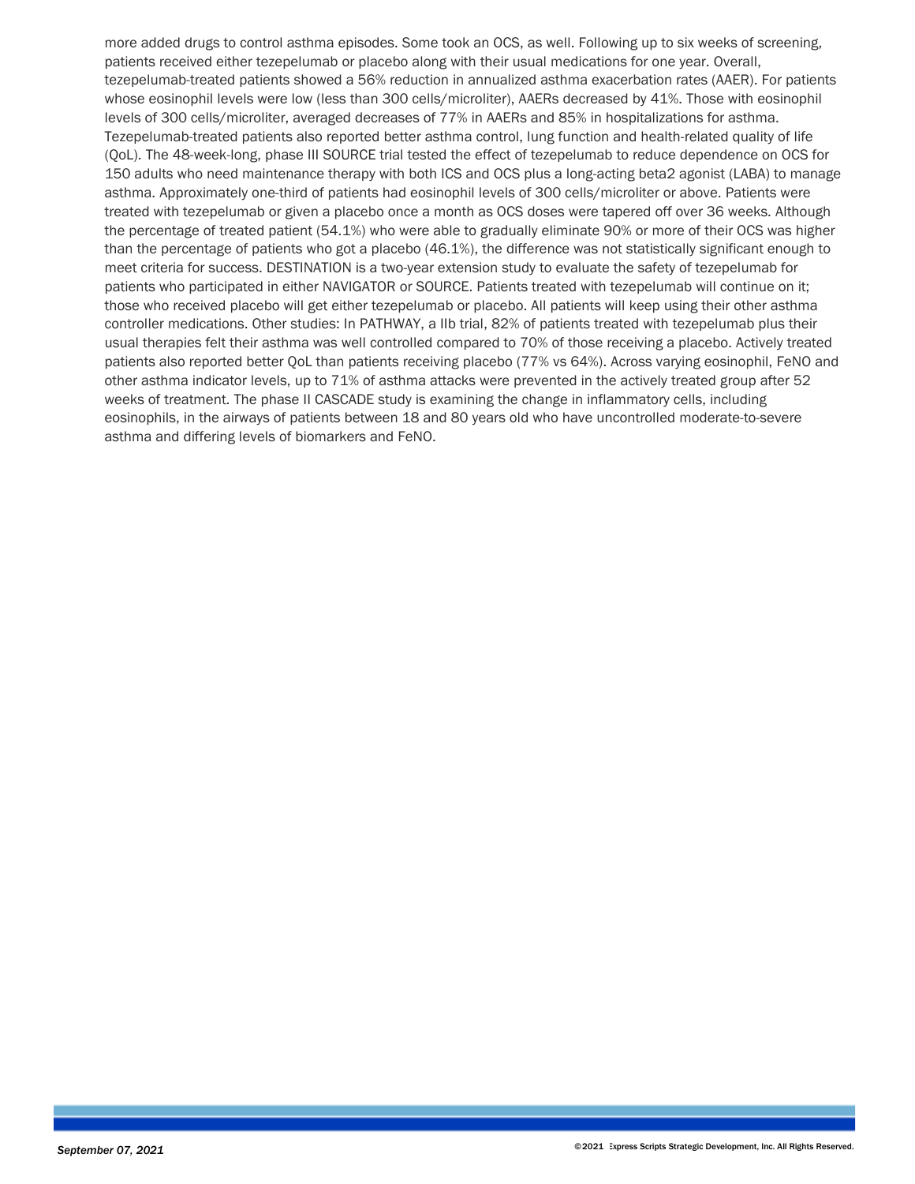more added drugs to control asthma episodes. Some took an OCS, as well. Following up to six weeks of screening, patients received either tezepelumab or placebo along with their usual medications for one year. Overall, tezepelumab-treated patients showed a 56% reduction in annualized asthma exacerbation rates (AAER). For patients whose eosinophil levels were low (less than 300 cells/microliter), AAERs decreased by 41%. Those with eosinophil levels of 300 cells/microliter, averaged decreases of 77% in AAERs and 85% in hospitalizations for asthma. Tezepelumab-treated patients also reported better asthma control, lung function and health-related quality of life (QoL). The 48-week-long, phase III SOURCE trial tested the effect of tezepelumab to reduce dependence on OCS for 150 adults who need maintenance therapy with both ICS and OCS plus a long-acting beta2 agonist (LABA) to manage asthma. Approximately one-third of patients had eosinophil levels of 300 cells/microliter or above. Patients were treated with tezepelumab or given a placebo once a month as OCS doses were tapered off over 36 weeks. Although the percentage of treated patient (54.1%) who were able to gradually eliminate 90% or more of their OCS was higher than the percentage of patients who got a placebo (46.1%), the difference was not statistically significant enough to meet criteria for success. DESTINATION is a two-year extension study to evaluate the safety of tezepelumab for patients who participated in either NAVIGATOR or SOURCE. Patients treated with tezepelumab will continue on it; those who received placebo will get either tezepelumab or placebo. All patients will keep using their other asthma controller medications. Other studies: In PATHWAY, a IIb trial, 82% of patients treated with tezepelumab plus their usual therapies felt their asthma was well controlled compared to 70% of those receiving a placebo. Actively treated patients also reported better QoL than patients receiving placebo (77% vs 64%). Across varying eosinophil, FeNO and other asthma indicator levels, up to 71% of asthma attacks were prevented in the actively treated group after 52 weeks of treatment. The phase II CASCADE study is examining the change in inflammatory cells, including eosinophils, in the airways of patients between 18 and 80 years old who have uncontrolled moderate-to-severe asthma and differing levels of biomarkers and FeNO.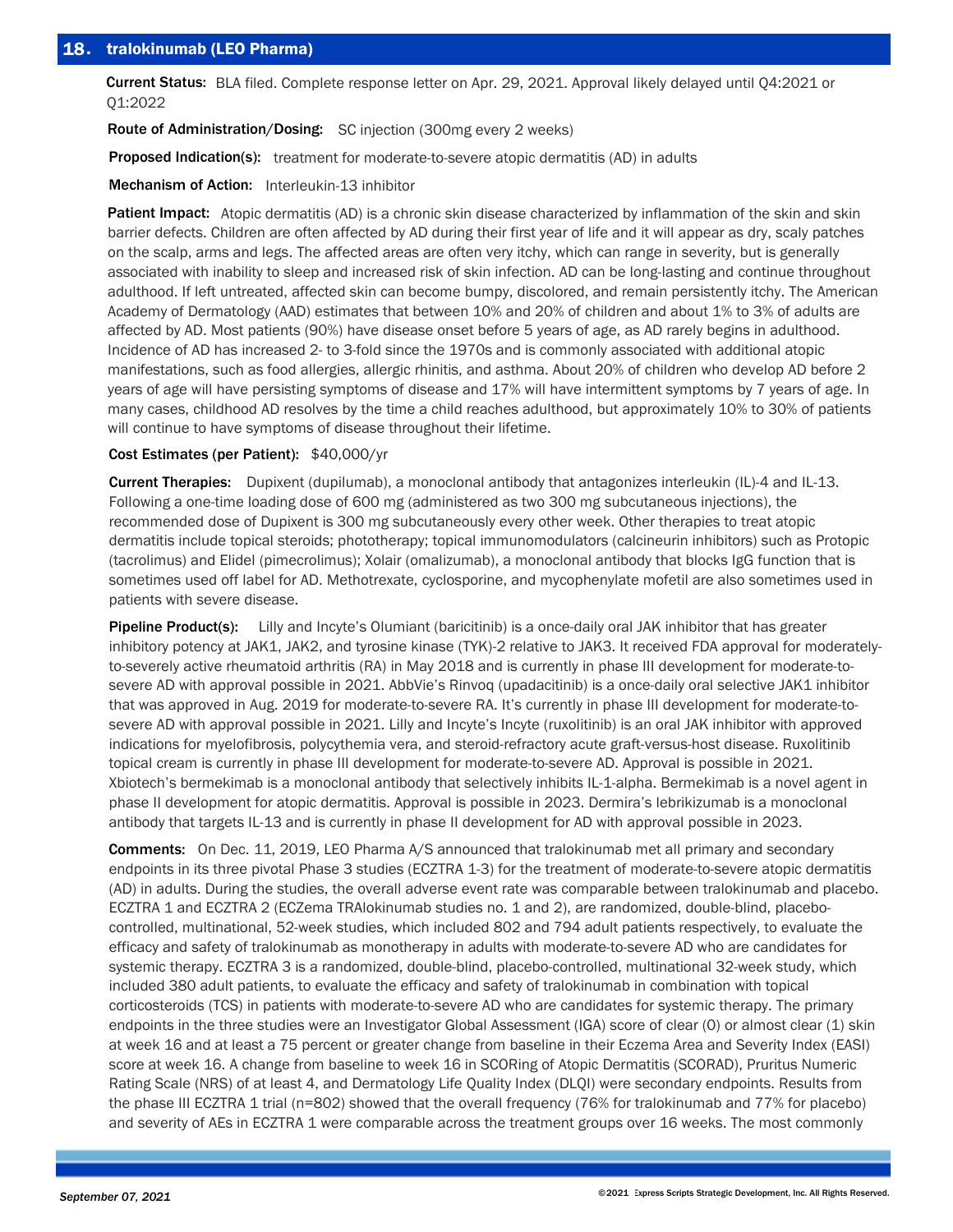## 18. tralokinumab (LEO Pharma)

**Current Status:** BLA filed. Complete response letter on Apr. 29, 2021. Approval likely delayed until Q4:2021 or Q1:2022

**Route of Administration/Dosing:** SC injection (300mg every 2 weeks)

**Proposed Indication(s):** treatment for moderate-to-severe atopic dermatitis (AD) in adults

**Mechanism of Action:** Interleukin-13 inhibitor

**Patient Impact:** Atopic dermatitis (AD) is a chronic skin disease characterized by inflammation of the skin and skin barrier defects. Children are often affected by AD during their first year of life and it will appear as dry, scaly patches on the scalp, arms and legs. The affected areas are often very itchy, which can range in severity, but is generally associated with inability to sleep and increased risk of skin infection. AD can be long-lasting and continue throughout adulthood. If left untreated, affected skin can become bumpy, discolored, and remain persistently itchy. The American Academy of Dermatology (AAD) estimates that between 10% and 20% of children and about 1% to 3% of adults are affected by AD. Most patients (90%) have disease onset before 5 years of age, as AD rarely begins in adulthood. Incidence of AD has increased 2- to 3-fold since the 1970s and is commonly associated with additional atopic manifestations, such as food allergies, allergic rhinitis, and asthma. About 20% of children who develop AD before 2 years of age will have persisting symptoms of disease and 17% will have intermittent symptoms by 7 years of age. In many cases, childhood AD resolves by the time a child reaches adulthood, but approximately 10% to 30% of patients will continue to have symptoms of disease throughout their lifetime.

**Cost Estimates (per Patient):** $40,000/yr

**Current Therapies:** Dupixent (dupilumab), a monoclonal antibody that antagonizes interleukin (IL)-4 and IL-13. Following a one-time loading dose of 600 mg (administered as two 300 mg subcutaneous injections), the recommended dose of Dupixent is 300 mg subcutaneously every other week. Other therapies to treat atopic dermatitis include topical steroids; phototherapy; topical immunomodulators (calcineurin inhibitors) such as Protopic (tacrolimus) and Elidel (pimecrolimus); Xolair (omalizumab), a monoclonal antibody that blocks IgG function that is sometimes used off label for AD. Methotrexate, cyclosporine, and mycophenylate mofetil are also sometimes used in patients with severe disease.

**Pipeline Product(s):** Lilly and Incyte's Olumiant (baricitinib) is a once-daily oral JAK inhibitor that has greater inhibitory potency at JAK1, JAK2, and tyrosine kinase (TYK)-2 relative to JAK3. It received FDA approval for moderately-to-severely active rheumatoid arthritis (RA) in May 2018 and is currently in phase III development for moderate-to-severe AD with approval possible in 2021. AbbVie's Rinvoq (upadacitinib) is a once-daily oral selective JAK1 inhibitor that was approved in Aug. 2019 for moderate-to-severe RA. It's currently in phase III development for moderate-to-severe AD with approval possible in 2021. Lilly and Incyte's Incyte (ruxolitinib) is an oral JAK inhibitor with approved indications for myelofibrosis, polycythemia vera, and steroid-refractory acute graft-versus-host disease. Ruxolitinib topical cream is currently in phase III development for moderate-to-severe AD. Approval is possible in 2021. Xbiotech's bermekimab is a monoclonal antibody that selectively inhibits IL-1-alpha. Bermekimab is a novel agent in phase II development for atopic dermatitis. Approval is possible in 2023. Dermira's lebrikizumab is a monoclonal antibody that targets IL-13 and is currently in phase II development for AD with approval possible in 2023.

**Comments:** On Dec. 11, 2019, LEO Pharma A/S announced that tralokinumab met all primary and secondary endpoints in its three pivotal Phase 3 studies (ECZTRA 1-3) for the treatment of moderate-to-severe atopic dermatitis (AD) in adults. During the studies, the overall adverse event rate was comparable between tralokinumab and placebo. ECZTRA 1 and ECZTRA 2 (ECZema TRAlokinumab studies no. 1 and 2), are randomized, double-blind, placebo-controlled, multinational, 52-week studies, which included 802 and 794 adult patients respectively, to evaluate the efficacy and safety of tralokinumab as monotherapy in adults with moderate-to-severe AD who are candidates for systemic therapy. ECZTRA 3 is a randomized, double-blind, placebo-controlled, multinational 32-week study, which included 380 adult patients, to evaluate the efficacy and safety of tralokinumab in combination with topical corticosteroids (TCS) in patients with moderate-to-severe AD who are candidates for systemic therapy. The primary endpoints in the three studies were an Investigator Global Assessment (IGA) score of clear (0) or almost clear (1) skin at week 16 and at least a 75 percent or greater change from baseline in their Eczema Area and Severity Index (EASI) score at week 16. A change from baseline to week 16 in SCORing of Atopic Dermatitis (SCORAD), Pruritus Numeric Rating Scale (NRS) of at least 4, and Dermatology Life Quality Index (DLQI) were secondary endpoints. Results from the phase III ECZTRA 1 trial (n=802) showed that the overall frequency (76% for tralokinumab and 77% for placebo) and severity of AEs in ECZTRA 1 were comparable across the treatment groups over 16 weeks. The most commonly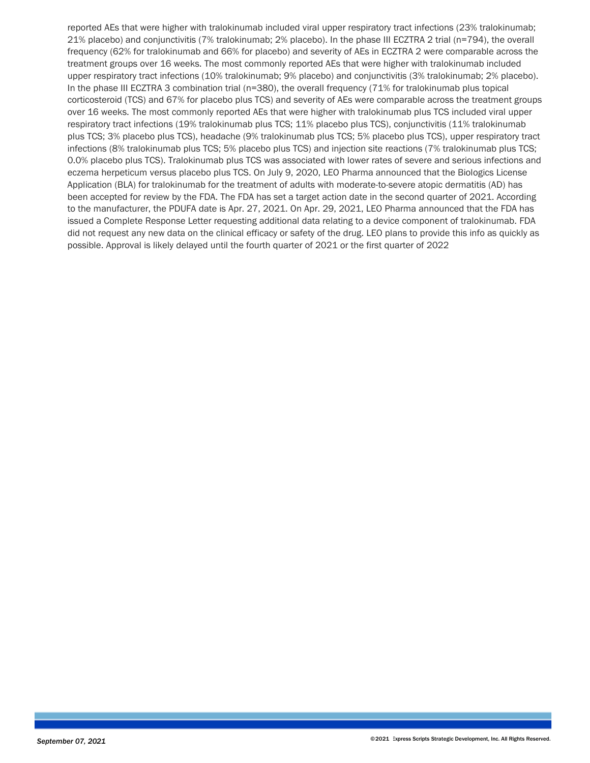reported AEs that were higher with tralokinumab included viral upper respiratory tract infections (23% tralokinumab; 21% placebo) and conjunctivitis (7% tralokinumab; 2% placebo). In the phase III ECZTRA 2 trial (n=794), the overall frequency (62% for tralokinumab and 66% for placebo) and severity of AEs in ECZTRA 2 were comparable across the treatment groups over 16 weeks. The most commonly reported AEs that were higher with tralokinumab included upper respiratory tract infections (10% tralokinumab; 9% placebo) and conjunctivitis (3% tralokinumab; 2% placebo). In the phase III ECZTRA 3 combination trial (n=380), the overall frequency (71% for tralokinumab plus topical corticosteroid (TCS) and 67% for placebo plus TCS) and severity of AEs were comparable across the treatment groups over 16 weeks. The most commonly reported AEs that were higher with tralokinumab plus TCS included viral upper respiratory tract infections (19% tralokinumab plus TCS; 11% placebo plus TCS), conjunctivitis (11% tralokinumab plus TCS; 3% placebo plus TCS), headache (9% tralokinumab plus TCS; 5% placebo plus TCS), upper respiratory tract infections (8% tralokinumab plus TCS; 5% placebo plus TCS) and injection site reactions (7% tralokinumab plus TCS; 0.0% placebo plus TCS). Tralokinumab plus TCS was associated with lower rates of severe and serious infections and eczema herpeticum versus placebo plus TCS. On July 9, 2020, LEO Pharma announced that the Biologics License Application (BLA) for tralokinumab for the treatment of adults with moderate-to-severe atopic dermatitis (AD) has been accepted for review by the FDA. The FDA has set a target action date in the second quarter of 2021. According to the manufacturer, the PDUFA date is Apr. 27, 2021. On Apr. 29, 2021, LEO Pharma announced that the FDA has issued a Complete Response Letter requesting additional data relating to a device component of tralokinumab. FDA did not request any new data on the clinical efficacy or safety of the drug. LEO plans to provide this info as quickly as possible. Approval is likely delayed until the fourth quarter of 2021 or the first quarter of 2022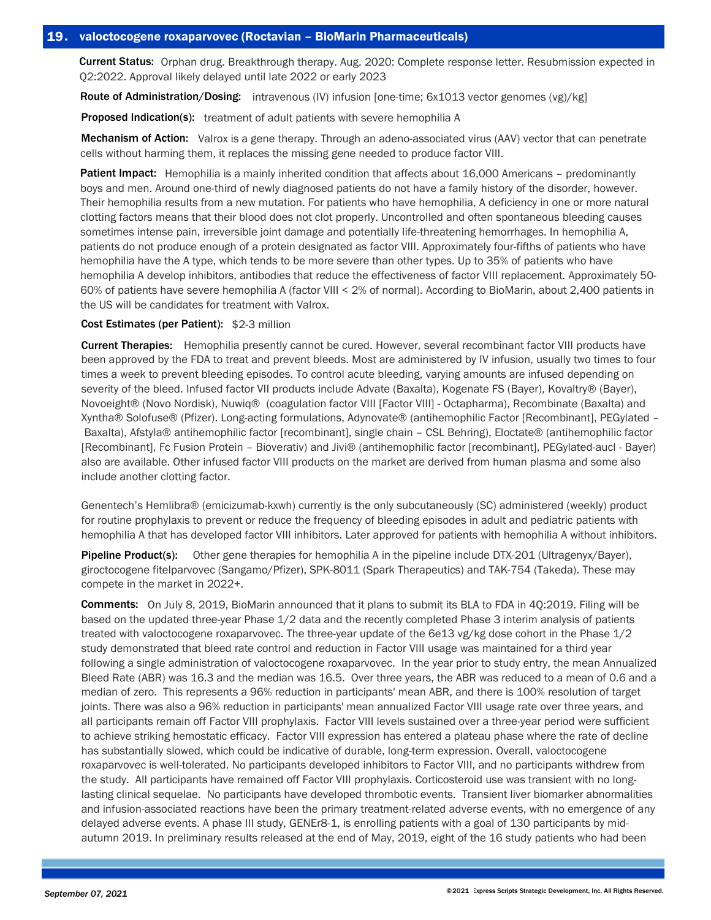## 19. valoctocogene roxaparvovec (Roctavian – BioMarin Pharmaceuticals)

**Current Status:** Orphan drug. Breakthrough therapy. Aug. 2020: Complete response letter. Resubmission expected in Q2:2022. Approval likely delayed until late 2022 or early 2023

**Route of Administration/Dosing:** intravenous (IV) infusion [one-time; 6x1013 vector genomes (vg)/kg]

**Proposed Indication(s):** treatment of adult patients with severe hemophilia A

**Mechanism of Action:** Valrox is a gene therapy. Through an adeno-associated virus (AAV) vector that can penetrate cells without harming them, it replaces the missing gene needed to produce factor VIII.

**Patient Impact:** Hemophilia is a mainly inherited condition that affects about 16,000 Americans – predominantly boys and men. Around one-third of newly diagnosed patients do not have a family history of the disorder, however. Their hemophilia results from a new mutation. For patients who have hemophilia, A deficiency in one or more natural clotting factors means that their blood does not clot properly. Uncontrolled and often spontaneous bleeding causes sometimes intense pain, irreversible joint damage and potentially life-threatening hemorrhages. In hemophilia A, patients do not produce enough of a protein designated as factor VIII. Approximately four-fifths of patients who have hemophilia have the A type, which tends to be more severe than other types. Up to 35% of patients who have hemophilia A develop inhibitors, antibodies that reduce the effectiveness of factor VIII replacement. Approximately 50-60% of patients have severe hemophilia A (factor VIII < 2% of normal). According to BioMarin, about 2,400 patients in the US will be candidates for treatment with Valrox.

**Cost Estimates (per Patient):** $2-3 million

**Current Therapies:** Hemophilia presently cannot be cured. However, several recombinant factor VIII products have been approved by the FDA to treat and prevent bleeds. Most are administered by IV infusion, usually two times to four times a week to prevent bleeding episodes. To control acute bleeding, varying amounts are infused depending on severity of the bleed. Infused factor VII products include Advate (Baxalta), Kogenate FS (Bayer), Kovaltry® (Bayer), Novoeight® (Novo Nordisk), Nuwiq® (coagulation factor VIII [Factor VIII] - Octapharma), Recombinate (Baxalta) and Xyntha® Solofuse® (Pfizer). Long-acting formulations, Adynovate® (antihemophilic Factor [Recombinant], PEGylated – Baxalta), Afstyla® antihemophilic factor [recombinant], single chain – CSL Behring), Eloctate® (antihemophilic factor [Recombinant], Fc Fusion Protein – Bioverativ) and Jivi® (antihemophilic factor [recombinant], PEGylated-aucl - Bayer) also are available. Other infused factor VIII products on the market are derived from human plasma and some also include another clotting factor.

Genentech's Hemlibra® (emicizumab-kxwh) currently is the only subcutaneously (SC) administered (weekly) product for routine prophylaxis to prevent or reduce the frequency of bleeding episodes in adult and pediatric patients with hemophilia A that has developed factor VIII inhibitors. Later approved for patients with hemophilia A without inhibitors.

**Pipeline Product(s):** Other gene therapies for hemophilia A in the pipeline include DTX-201 (Ultragenyx/Bayer), giroctocogene fitelparvovec (Sangamo/Pfizer), SPK-8011 (Spark Therapeutics) and TAK-754 (Takeda). These may compete in the market in 2022+.

**Comments:** On July 8, 2019, BioMarin announced that it plans to submit its BLA to FDA in 4Q:2019. Filing will be based on the updated three-year Phase 1/2 data and the recently completed Phase 3 interim analysis of patients treated with valoctocogene roxaparvovec. The three-year update of the 6e13 vg/kg dose cohort in the Phase 1/2 study demonstrated that bleed rate control and reduction in Factor VIII usage was maintained for a third year following a single administration of valoctocogene roxaparvovec. In the year prior to study entry, the mean Annualized Bleed Rate (ABR) was 16.3 and the median was 16.5. Over three years, the ABR was reduced to a mean of 0.6 and a median of zero. This represents a 96% reduction in participants' mean ABR, and there is 100% resolution of target joints. There was also a 96% reduction in participants' mean annualized Factor VIII usage rate over three years, and all participants remain off Factor VIII prophylaxis. Factor VIII levels sustained over a three-year period were sufficient to achieve striking hemostatic efficacy. Factor VIII expression has entered a plateau phase where the rate of decline has substantially slowed, which could be indicative of durable, long-term expression. Overall, valoctocogene roxaparvovec is well-tolerated. No participants developed inhibitors to Factor VIII, and no participants withdrew from the study. All participants have remained off Factor VIII prophylaxis. Corticosteroid use was transient with no long-lasting clinical sequelae. No participants have developed thrombotic events. Transient liver biomarker abnormalities and infusion-associated reactions have been the primary treatment-related adverse events, with no emergence of any delayed adverse events. A phase III study, GENEr8-1, is enrolling patients with a goal of 130 participants by mid-autumn 2019. In preliminary results released at the end of May, 2019, eight of the 16 study patients who had been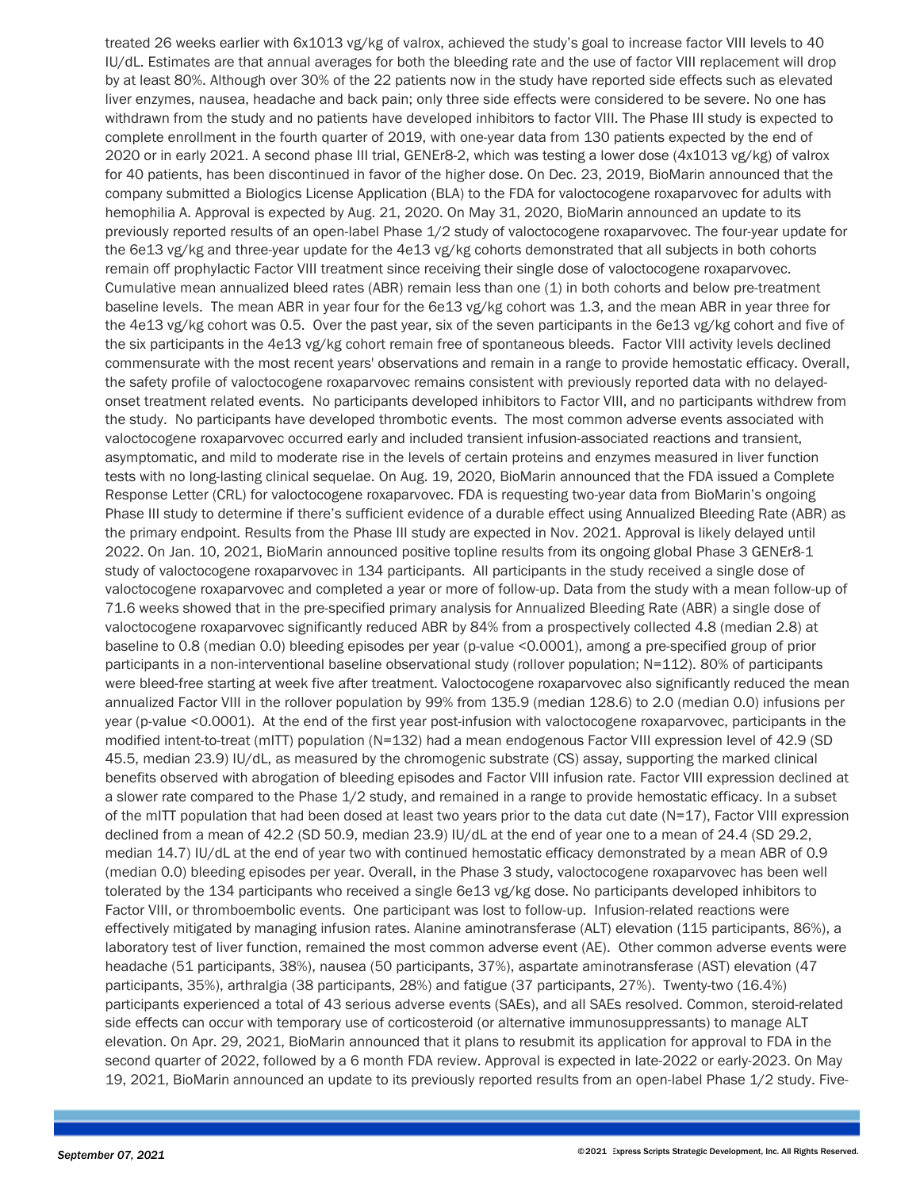treated 26 weeks earlier with 6x1013 vg/kg of valrox, achieved the study's goal to increase factor VIII levels to 40 IU/dL. Estimates are that annual averages for both the bleeding rate and the use of factor VIII replacement will drop by at least 80%. Although over 30% of the 22 patients now in the study have reported side effects such as elevated liver enzymes, nausea, headache and back pain; only three side effects were considered to be severe. No one has withdrawn from the study and no patients have developed inhibitors to factor VIII. The Phase III study is expected to complete enrollment in the fourth quarter of 2019, with one-year data from 130 patients expected by the end of 2020 or in early 2021. A second phase III trial, GENEr8-2, which was testing a lower dose (4x1013 vg/kg) of valrox for 40 patients, has been discontinued in favor of the higher dose. On Dec. 23, 2019, BioMarin announced that the company submitted a Biologics License Application (BLA) to the FDA for valoctocogene roxaparvovec for adults with hemophilia A. Approval is expected by Aug. 21, 2020. On May 31, 2020, BioMarin announced an update to its previously reported results of an open-label Phase 1/2 study of valoctocogene roxaparvovec. The four-year update for the 6e13 vg/kg and three-year update for the 4e13 vg/kg cohorts demonstrated that all subjects in both cohorts remain off prophylactic Factor VIII treatment since receiving their single dose of valoctocogene roxaparvovec. Cumulative mean annualized bleed rates (ABR) remain less than one (1) in both cohorts and below pre-treatment baseline levels. The mean ABR in year four for the 6e13 vg/kg cohort was 1.3, and the mean ABR in year three for the 4e13 vg/kg cohort was 0.5. Over the past year, six of the seven participants in the 6e13 vg/kg cohort and five of the six participants in the 4e13 vg/kg cohort remain free of spontaneous bleeds. Factor VIII activity levels declined commensurate with the most recent years' observations and remain in a range to provide hemostatic efficacy. Overall, the safety profile of valoctocogene roxaparvovec remains consistent with previously reported data with no delayed-onset treatment related events. No participants developed inhibitors to Factor VIII, and no participants withdrew from the study. No participants have developed thrombotic events. The most common adverse events associated with valoctocogene roxaparvovec occurred early and included transient infusion-associated reactions and transient, asymptomatic, and mild to moderate rise in the levels of certain proteins and enzymes measured in liver function tests with no long-lasting clinical sequelae. On Aug. 19, 2020, BioMarin announced that the FDA issued a Complete Response Letter (CRL) for valoctocogene roxaparvovec. FDA is requesting two-year data from BioMarin's ongoing Phase III study to determine if there's sufficient evidence of a durable effect using Annualized Bleeding Rate (ABR) as the primary endpoint. Results from the Phase III study are expected in Nov. 2021. Approval is likely delayed until 2022. On Jan. 10, 2021, BioMarin announced positive topline results from its ongoing global Phase 3 GENEr8-1 study of valoctocogene roxaparvovec in 134 participants. All participants in the study received a single dose of valoctocogene roxaparvovec and completed a year or more of follow-up. Data from the study with a mean follow-up of 71.6 weeks showed that in the pre-specified primary analysis for Annualized Bleeding Rate (ABR) a single dose of valoctocogene roxaparvovec significantly reduced ABR by 84% from a prospectively collected 4.8 (median 2.8) at baseline to 0.8 (median 0.0) bleeding episodes per year (p-value <0.0001), among a pre-specified group of prior participants in a non-interventional baseline observational study (rollover population; N=112). 80% of participants were bleed-free starting at week five after treatment. Valoctocogene roxaparvovec also significantly reduced the mean annualized Factor VIII in the rollover population by 99% from 135.9 (median 128.6) to 2.0 (median 0.0) infusions per year (p-value <0.0001). At the end of the first year post-infusion with valoctocogene roxaparvovec, participants in the modified intent-to-treat (mITT) population (N=132) had a mean endogenous Factor VIII expression level of 42.9 (SD 45.5, median 23.9) IU/dL, as measured by the chromogenic substrate (CS) assay, supporting the marked clinical benefits observed with abrogation of bleeding episodes and Factor VIII infusion rate. Factor VIII expression declined at a slower rate compared to the Phase 1/2 study, and remained in a range to provide hemostatic efficacy. In a subset of the mITT population that had been dosed at least two years prior to the data cut date (N=17), Factor VIII expression declined from a mean of 42.2 (SD 50.9, median 23.9) IU/dL at the end of year one to a mean of 24.4 (SD 29.2, median 14.7) IU/dL at the end of year two with continued hemostatic efficacy demonstrated by a mean ABR of 0.9 (median 0.0) bleeding episodes per year. Overall, in the Phase 3 study, valoctocogene roxaparvovec has been well tolerated by the 134 participants who received a single 6e13 vg/kg dose. No participants developed inhibitors to Factor VIII, or thromboembolic events. One participant was lost to follow-up. Infusion-related reactions were effectively mitigated by managing infusion rates. Alanine aminotransferase (ALT) elevation (115 participants, 86%), a laboratory test of liver function, remained the most common adverse event (AE). Other common adverse events were headache (51 participants, 38%), nausea (50 participants, 37%), aspartate aminotransferase (AST) elevation (47 participants, 35%), arthralgia (38 participants, 28%) and fatigue (37 participants, 27%). Twenty-two (16.4%) participants experienced a total of 43 serious adverse events (SAEs), and all SAEs resolved. Common, steroid-related side effects can occur with temporary use of corticosteroid (or alternative immunosuppressants) to manage ALT elevation. On Apr. 29, 2021, BioMarin announced that it plans to resubmit its application for approval to FDA in the second quarter of 2022, followed by a 6 month FDA review. Approval is expected in late-2022 or early-2023. On May 19, 2021, BioMarin announced an update to its previously reported results from an open-label Phase 1/2 study. Five-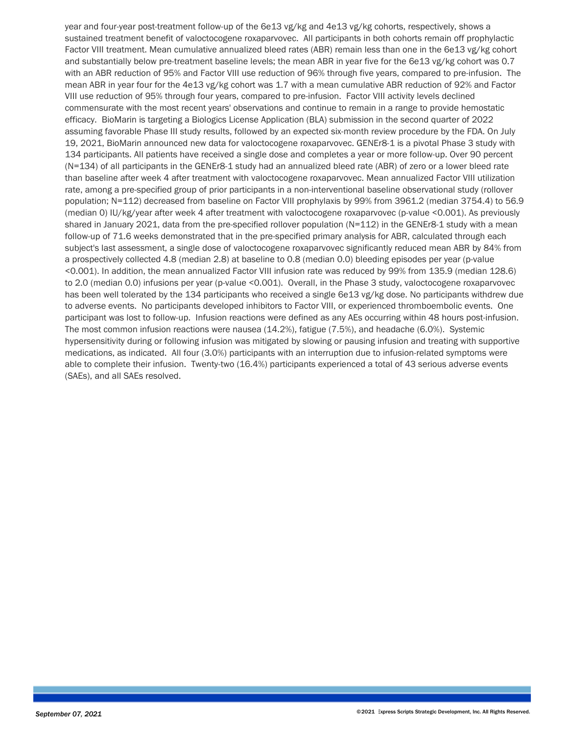year and four-year post-treatment follow-up of the 6e13 vg/kg and 4e13 vg/kg cohorts, respectively, shows a sustained treatment benefit of valoctocogene roxaparvovec. All participants in both cohorts remain off prophylactic Factor VIII treatment. Mean cumulative annualized bleed rates (ABR) remain less than one in the 6e13 vg/kg cohort and substantially below pre-treatment baseline levels; the mean ABR in year five for the 6e13 vg/kg cohort was 0.7 with an ABR reduction of 95% and Factor VIII use reduction of 96% through five years, compared to pre-infusion. The mean ABR in year four for the 4e13 vg/kg cohort was 1.7 with a mean cumulative ABR reduction of 92% and Factor VIII use reduction of 95% through four years, compared to pre-infusion. Factor VIII activity levels declined commensurate with the most recent years' observations and continue to remain in a range to provide hemostatic efficacy. BioMarin is targeting a Biologics License Application (BLA) submission in the second quarter of 2022 assuming favorable Phase III study results, followed by an expected six-month review procedure by the FDA. On July 19, 2021, BioMarin announced new data for valoctocogene roxaparvovec. GENEr8-1 is a pivotal Phase 3 study with 134 participants. All patients have received a single dose and completes a year or more follow-up. Over 90 percent (N=134) of all participants in the GENEr8-1 study had an annualized bleed rate (ABR) of zero or a lower bleed rate than baseline after week 4 after treatment with valoctocogene roxaparvovec. Mean annualized Factor VIII utilization rate, among a pre-specified group of prior participants in a non-interventional baseline observational study (rollover population; N=112) decreased from baseline on Factor VIII prophylaxis by 99% from 3961.2 (median 3754.4) to 56.9 (median 0) IU/kg/year after week 4 after treatment with valoctocogene roxaparvovec (p-value <0.001). As previously shared in January 2021, data from the pre-specified rollover population (N=112) in the GENEr8-1 study with a mean follow-up of 71.6 weeks demonstrated that in the pre-specified primary analysis for ABR, calculated through each subject's last assessment, a single dose of valoctocogene roxaparvovec significantly reduced mean ABR by 84% from a prospectively collected 4.8 (median 2.8) at baseline to 0.8 (median 0.0) bleeding episodes per year (p-value <0.001). In addition, the mean annualized Factor VIII infusion rate was reduced by 99% from 135.9 (median 128.6) to 2.0 (median 0.0) infusions per year (p-value <0.001). Overall, in the Phase 3 study, valoctocogene roxaparvovec has been well tolerated by the 134 participants who received a single 6e13 vg/kg dose. No participants withdrew due to adverse events. No participants developed inhibitors to Factor VIII, or experienced thromboembolic events. One participant was lost to follow-up. Infusion reactions were defined as any AEs occurring within 48 hours post-infusion. The most common infusion reactions were nausea (14.2%), fatigue (7.5%), and headache (6.0%). Systemic hypersensitivity during or following infusion was mitigated by slowing or pausing infusion and treating with supportive medications, as indicated. All four (3.0%) participants with an interruption due to infusion-related symptoms were able to complete their infusion. Twenty-two (16.4%) participants experienced a total of 43 serious adverse events (SAEs), and all SAEs resolved.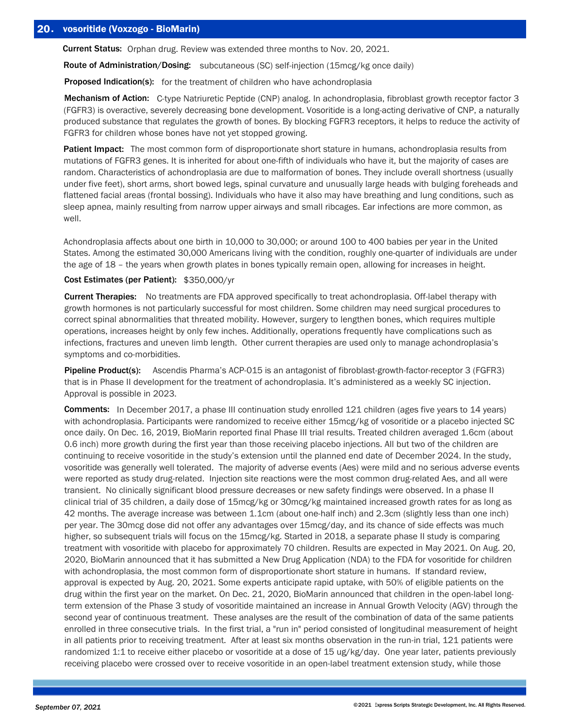## 20. vosoritide (Voxzogo - BioMarin)

**Current Status:** Orphan drug. Review was extended three months to Nov. 20, 2021.

**Route of Administration/Dosing:** subcutaneous (SC) self-injection (15mcg/kg once daily)

**Proposed Indication(s):** for the treatment of children who have achondroplasia

**Mechanism of Action:** C-type Natriuretic Peptide (CNP) analog. In achondroplasia, fibroblast growth receptor factor 3 (FGFR3) is overactive, severely decreasing bone development. Vosoritide is a long-acting derivative of CNP, a naturally produced substance that regulates the growth of bones. By blocking FGFR3 receptors, it helps to reduce the activity of FGFR3 for children whose bones have not yet stopped growing.

**Patient Impact:** The most common form of disproportionate short stature in humans, achondroplasia results from mutations of FGFR3 genes. It is inherited for about one-fifth of individuals who have it, but the majority of cases are random. Characteristics of achondroplasia are due to malformation of bones. They include overall shortness (usually under five feet), short arms, short bowed legs, spinal curvature and unusually large heads with bulging foreheads and flattened facial areas (frontal bossing). Individuals who have it also may have breathing and lung conditions, such as sleep apnea, mainly resulting from narrow upper airways and small ribcages. Ear infections are more common, as well.

Achondroplasia affects about one birth in 10,000 to 30,000; or around 100 to 400 babies per year in the United States. Among the estimated 30,000 Americans living with the condition, roughly one-quarter of individuals are under the age of 18 – the years when growth plates in bones typically remain open, allowing for increases in height.

**Cost Estimates (per Patient):** $350,000/yr

**Current Therapies:** No treatments are FDA approved specifically to treat achondroplasia. Off-label therapy with growth hormones is not particularly successful for most children. Some children may need surgical procedures to correct spinal abnormalities that threated mobility. However, surgery to lengthen bones, which requires multiple operations, increases height by only few inches. Additionally, operations frequently have complications such as infections, fractures and uneven limb length. Other current therapies are used only to manage achondroplasia's symptoms and co-morbidities.

**Pipeline Product(s):** Ascendis Pharma's ACP-015 is an antagonist of fibroblast-growth-factor-receptor 3 (FGFR3) that is in Phase II development for the treatment of achondroplasia. It's administered as a weekly SC injection. Approval is possible in 2023.

**Comments:** In December 2017, a phase III continuation study enrolled 121 children (ages five years to 14 years) with achondroplasia. Participants were randomized to receive either 15mcg/kg of vosoritide or a placebo injected SC once daily. On Dec. 16, 2019, BioMarin reported final Phase III trial results. Treated children averaged 1.6cm (about 0.6 inch) more growth during the first year than those receiving placebo injections. All but two of the children are continuing to receive vosoritide in the study's extension until the planned end date of December 2024. In the study, vosoritide was generally well tolerated. The majority of adverse events (Aes) were mild and no serious adverse events were reported as study drug-related. Injection site reactions were the most common drug-related Aes, and all were transient. No clinically significant blood pressure decreases or new safety findings were observed. In a phase II clinical trial of 35 children, a daily dose of 15mcg/kg or 30mcg/kg maintained increased growth rates for as long as 42 months. The average increase was between 1.1cm (about one-half inch) and 2.3cm (slightly less than one inch) per year. The 30mcg dose did not offer any advantages over 15mcg/day, and its chance of side effects was much higher, so subsequent trials will focus on the 15mcg/kg. Started in 2018, a separate phase II study is comparing treatment with vosoritide with placebo for approximately 70 children. Results are expected in May 2021. On Aug. 20, 2020, BioMarin announced that it has submitted a New Drug Application (NDA) to the FDA for vosoritide for children with achondroplasia, the most common form of disproportionate short stature in humans. If standard review, approval is expected by Aug. 20, 2021. Some experts anticipate rapid uptake, with 50% of eligible patients on the drug within the first year on the market. On Dec. 21, 2020, BioMarin announced that children in the open-label long-term extension of the Phase 3 study of vosoritide maintained an increase in Annual Growth Velocity (AGV) through the second year of continuous treatment. These analyses are the result of the combination of data of the same patients enrolled in three consecutive trials. In the first trial, a "run in" period consisted of longitudinal measurement of height in all patients prior to receiving treatment. After at least six months observation in the run-in trial, 121 patients were randomized 1:1 to receive either placebo or vosoritide at a dose of 15 ug/kg/day. One year later, patients previously receiving placebo were crossed over to receive vosoritide in an open-label treatment extension study, while those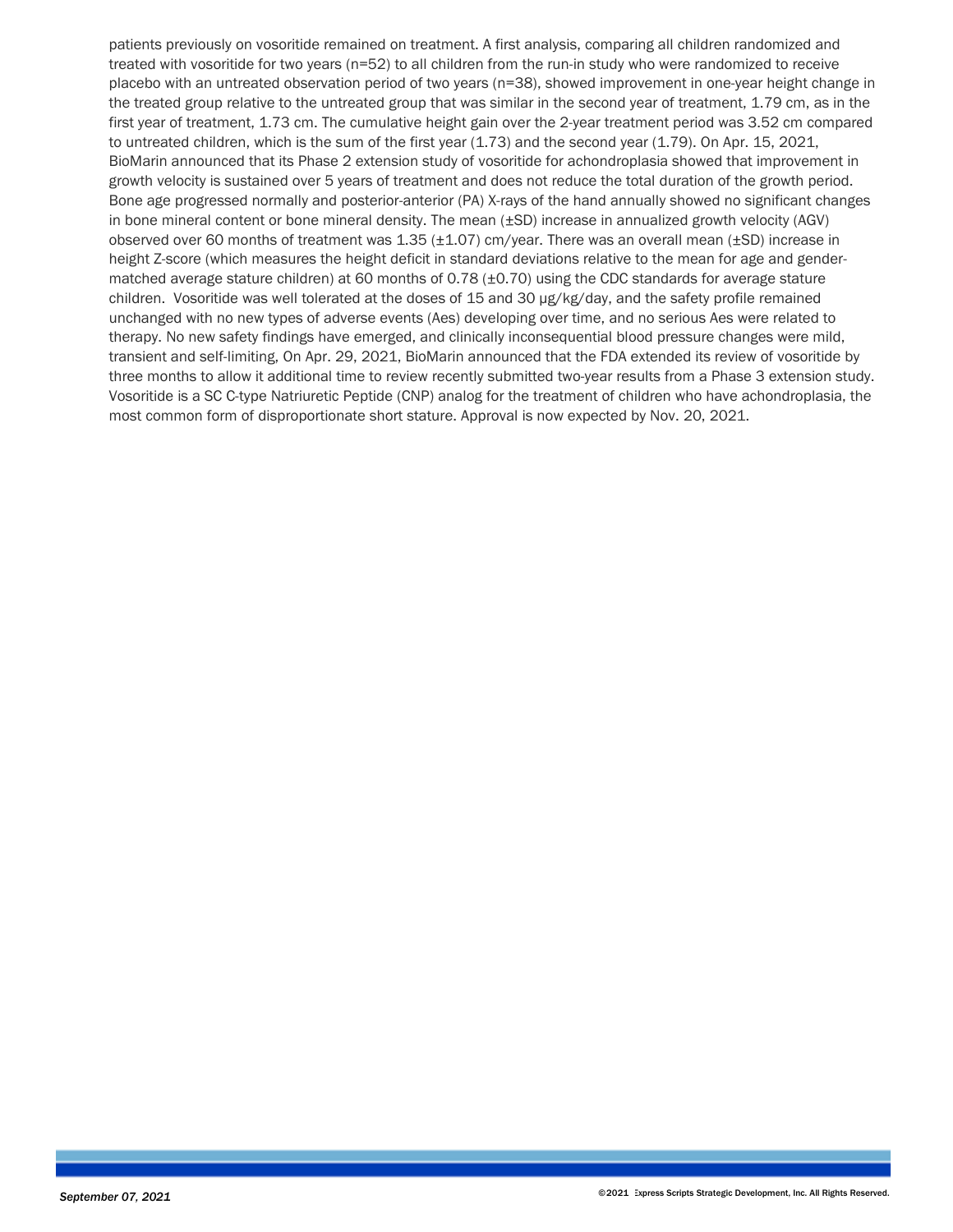patients previously on vosoritide remained on treatment. A first analysis, comparing all children randomized and treated with vosoritide for two years (n=52) to all children from the run-in study who were randomized to receive placebo with an untreated observation period of two years (n=38), showed improvement in one-year height change in the treated group relative to the untreated group that was similar in the second year of treatment, 1.79 cm, as in the first year of treatment, 1.73 cm. The cumulative height gain over the 2-year treatment period was 3.52 cm compared to untreated children, which is the sum of the first year (1.73) and the second year (1.79). On Apr. 15, 2021, BioMarin announced that its Phase 2 extension study of vosoritide for achondroplasia showed that improvement in growth velocity is sustained over 5 years of treatment and does not reduce the total duration of the growth period. Bone age progressed normally and posterior-anterior (PA) X-rays of the hand annually showed no significant changes in bone mineral content or bone mineral density. The mean (±SD) increase in annualized growth velocity (AGV) observed over 60 months of treatment was 1.35 (±1.07) cm/year. There was an overall mean (±SD) increase in height Z-score (which measures the height deficit in standard deviations relative to the mean for age and gender-matched average stature children) at 60 months of 0.78 (±0.70) using the CDC standards for average stature children. Vosoritide was well tolerated at the doses of 15 and 30 µg/kg/day, and the safety profile remained unchanged with no new types of adverse events (Aes) developing over time, and no serious Aes were related to therapy. No new safety findings have emerged, and clinically inconsequential blood pressure changes were mild, transient and self-limiting, On Apr. 29, 2021, BioMarin announced that the FDA extended its review of vosoritide by three months to allow it additional time to review recently submitted two-year results from a Phase 3 extension study. Vosoritide is a SC C-type Natriuretic Peptide (CNP) analog for the treatment of children who have achondroplasia, the most common form of disproportionate short stature. Approval is now expected by Nov. 20, 2021.